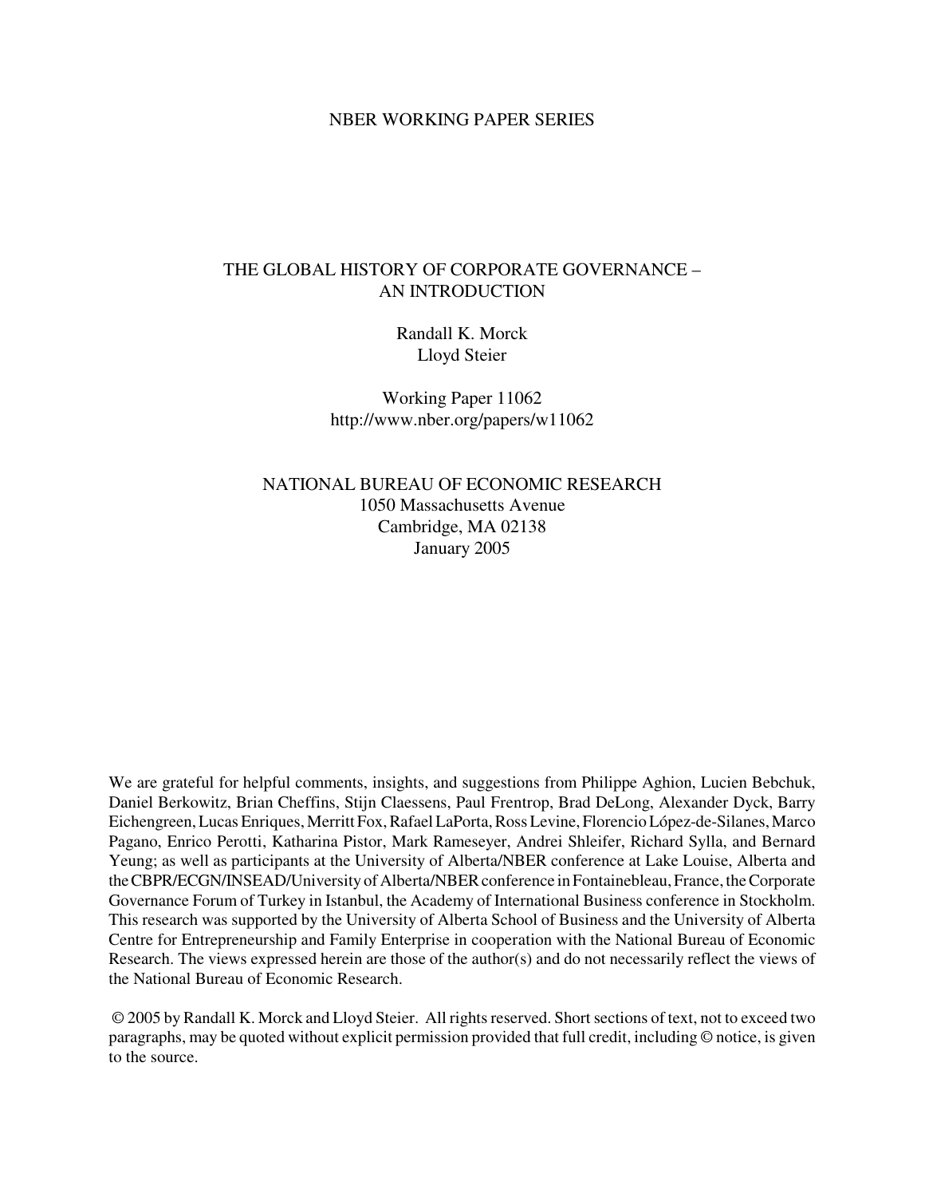NBER WORKING PAPER SERIES

# THE GLOBAL HISTORY OF CORPORATE GOVERNANCE – AN INTRODUCTION

Randall K. Morck
Lloyd Steier

Working Paper 11062
http://www.nber.org/papers/w11062

NATIONAL BUREAU OF ECONOMIC RESEARCH
1050 Massachusetts Avenue
Cambridge, MA 02138
January 2005

We are grateful for helpful comments, insights, and suggestions from Philippe Aghion, Lucien Bebchuk, Daniel Berkowitz, Brian Cheffins, Stijn Claessens, Paul Frentrop, Brad DeLong, Alexander Dyck, Barry Eichengreen, Lucas Enriques, Merritt Fox, Rafael LaPorta, Ross Levine, Florencio López-de-Silanes, Marco Pagano, Enrico Perotti, Katharina Pistor, Mark Rameseyer, Andrei Shleifer, Richard Sylla, and Bernard Yeung; as well as participants at the University of Alberta/NBER conference at Lake Louise, Alberta and the CBPR/ECGN/INSEAD/University of Alberta/NBER conference in Fontainebleau, France, the Corporate Governance Forum of Turkey in Istanbul, the Academy of International Business conference in Stockholm. This research was supported by the University of Alberta School of Business and the University of Alberta Centre for Entrepreneurship and Family Enterprise in cooperation with the National Bureau of Economic Research. The views expressed herein are those of the author(s) and do not necessarily reflect the views of the National Bureau of Economic Research.

© 2005 by Randall K. Morck and Lloyd Steier. All rights reserved. Short sections of text, not to exceed two paragraphs, may be quoted without explicit permission provided that full credit, including © notice, is given to the source.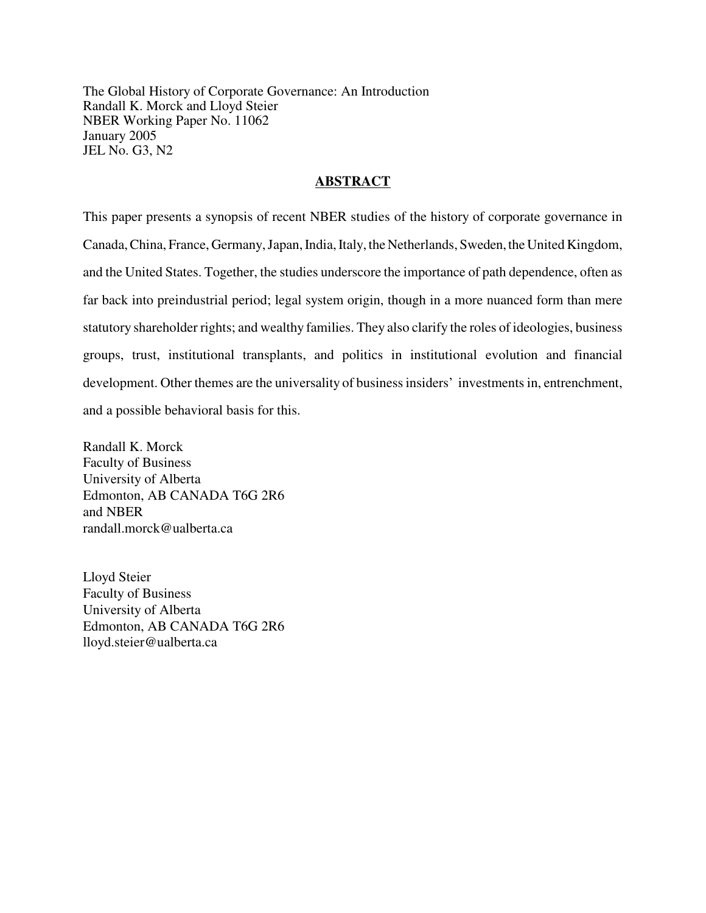The Global History of Corporate Governance: An Introduction
Randall K. Morck and Lloyd Steier
NBER Working Paper No. 11062
January 2005
JEL No. G3, N2

## ABSTRACT

This paper presents a synopsis of recent NBER studies of the history of corporate governance in Canada, China, France, Germany, Japan, India, Italy, the Netherlands, Sweden, the United Kingdom, and the United States. Together, the studies underscore the importance of path dependence, often as far back into preindustrial period; legal system origin, though in a more nuanced form than mere statutory shareholder rights; and wealthy families. They also clarify the roles of ideologies, business groups, trust, institutional transplants, and politics in institutional evolution and financial development. Other themes are the universality of business insiders' investments in, entrenchment, and a possible behavioral basis for this.

Randall K. Morck
Faculty of Business
University of Alberta
Edmonton, AB CANADA T6G 2R6
and NBER
randall.morck@ualberta.ca

Lloyd Steier
Faculty of Business
University of Alberta
Edmonton, AB CANADA T6G 2R6
lloyd.steier@ualberta.ca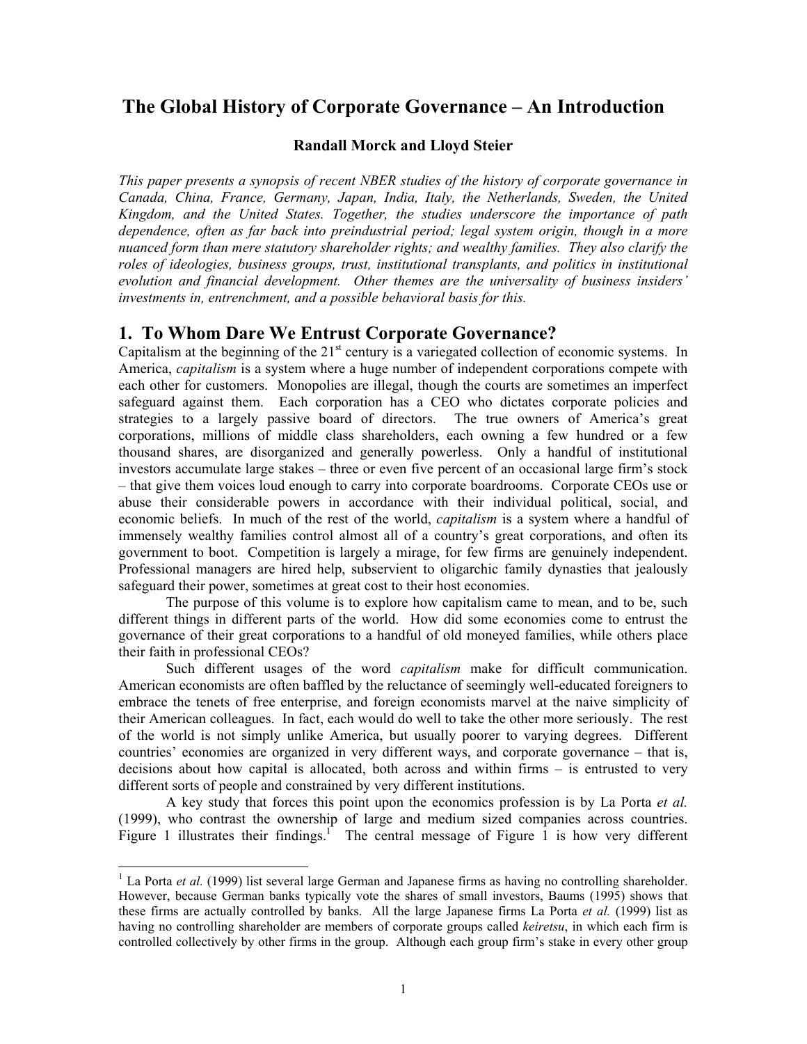# The Global History of Corporate Governance – An Introduction

**Randall Morck and Lloyd Steier**

*This paper presents a synopsis of recent NBER studies of the history of corporate governance in Canada, China, France, Germany, Japan, India, Italy, the Netherlands, Sweden, the United Kingdom, and the United States. Together, the studies underscore the importance of path dependence, often as far back into preindustrial period; legal system origin, though in a more nuanced form than mere statutory shareholder rights; and wealthy families. They also clarify the roles of ideologies, business groups, trust, institutional transplants, and politics in institutional evolution and financial development. Other themes are the universality of business insiders' investments in, entrenchment, and a possible behavioral basis for this.*

## 1. To Whom Dare We Entrust Corporate Governance?

Capitalism at the beginning of the 21st century is a variegated collection of economic systems. In America, *capitalism* is a system where a huge number of independent corporations compete with each other for customers. Monopolies are illegal, though the courts are sometimes an imperfect safeguard against them. Each corporation has a CEO who dictates corporate policies and strategies to a largely passive board of directors. The true owners of America's great corporations, millions of middle class shareholders, each owning a few hundred or a few thousand shares, are disorganized and generally powerless. Only a handful of institutional investors accumulate large stakes – three or even five percent of an occasional large firm's stock – that give them voices loud enough to carry into corporate boardrooms. Corporate CEOs use or abuse their considerable powers in accordance with their individual political, social, and economic beliefs. In much of the rest of the world, *capitalism* is a system where a handful of immensely wealthy families control almost all of a country's great corporations, and often its government to boot. Competition is largely a mirage, for few firms are genuinely independent. Professional managers are hired help, subservient to oligarchic family dynasties that jealously safeguard their power, sometimes at great cost to their host economies.

The purpose of this volume is to explore how capitalism came to mean, and to be, such different things in different parts of the world. How did some economies come to entrust the governance of their great corporations to a handful of old moneyed families, while others place their faith in professional CEOs?

Such different usages of the word *capitalism* make for difficult communication. American economists are often baffled by the reluctance of seemingly well-educated foreigners to embrace the tenets of free enterprise, and foreign economists marvel at the naive simplicity of their American colleagues. In fact, each would do well to take the other more seriously. The rest of the world is not simply unlike America, but usually poorer to varying degrees. Different countries' economies are organized in very different ways, and corporate governance – that is, decisions about how capital is allocated, both across and within firms – is entrusted to very different sorts of people and constrained by very different institutions.

A key study that forces this point upon the economics profession is by La Porta *et al.* (1999), who contrast the ownership of large and medium sized companies across countries. Figure 1 illustrates their findings.[1] The central message of Figure 1 is how very different

[1] La Porta *et al.* (1999) list several large German and Japanese firms as having no controlling shareholder. However, because German banks typically vote the shares of small investors, Baums (1995) shows that these firms are actually controlled by banks. All the large Japanese firms La Porta *et al.* (1999) list as having no controlling shareholder are members of corporate groups called *keiretsu*, in which each firm is controlled collectively by other firms in the group. Although each group firm's stake in every other group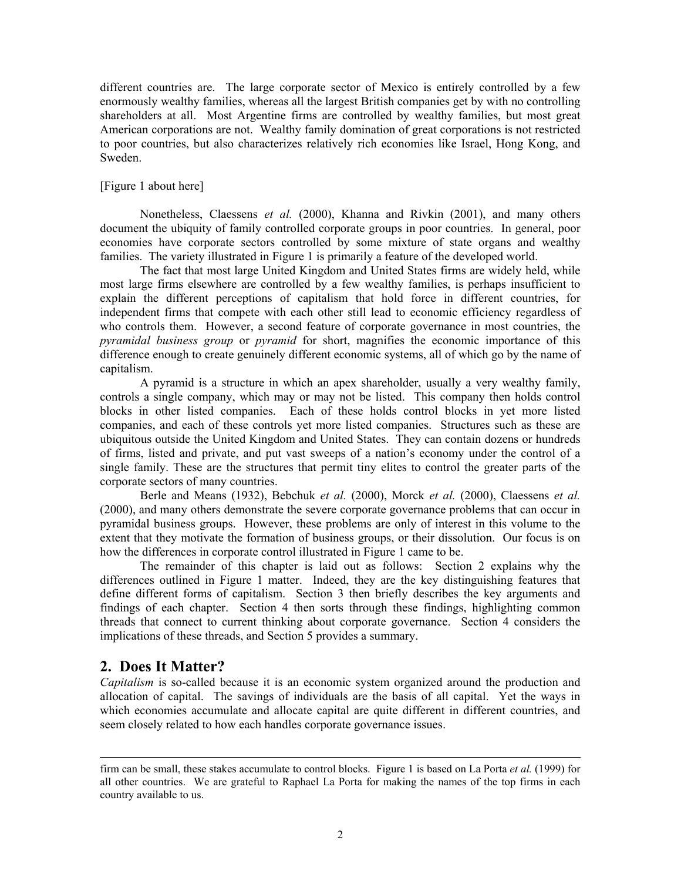different countries are. The large corporate sector of Mexico is entirely controlled by a few enormously wealthy families, whereas all the largest British companies get by with no controlling shareholders at all. Most Argentine firms are controlled by wealthy families, but most great American corporations are not. Wealthy family domination of great corporations is not restricted to poor countries, but also characterizes relatively rich economies like Israel, Hong Kong, and Sweden.

[Figure 1 about here]

Nonetheless, Claessens *et al.* (2000), Khanna and Rivkin (2001), and many others document the ubiquity of family controlled corporate groups in poor countries. In general, poor economies have corporate sectors controlled by some mixture of state organs and wealthy families. The variety illustrated in Figure 1 is primarily a feature of the developed world.

The fact that most large United Kingdom and United States firms are widely held, while most large firms elsewhere are controlled by a few wealthy families, is perhaps insufficient to explain the different perceptions of capitalism that hold force in different countries, for independent firms that compete with each other still lead to economic efficiency regardless of who controls them. However, a second feature of corporate governance in most countries, the *pyramidal business group* or *pyramid* for short, magnifies the economic importance of this difference enough to create genuinely different economic systems, all of which go by the name of capitalism.

A pyramid is a structure in which an apex shareholder, usually a very wealthy family, controls a single company, which may or may not be listed. This company then holds control blocks in other listed companies. Each of these holds control blocks in yet more listed companies, and each of these controls yet more listed companies. Structures such as these are ubiquitous outside the United Kingdom and United States. They can contain dozens or hundreds of firms, listed and private, and put vast sweeps of a nation's economy under the control of a single family. These are the structures that permit tiny elites to control the greater parts of the corporate sectors of many countries.

Berle and Means (1932), Bebchuk *et al.* (2000), Morck *et al.* (2000), Claessens *et al.* (2000), and many others demonstrate the severe corporate governance problems that can occur in pyramidal business groups. However, these problems are only of interest in this volume to the extent that they motivate the formation of business groups, or their dissolution. Our focus is on how the differences in corporate control illustrated in Figure 1 came to be.

The remainder of this chapter is laid out as follows: Section 2 explains why the differences outlined in Figure 1 matter. Indeed, they are the key distinguishing features that define different forms of capitalism. Section 3 then briefly describes the key arguments and findings of each chapter. Section 4 then sorts through these findings, highlighting common threads that connect to current thinking about corporate governance. Section 4 considers the implications of these threads, and Section 5 provides a summary.

## 2. Does It Matter?

*Capitalism* is so-called because it is an economic system organized around the production and allocation of capital. The savings of individuals are the basis of all capital. Yet the ways in which economies accumulate and allocate capital are quite different in different countries, and seem closely related to how each handles corporate governance issues.

---

firm can be small, these stakes accumulate to control blocks. Figure 1 is based on La Porta *et al.* (1999) for all other countries. We are grateful to Raphael La Porta for making the names of the top firms in each country available to us.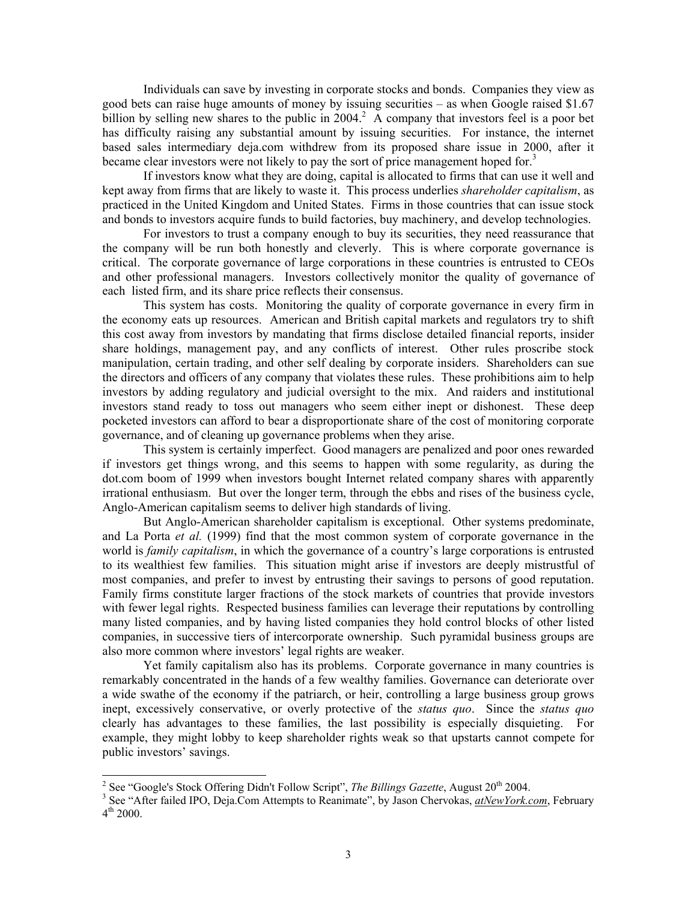Individuals can save by investing in corporate stocks and bonds. Companies they view as good bets can raise huge amounts of money by issuing securities – as when Google raised $1.67 billion by selling new shares to the public in 2004.[2] A company that investors feel is a poor bet has difficulty raising any substantial amount by issuing securities. For instance, the internet based sales intermediary deja.com withdrew from its proposed share issue in 2000, after it became clear investors were not likely to pay the sort of price management hoped for.[3]

If investors know what they are doing, capital is allocated to firms that can use it well and kept away from firms that are likely to waste it. This process underlies *shareholder capitalism*, as practiced in the United Kingdom and United States. Firms in those countries that can issue stock and bonds to investors acquire funds to build factories, buy machinery, and develop technologies.

For investors to trust a company enough to buy its securities, they need reassurance that the company will be run both honestly and cleverly. This is where corporate governance is critical. The corporate governance of large corporations in these countries is entrusted to CEOs and other professional managers. Investors collectively monitor the quality of governance of each listed firm, and its share price reflects their consensus.

This system has costs. Monitoring the quality of corporate governance in every firm in the economy eats up resources. American and British capital markets and regulators try to shift this cost away from investors by mandating that firms disclose detailed financial reports, insider share holdings, management pay, and any conflicts of interest. Other rules proscribe stock manipulation, certain trading, and other self dealing by corporate insiders. Shareholders can sue the directors and officers of any company that violates these rules. These prohibitions aim to help investors by adding regulatory and judicial oversight to the mix. And raiders and institutional investors stand ready to toss out managers who seem either inept or dishonest. These deep pocketed investors can afford to bear a disproportionate share of the cost of monitoring corporate governance, and of cleaning up governance problems when they arise.

This system is certainly imperfect. Good managers are penalized and poor ones rewarded if investors get things wrong, and this seems to happen with some regularity, as during the dot.com boom of 1999 when investors bought Internet related company shares with apparently irrational enthusiasm. But over the longer term, through the ebbs and rises of the business cycle, Anglo-American capitalism seems to deliver high standards of living.

But Anglo-American shareholder capitalism is exceptional. Other systems predominate, and La Porta *et al.* (1999) find that the most common system of corporate governance in the world is *family capitalism*, in which the governance of a country's large corporations is entrusted to its wealthiest few families. This situation might arise if investors are deeply mistrustful of most companies, and prefer to invest by entrusting their savings to persons of good reputation. Family firms constitute larger fractions of the stock markets of countries that provide investors with fewer legal rights. Respected business families can leverage their reputations by controlling many listed companies, and by having listed companies they hold control blocks of other listed companies, in successive tiers of intercorporate ownership. Such pyramidal business groups are also more common where investors' legal rights are weaker.

Yet family capitalism also has its problems. Corporate governance in many countries is remarkably concentrated in the hands of a few wealthy families. Governance can deteriorate over a wide swathe of the economy if the patriarch, or heir, controlling a large business group grows inept, excessively conservative, or overly protective of the *status quo*. Since the *status quo* clearly has advantages to these families, the last possibility is especially disquieting. For example, they might lobby to keep shareholder rights weak so that upstarts cannot compete for public investors' savings.

---

[2] See "Google's Stock Offering Didn't Follow Script", *The Billings Gazette*, August 20th 2004.

[3] See "After failed IPO, Deja.Com Attempts to Reanimate", by Jason Chervokas, *atNewYork.com*, February 4th 2000.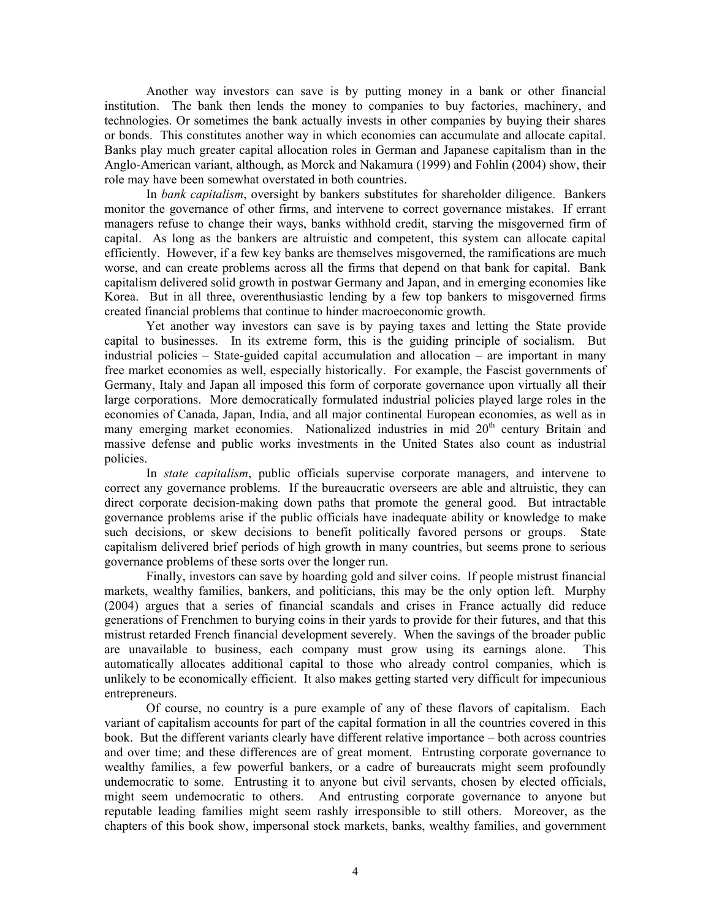Another way investors can save is by putting money in a bank or other financial institution. The bank then lends the money to companies to buy factories, machinery, and technologies. Or sometimes the bank actually invests in other companies by buying their shares or bonds. This constitutes another way in which economies can accumulate and allocate capital. Banks play much greater capital allocation roles in German and Japanese capitalism than in the Anglo-American variant, although, as Morck and Nakamura (1999) and Fohlin (2004) show, their role may have been somewhat overstated in both countries.

In *bank capitalism*, oversight by bankers substitutes for shareholder diligence. Bankers monitor the governance of other firms, and intervene to correct governance mistakes. If errant managers refuse to change their ways, banks withhold credit, starving the misgoverned firm of capital. As long as the bankers are altruistic and competent, this system can allocate capital efficiently. However, if a few key banks are themselves misgoverned, the ramifications are much worse, and can create problems across all the firms that depend on that bank for capital. Bank capitalism delivered solid growth in postwar Germany and Japan, and in emerging economies like Korea. But in all three, overenthusiastic lending by a few top bankers to misgoverned firms created financial problems that continue to hinder macroeconomic growth.

Yet another way investors can save is by paying taxes and letting the State provide capital to businesses. In its extreme form, this is the guiding principle of socialism. But industrial policies – State-guided capital accumulation and allocation – are important in many free market economies as well, especially historically. For example, the Fascist governments of Germany, Italy and Japan all imposed this form of corporate governance upon virtually all their large corporations. More democratically formulated industrial policies played large roles in the economies of Canada, Japan, India, and all major continental European economies, as well as in many emerging market economies. Nationalized industries in mid 20th century Britain and massive defense and public works investments in the United States also count as industrial policies.

In *state capitalism*, public officials supervise corporate managers, and intervene to correct any governance problems. If the bureaucratic overseers are able and altruistic, they can direct corporate decision-making down paths that promote the general good. But intractable governance problems arise if the public officials have inadequate ability or knowledge to make such decisions, or skew decisions to benefit politically favored persons or groups. State capitalism delivered brief periods of high growth in many countries, but seems prone to serious governance problems of these sorts over the longer run.

Finally, investors can save by hoarding gold and silver coins. If people mistrust financial markets, wealthy families, bankers, and politicians, this may be the only option left. Murphy (2004) argues that a series of financial scandals and crises in France actually did reduce generations of Frenchmen to burying coins in their yards to provide for their futures, and that this mistrust retarded French financial development severely. When the savings of the broader public are unavailable to business, each company must grow using its earnings alone. This automatically allocates additional capital to those who already control companies, which is unlikely to be economically efficient. It also makes getting started very difficult for impecunious entrepreneurs.

Of course, no country is a pure example of any of these flavors of capitalism. Each variant of capitalism accounts for part of the capital formation in all the countries covered in this book. But the different variants clearly have different relative importance – both across countries and over time; and these differences are of great moment. Entrusting corporate governance to wealthy families, a few powerful bankers, or a cadre of bureaucrats might seem profoundly undemocratic to some. Entrusting it to anyone but civil servants, chosen by elected officials, might seem undemocratic to others. And entrusting corporate governance to anyone but reputable leading families might seem rashly irresponsible to still others. Moreover, as the chapters of this book show, impersonal stock markets, banks, wealthy families, and government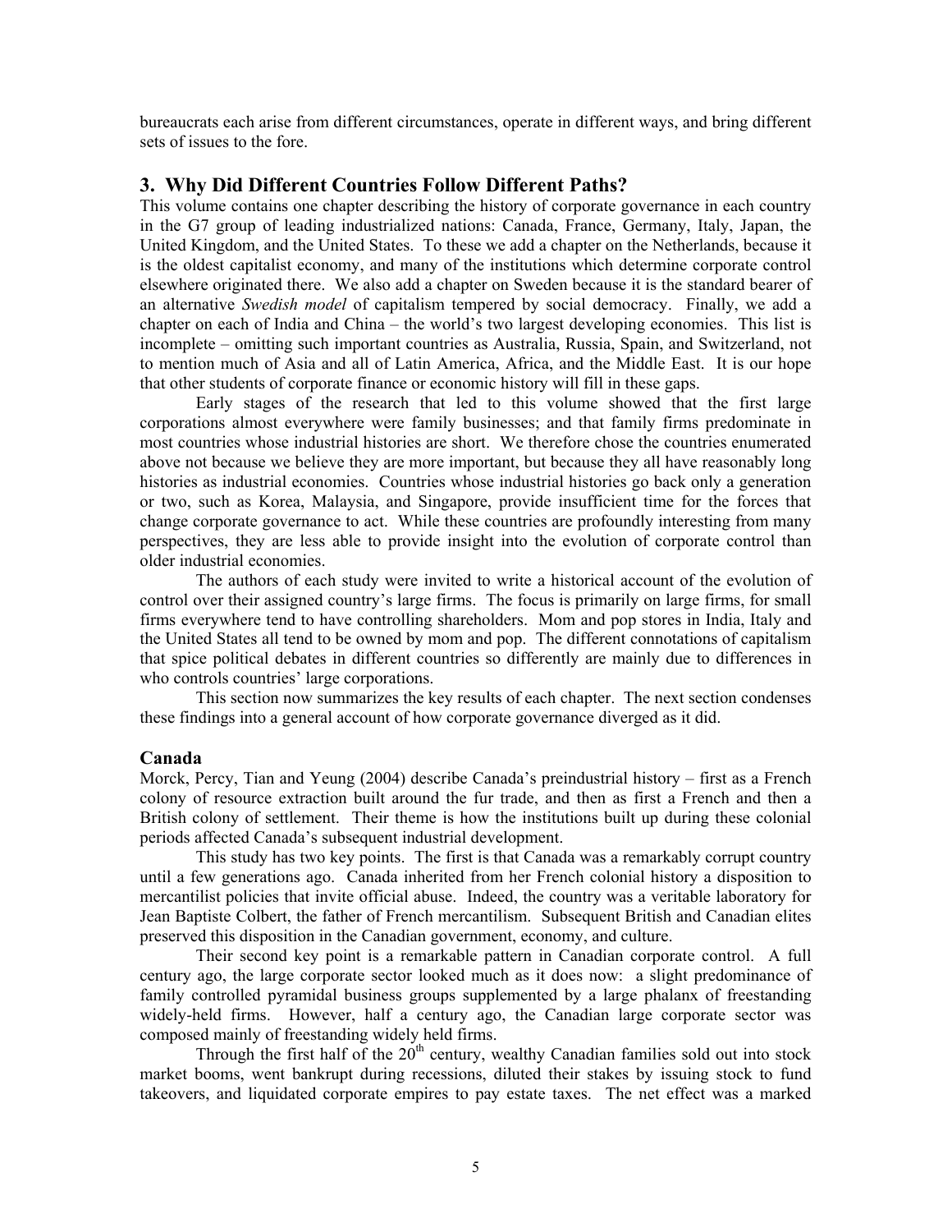bureaucrats each arise from different circumstances, operate in different ways, and bring different sets of issues to the fore.

## 3. Why Did Different Countries Follow Different Paths?

This volume contains one chapter describing the history of corporate governance in each country in the G7 group of leading industrialized nations: Canada, France, Germany, Italy, Japan, the United Kingdom, and the United States. To these we add a chapter on the Netherlands, because it is the oldest capitalist economy, and many of the institutions which determine corporate control elsewhere originated there. We also add a chapter on Sweden because it is the standard bearer of an alternative *Swedish model* of capitalism tempered by social democracy. Finally, we add a chapter on each of India and China – the world's two largest developing economies. This list is incomplete – omitting such important countries as Australia, Russia, Spain, and Switzerland, not to mention much of Asia and all of Latin America, Africa, and the Middle East. It is our hope that other students of corporate finance or economic history will fill in these gaps.

Early stages of the research that led to this volume showed that the first large corporations almost everywhere were family businesses; and that family firms predominate in most countries whose industrial histories are short. We therefore chose the countries enumerated above not because we believe they are more important, but because they all have reasonably long histories as industrial economies. Countries whose industrial histories go back only a generation or two, such as Korea, Malaysia, and Singapore, provide insufficient time for the forces that change corporate governance to act. While these countries are profoundly interesting from many perspectives, they are less able to provide insight into the evolution of corporate control than older industrial economies.

The authors of each study were invited to write a historical account of the evolution of control over their assigned country's large firms. The focus is primarily on large firms, for small firms everywhere tend to have controlling shareholders. Mom and pop stores in India, Italy and the United States all tend to be owned by mom and pop. The different connotations of capitalism that spice political debates in different countries so differently are mainly due to differences in who controls countries' large corporations.

This section now summarizes the key results of each chapter. The next section condenses these findings into a general account of how corporate governance diverged as it did.

### Canada

Morck, Percy, Tian and Yeung (2004) describe Canada's preindustrial history – first as a French colony of resource extraction built around the fur trade, and then as first a French and then a British colony of settlement. Their theme is how the institutions built up during these colonial periods affected Canada's subsequent industrial development.

This study has two key points. The first is that Canada was a remarkably corrupt country until a few generations ago. Canada inherited from her French colonial history a disposition to mercantilist policies that invite official abuse. Indeed, the country was a veritable laboratory for Jean Baptiste Colbert, the father of French mercantilism. Subsequent British and Canadian elites preserved this disposition in the Canadian government, economy, and culture.

Their second key point is a remarkable pattern in Canadian corporate control. A full century ago, the large corporate sector looked much as it does now: a slight predominance of family controlled pyramidal business groups supplemented by a large phalanx of freestanding widely-held firms. However, half a century ago, the Canadian large corporate sector was composed mainly of freestanding widely held firms.

Through the first half of the 20th century, wealthy Canadian families sold out into stock market booms, went bankrupt during recessions, diluted their stakes by issuing stock to fund takeovers, and liquidated corporate empires to pay estate taxes. The net effect was a marked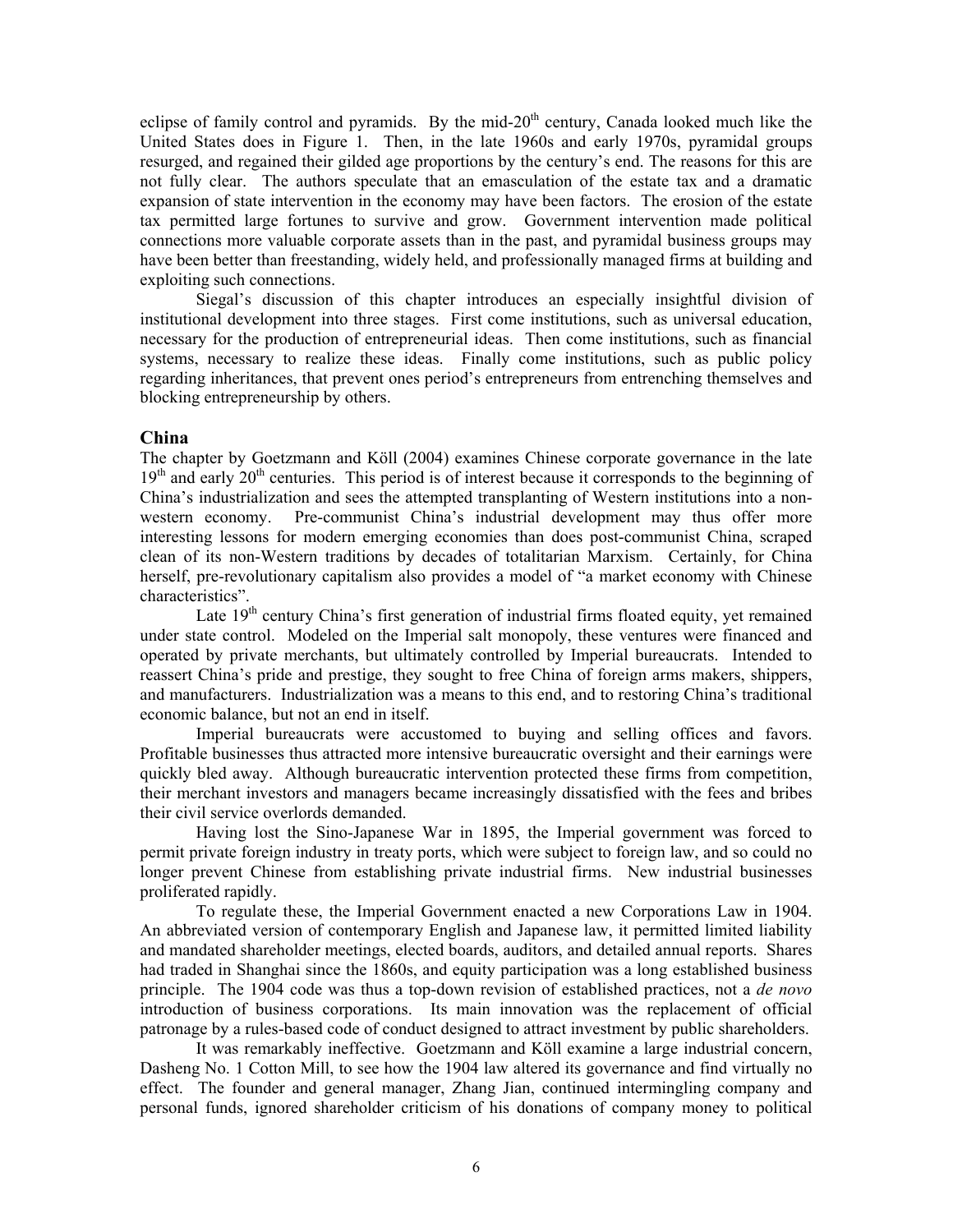eclipse of family control and pyramids. By the mid-20th century, Canada looked much like the United States does in Figure 1. Then, in the late 1960s and early 1970s, pyramidal groups resurged, and regained their gilded age proportions by the century's end. The reasons for this are not fully clear. The authors speculate that an emasculation of the estate tax and a dramatic expansion of state intervention in the economy may have been factors. The erosion of the estate tax permitted large fortunes to survive and grow. Government intervention made political connections more valuable corporate assets than in the past, and pyramidal business groups may have been better than freestanding, widely held, and professionally managed firms at building and exploiting such connections.

Siegal's discussion of this chapter introduces an especially insightful division of institutional development into three stages. First come institutions, such as universal education, necessary for the production of entrepreneurial ideas. Then come institutions, such as financial systems, necessary to realize these ideas. Finally come institutions, such as public policy regarding inheritances, that prevent ones period's entrepreneurs from entrenching themselves and blocking entrepreneurship by others.

## China

The chapter by Goetzmann and Köll (2004) examines Chinese corporate governance in the late 19th and early 20th centuries. This period is of interest because it corresponds to the beginning of China's industrialization and sees the attempted transplanting of Western institutions into a non-western economy. Pre-communist China's industrial development may thus offer more interesting lessons for modern emerging economies than does post-communist China, scraped clean of its non-Western traditions by decades of totalitarian Marxism. Certainly, for China herself, pre-revolutionary capitalism also provides a model of "a market economy with Chinese characteristics".

Late 19th century China's first generation of industrial firms floated equity, yet remained under state control. Modeled on the Imperial salt monopoly, these ventures were financed and operated by private merchants, but ultimately controlled by Imperial bureaucrats. Intended to reassert China's pride and prestige, they sought to free China of foreign arms makers, shippers, and manufacturers. Industrialization was a means to this end, and to restoring China's traditional economic balance, but not an end in itself.

Imperial bureaucrats were accustomed to buying and selling offices and favors. Profitable businesses thus attracted more intensive bureaucratic oversight and their earnings were quickly bled away. Although bureaucratic intervention protected these firms from competition, their merchant investors and managers became increasingly dissatisfied with the fees and bribes their civil service overlords demanded.

Having lost the Sino-Japanese War in 1895, the Imperial government was forced to permit private foreign industry in treaty ports, which were subject to foreign law, and so could no longer prevent Chinese from establishing private industrial firms. New industrial businesses proliferated rapidly.

To regulate these, the Imperial Government enacted a new Corporations Law in 1904. An abbreviated version of contemporary English and Japanese law, it permitted limited liability and mandated shareholder meetings, elected boards, auditors, and detailed annual reports. Shares had traded in Shanghai since the 1860s, and equity participation was a long established business principle. The 1904 code was thus a top-down revision of established practices, not a *de novo* introduction of business corporations. Its main innovation was the replacement of official patronage by a rules-based code of conduct designed to attract investment by public shareholders.

It was remarkably ineffective. Goetzmann and Köll examine a large industrial concern, Dasheng No. 1 Cotton Mill, to see how the 1904 law altered its governance and find virtually no effect. The founder and general manager, Zhang Jian, continued intermingling company and personal funds, ignored shareholder criticism of his donations of company money to political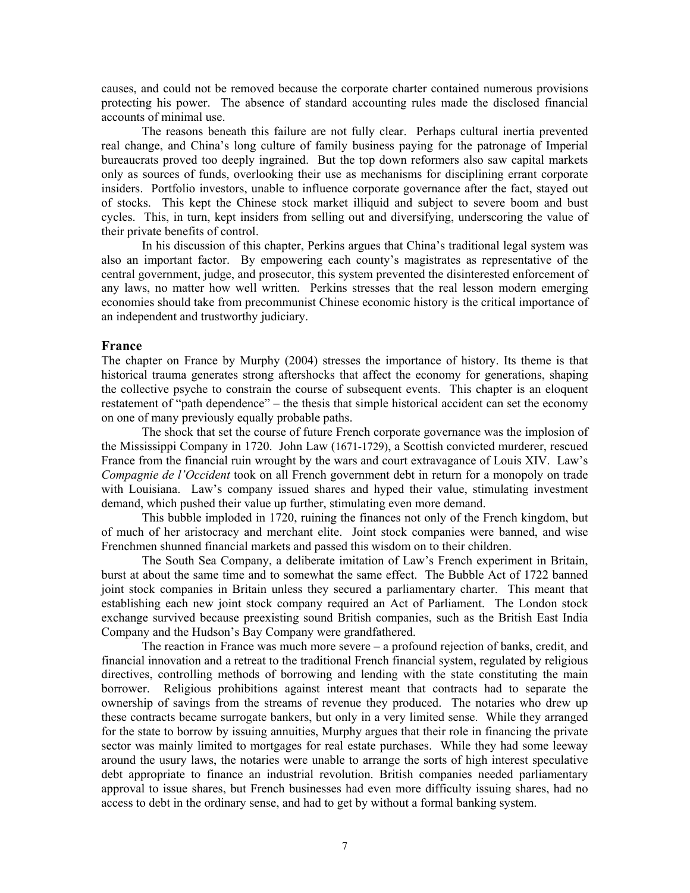causes, and could not be removed because the corporate charter contained numerous provisions protecting his power. The absence of standard accounting rules made the disclosed financial accounts of minimal use.

The reasons beneath this failure are not fully clear. Perhaps cultural inertia prevented real change, and China's long culture of family business paying for the patronage of Imperial bureaucrats proved too deeply ingrained. But the top down reformers also saw capital markets only as sources of funds, overlooking their use as mechanisms for disciplining errant corporate insiders. Portfolio investors, unable to influence corporate governance after the fact, stayed out of stocks. This kept the Chinese stock market illiquid and subject to severe boom and bust cycles. This, in turn, kept insiders from selling out and diversifying, underscoring the value of their private benefits of control.

In his discussion of this chapter, Perkins argues that China's traditional legal system was also an important factor. By empowering each county's magistrates as representative of the central government, judge, and prosecutor, this system prevented the disinterested enforcement of any laws, no matter how well written. Perkins stresses that the real lesson modern emerging economies should take from precommunist Chinese economic history is the critical importance of an independent and trustworthy judiciary.

## France

The chapter on France by Murphy (2004) stresses the importance of history. Its theme is that historical trauma generates strong aftershocks that affect the economy for generations, shaping the collective psyche to constrain the course of subsequent events. This chapter is an eloquent restatement of "path dependence" – the thesis that simple historical accident can set the economy on one of many previously equally probable paths.

The shock that set the course of future French corporate governance was the implosion of the Mississippi Company in 1720. John Law (1671-1729), a Scottish convicted murderer, rescued France from the financial ruin wrought by the wars and court extravagance of Louis XIV. Law's *Compagnie de l'Occident* took on all French government debt in return for a monopoly on trade with Louisiana. Law's company issued shares and hyped their value, stimulating investment demand, which pushed their value up further, stimulating even more demand.

This bubble imploded in 1720, ruining the finances not only of the French kingdom, but of much of her aristocracy and merchant elite. Joint stock companies were banned, and wise Frenchmen shunned financial markets and passed this wisdom on to their children.

The South Sea Company, a deliberate imitation of Law's French experiment in Britain, burst at about the same time and to somewhat the same effect. The Bubble Act of 1722 banned joint stock companies in Britain unless they secured a parliamentary charter. This meant that establishing each new joint stock company required an Act of Parliament. The London stock exchange survived because preexisting sound British companies, such as the British East India Company and the Hudson's Bay Company were grandfathered.

The reaction in France was much more severe – a profound rejection of banks, credit, and financial innovation and a retreat to the traditional French financial system, regulated by religious directives, controlling methods of borrowing and lending with the state constituting the main borrower. Religious prohibitions against interest meant that contracts had to separate the ownership of savings from the streams of revenue they produced. The notaries who drew up these contracts became surrogate bankers, but only in a very limited sense. While they arranged for the state to borrow by issuing annuities, Murphy argues that their role in financing the private sector was mainly limited to mortgages for real estate purchases. While they had some leeway around the usury laws, the notaries were unable to arrange the sorts of high interest speculative debt appropriate to finance an industrial revolution. British companies needed parliamentary approval to issue shares, but French businesses had even more difficulty issuing shares, had no access to debt in the ordinary sense, and had to get by without a formal banking system.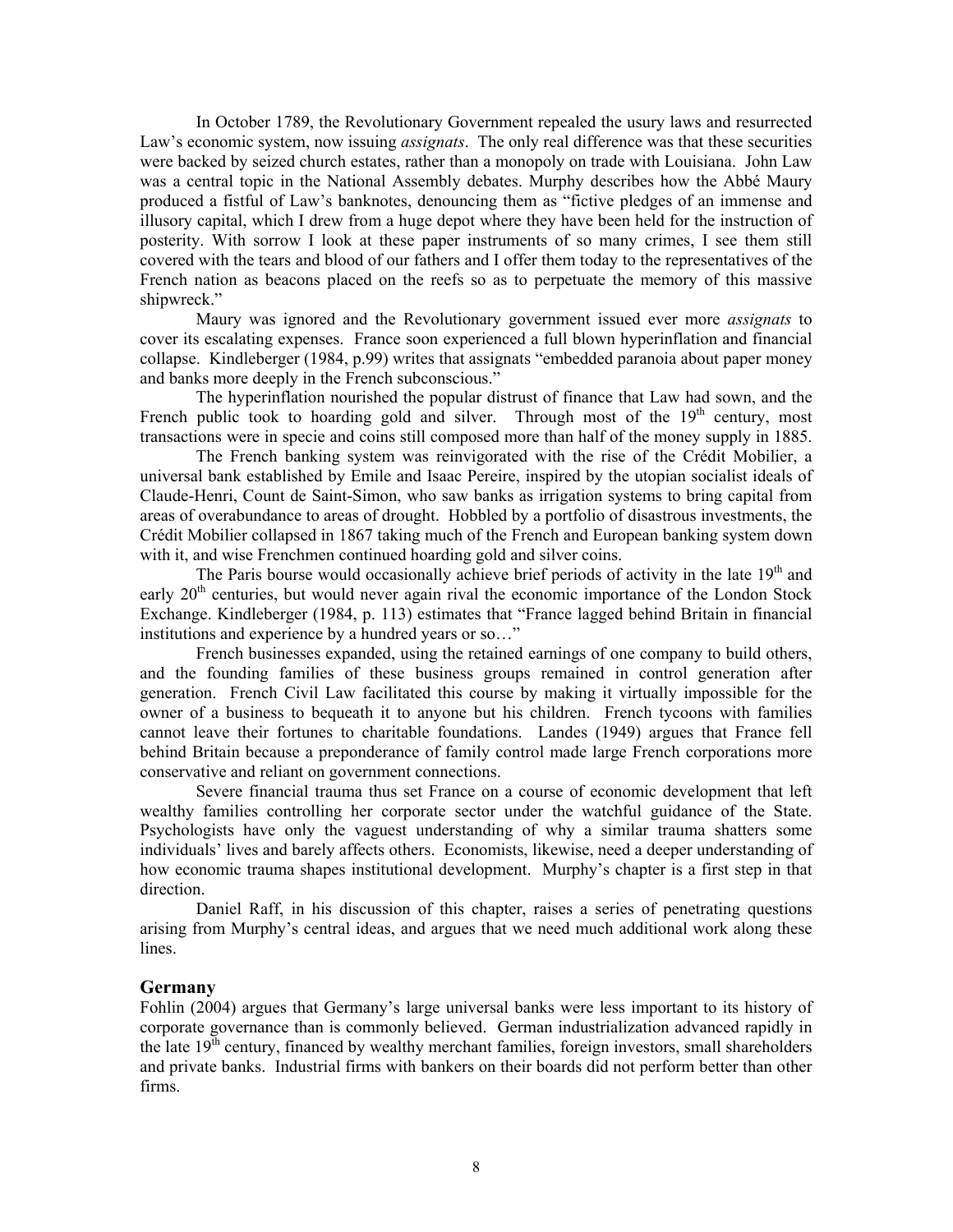In October 1789, the Revolutionary Government repealed the usury laws and resurrected Law's economic system, now issuing *assignats*. The only real difference was that these securities were backed by seized church estates, rather than a monopoly on trade with Louisiana. John Law was a central topic in the National Assembly debates. Murphy describes how the Abbé Maury produced a fistful of Law's banknotes, denouncing them as "fictive pledges of an immense and illusory capital, which I drew from a huge depot where they have been held for the instruction of posterity. With sorrow I look at these paper instruments of so many crimes, I see them still covered with the tears and blood of our fathers and I offer them today to the representatives of the French nation as beacons placed on the reefs so as to perpetuate the memory of this massive shipwreck."

Maury was ignored and the Revolutionary government issued ever more *assignats* to cover its escalating expenses. France soon experienced a full blown hyperinflation and financial collapse. Kindleberger (1984, p.99) writes that assignats "embedded paranoia about paper money and banks more deeply in the French subconscious."

The hyperinflation nourished the popular distrust of finance that Law had sown, and the French public took to hoarding gold and silver. Through most of the 19th century, most transactions were in specie and coins still composed more than half of the money supply in 1885.

The French banking system was reinvigorated with the rise of the Crédit Mobilier, a universal bank established by Emile and Isaac Pereire, inspired by the utopian socialist ideals of Claude-Henri, Count de Saint-Simon, who saw banks as irrigation systems to bring capital from areas of overabundance to areas of drought. Hobbled by a portfolio of disastrous investments, the Crédit Mobilier collapsed in 1867 taking much of the French and European banking system down with it, and wise Frenchmen continued hoarding gold and silver coins.

The Paris bourse would occasionally achieve brief periods of activity in the late 19th and early 20th centuries, but would never again rival the economic importance of the London Stock Exchange. Kindleberger (1984, p. 113) estimates that "France lagged behind Britain in financial institutions and experience by a hundred years or so…"

French businesses expanded, using the retained earnings of one company to build others, and the founding families of these business groups remained in control generation after generation. French Civil Law facilitated this course by making it virtually impossible for the owner of a business to bequeath it to anyone but his children. French tycoons with families cannot leave their fortunes to charitable foundations. Landes (1949) argues that France fell behind Britain because a preponderance of family control made large French corporations more conservative and reliant on government connections.

Severe financial trauma thus set France on a course of economic development that left wealthy families controlling her corporate sector under the watchful guidance of the State. Psychologists have only the vaguest understanding of why a similar trauma shatters some individuals' lives and barely affects others. Economists, likewise, need a deeper understanding of how economic trauma shapes institutional development. Murphy's chapter is a first step in that direction.

Daniel Raff, in his discussion of this chapter, raises a series of penetrating questions arising from Murphy's central ideas, and argues that we need much additional work along these lines.

## Germany

Fohlin (2004) argues that Germany's large universal banks were less important to its history of corporate governance than is commonly believed. German industrialization advanced rapidly in the late 19th century, financed by wealthy merchant families, foreign investors, small shareholders and private banks. Industrial firms with bankers on their boards did not perform better than other firms.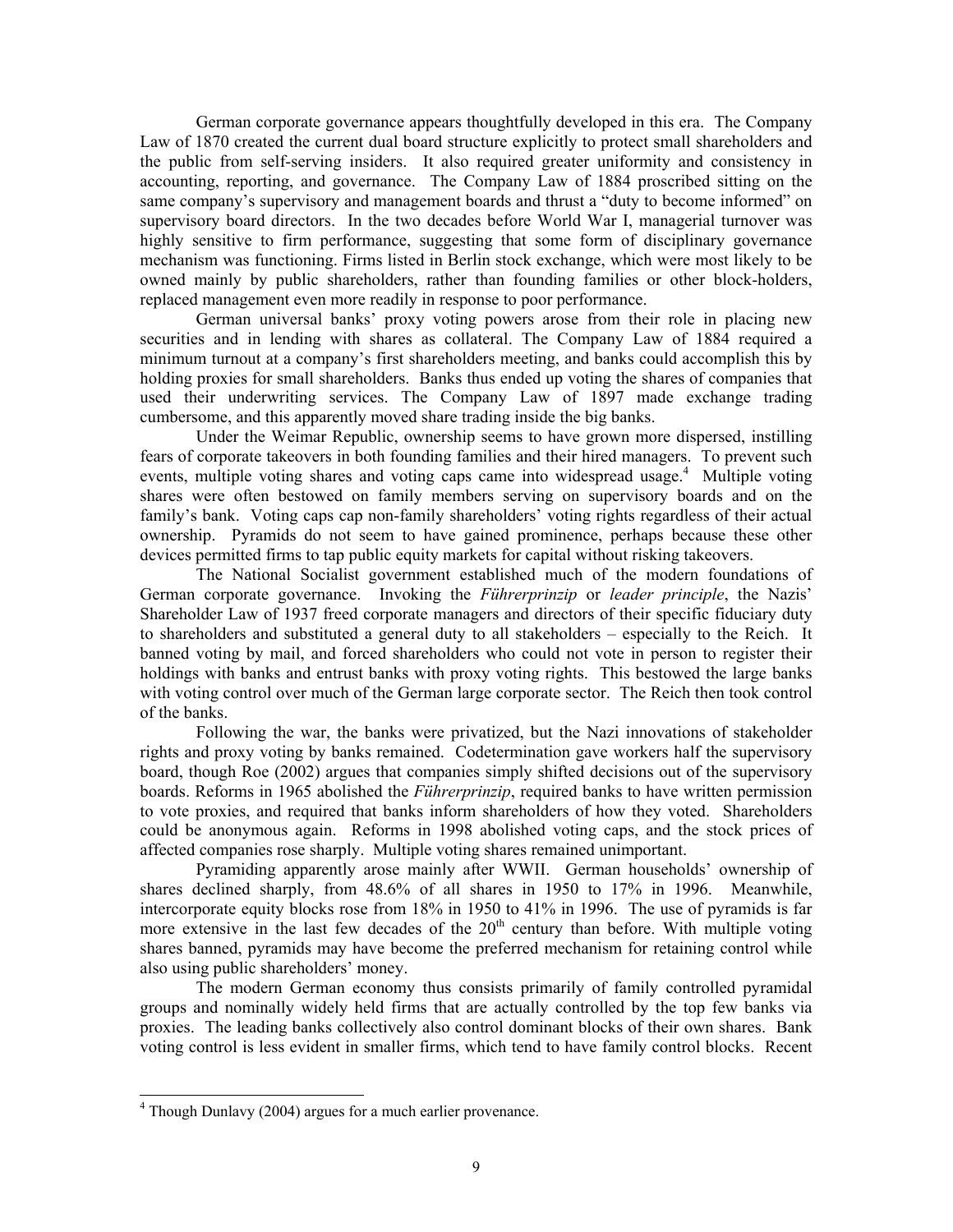German corporate governance appears thoughtfully developed in this era. The Company Law of 1870 created the current dual board structure explicitly to protect small shareholders and the public from self-serving insiders. It also required greater uniformity and consistency in accounting, reporting, and governance. The Company Law of 1884 proscribed sitting on the same company's supervisory and management boards and thrust a "duty to become informed" on supervisory board directors. In the two decades before World War I, managerial turnover was highly sensitive to firm performance, suggesting that some form of disciplinary governance mechanism was functioning. Firms listed in Berlin stock exchange, which were most likely to be owned mainly by public shareholders, rather than founding families or other block-holders, replaced management even more readily in response to poor performance.

German universal banks' proxy voting powers arose from their role in placing new securities and in lending with shares as collateral. The Company Law of 1884 required a minimum turnout at a company's first shareholders meeting, and banks could accomplish this by holding proxies for small shareholders. Banks thus ended up voting the shares of companies that used their underwriting services. The Company Law of 1897 made exchange trading cumbersome, and this apparently moved share trading inside the big banks.

Under the Weimar Republic, ownership seems to have grown more dispersed, instilling fears of corporate takeovers in both founding families and their hired managers. To prevent such events, multiple voting shares and voting caps came into widespread usage.[4] Multiple voting shares were often bestowed on family members serving on supervisory boards and on the family's bank. Voting caps cap non-family shareholders' voting rights regardless of their actual ownership. Pyramids do not seem to have gained prominence, perhaps because these other devices permitted firms to tap public equity markets for capital without risking takeovers.

The National Socialist government established much of the modern foundations of German corporate governance. Invoking the *Führerprinzip* or *leader principle*, the Nazis' Shareholder Law of 1937 freed corporate managers and directors of their specific fiduciary duty to shareholders and substituted a general duty to all stakeholders – especially to the Reich. It banned voting by mail, and forced shareholders who could not vote in person to register their holdings with banks and entrust banks with proxy voting rights. This bestowed the large banks with voting control over much of the German large corporate sector. The Reich then took control of the banks.

Following the war, the banks were privatized, but the Nazi innovations of stakeholder rights and proxy voting by banks remained. Codetermination gave workers half the supervisory board, though Roe (2002) argues that companies simply shifted decisions out of the supervisory boards. Reforms in 1965 abolished the *Führerprinzip*, required banks to have written permission to vote proxies, and required that banks inform shareholders of how they voted. Shareholders could be anonymous again. Reforms in 1998 abolished voting caps, and the stock prices of affected companies rose sharply. Multiple voting shares remained unimportant.

Pyramiding apparently arose mainly after WWII. German households' ownership of shares declined sharply, from 48.6% of all shares in 1950 to 17% in 1996. Meanwhile, intercorporate equity blocks rose from 18% in 1950 to 41% in 1996. The use of pyramids is far more extensive in the last few decades of the 20th century than before. With multiple voting shares banned, pyramids may have become the preferred mechanism for retaining control while also using public shareholders' money.

The modern German economy thus consists primarily of family controlled pyramidal groups and nominally widely held firms that are actually controlled by the top few banks via proxies. The leading banks collectively also control dominant blocks of their own shares. Bank voting control is less evident in smaller firms, which tend to have family control blocks. Recent

[4] Though Dunlavy (2004) argues for a much earlier provenance.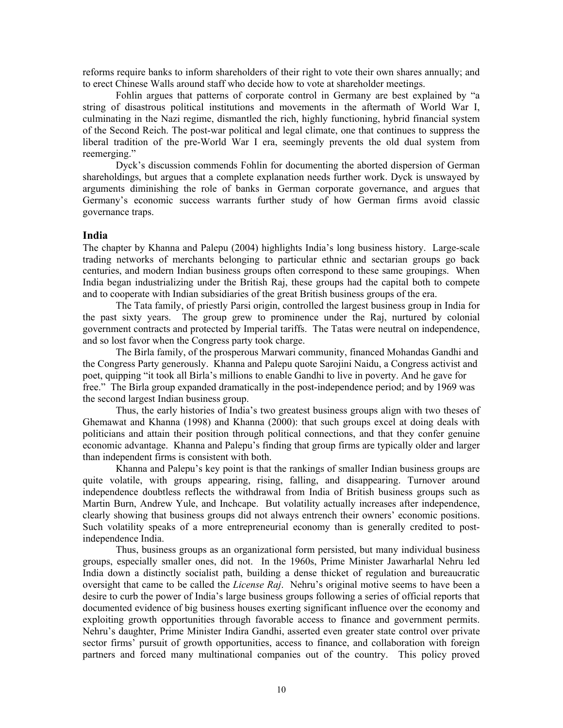reforms require banks to inform shareholders of their right to vote their own shares annually; and to erect Chinese Walls around staff who decide how to vote at shareholder meetings.

Fohlin argues that patterns of corporate control in Germany are best explained by "a string of disastrous political institutions and movements in the aftermath of World War I, culminating in the Nazi regime, dismantled the rich, highly functioning, hybrid financial system of the Second Reich. The post-war political and legal climate, one that continues to suppress the liberal tradition of the pre-World War I era, seemingly prevents the old dual system from reemerging."

Dyck's discussion commends Fohlin for documenting the aborted dispersion of German shareholdings, but argues that a complete explanation needs further work. Dyck is unswayed by arguments diminishing the role of banks in German corporate governance, and argues that Germany's economic success warrants further study of how German firms avoid classic governance traps.

## India

The chapter by Khanna and Palepu (2004) highlights India's long business history. Large-scale trading networks of merchants belonging to particular ethnic and sectarian groups go back centuries, and modern Indian business groups often correspond to these same groupings. When India began industrializing under the British Raj, these groups had the capital both to compete and to cooperate with Indian subsidiaries of the great British business groups of the era.

The Tata family, of priestly Parsi origin, controlled the largest business group in India for the past sixty years. The group grew to prominence under the Raj, nurtured by colonial government contracts and protected by Imperial tariffs. The Tatas were neutral on independence, and so lost favor when the Congress party took charge.

The Birla family, of the prosperous Marwari community, financed Mohandas Gandhi and the Congress Party generously. Khanna and Palepu quote Sarojini Naidu, a Congress activist and poet, quipping "it took all Birla's millions to enable Gandhi to live in poverty. And he gave for free." The Birla group expanded dramatically in the post-independence period; and by 1969 was the second largest Indian business group.

Thus, the early histories of India's two greatest business groups align with two theses of Ghemawat and Khanna (1998) and Khanna (2000): that such groups excel at doing deals with politicians and attain their position through political connections, and that they confer genuine economic advantage. Khanna and Palepu's finding that group firms are typically older and larger than independent firms is consistent with both.

Khanna and Palepu's key point is that the rankings of smaller Indian business groups are quite volatile, with groups appearing, rising, falling, and disappearing. Turnover around independence doubtless reflects the withdrawal from India of British business groups such as Martin Burn, Andrew Yule, and Inchcape. But volatility actually increases after independence, clearly showing that business groups did not always entrench their owners' economic positions. Such volatility speaks of a more entrepreneurial economy than is generally credited to post-independence India.

Thus, business groups as an organizational form persisted, but many individual business groups, especially smaller ones, did not. In the 1960s, Prime Minister Jawarharlal Nehru led India down a distinctly socialist path, building a dense thicket of regulation and bureaucratic oversight that came to be called the *License Raj*. Nehru's original motive seems to have been a desire to curb the power of India's large business groups following a series of official reports that documented evidence of big business houses exerting significant influence over the economy and exploiting growth opportunities through favorable access to finance and government permits. Nehru's daughter, Prime Minister Indira Gandhi, asserted even greater state control over private sector firms' pursuit of growth opportunities, access to finance, and collaboration with foreign partners and forced many multinational companies out of the country. This policy proved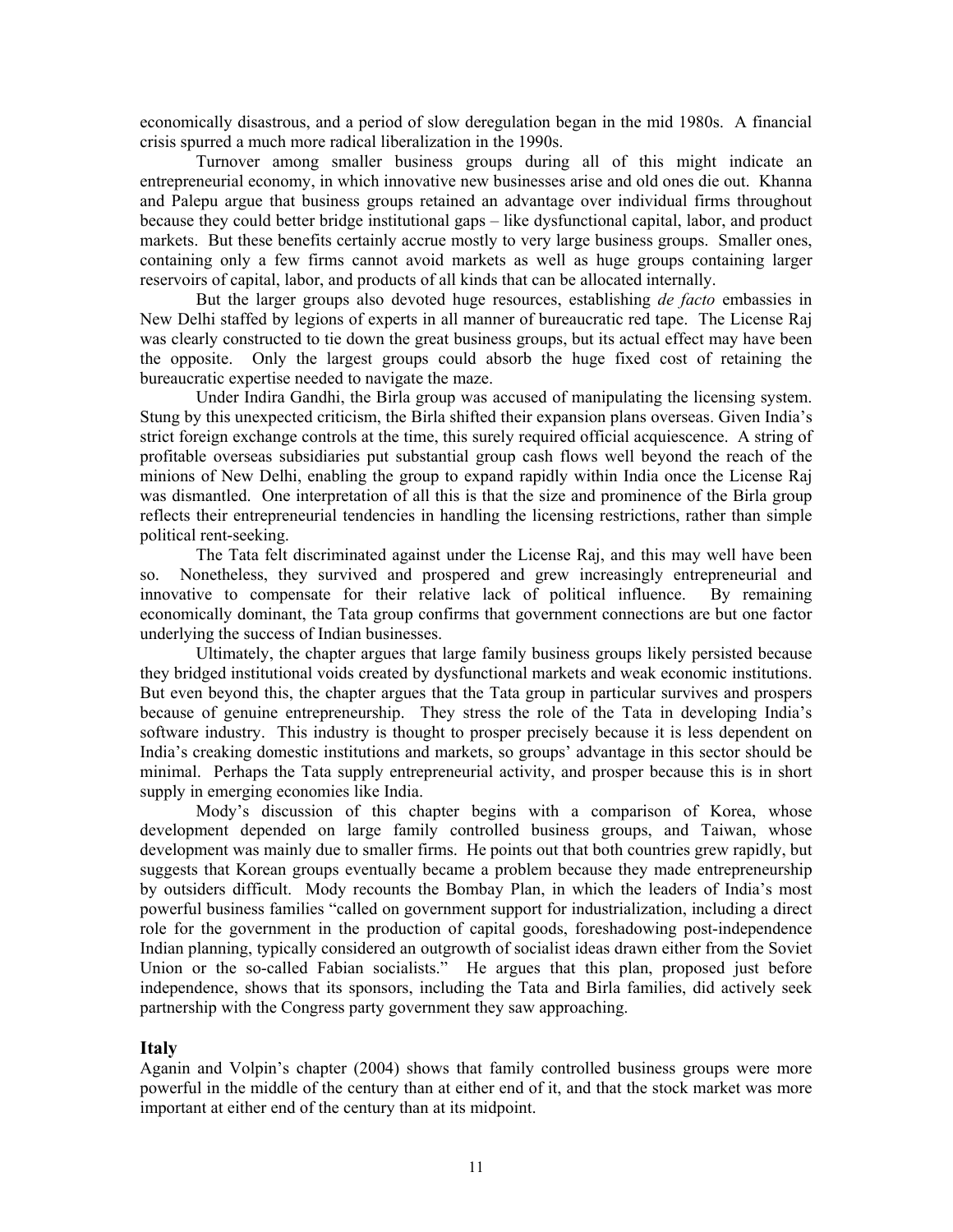economically disastrous, and a period of slow deregulation began in the mid 1980s. A financial crisis spurred a much more radical liberalization in the 1990s.

Turnover among smaller business groups during all of this might indicate an entrepreneurial economy, in which innovative new businesses arise and old ones die out. Khanna and Palepu argue that business groups retained an advantage over individual firms throughout because they could better bridge institutional gaps – like dysfunctional capital, labor, and product markets. But these benefits certainly accrue mostly to very large business groups. Smaller ones, containing only a few firms cannot avoid markets as well as huge groups containing larger reservoirs of capital, labor, and products of all kinds that can be allocated internally.

But the larger groups also devoted huge resources, establishing *de facto* embassies in New Delhi staffed by legions of experts in all manner of bureaucratic red tape. The License Raj was clearly constructed to tie down the great business groups, but its actual effect may have been the opposite. Only the largest groups could absorb the huge fixed cost of retaining the bureaucratic expertise needed to navigate the maze.

Under Indira Gandhi, the Birla group was accused of manipulating the licensing system. Stung by this unexpected criticism, the Birla shifted their expansion plans overseas. Given India's strict foreign exchange controls at the time, this surely required official acquiescence. A string of profitable overseas subsidiaries put substantial group cash flows well beyond the reach of the minions of New Delhi, enabling the group to expand rapidly within India once the License Raj was dismantled. One interpretation of all this is that the size and prominence of the Birla group reflects their entrepreneurial tendencies in handling the licensing restrictions, rather than simple political rent-seeking.

The Tata felt discriminated against under the License Raj, and this may well have been so. Nonetheless, they survived and prospered and grew increasingly entrepreneurial and innovative to compensate for their relative lack of political influence. By remaining economically dominant, the Tata group confirms that government connections are but one factor underlying the success of Indian businesses.

Ultimately, the chapter argues that large family business groups likely persisted because they bridged institutional voids created by dysfunctional markets and weak economic institutions. But even beyond this, the chapter argues that the Tata group in particular survives and prospers because of genuine entrepreneurship. They stress the role of the Tata in developing India's software industry. This industry is thought to prosper precisely because it is less dependent on India's creaking domestic institutions and markets, so groups' advantage in this sector should be minimal. Perhaps the Tata supply entrepreneurial activity, and prosper because this is in short supply in emerging economies like India.

Mody's discussion of this chapter begins with a comparison of Korea, whose development depended on large family controlled business groups, and Taiwan, whose development was mainly due to smaller firms. He points out that both countries grew rapidly, but suggests that Korean groups eventually became a problem because they made entrepreneurship by outsiders difficult. Mody recounts the Bombay Plan, in which the leaders of India's most powerful business families "called on government support for industrialization, including a direct role for the government in the production of capital goods, foreshadowing post-independence Indian planning, typically considered an outgrowth of socialist ideas drawn either from the Soviet Union or the so-called Fabian socialists." He argues that this plan, proposed just before independence, shows that its sponsors, including the Tata and Birla families, did actively seek partnership with the Congress party government they saw approaching.

## Italy

Aganin and Volpin's chapter (2004) shows that family controlled business groups were more powerful in the middle of the century than at either end of it, and that the stock market was more important at either end of the century than at its midpoint.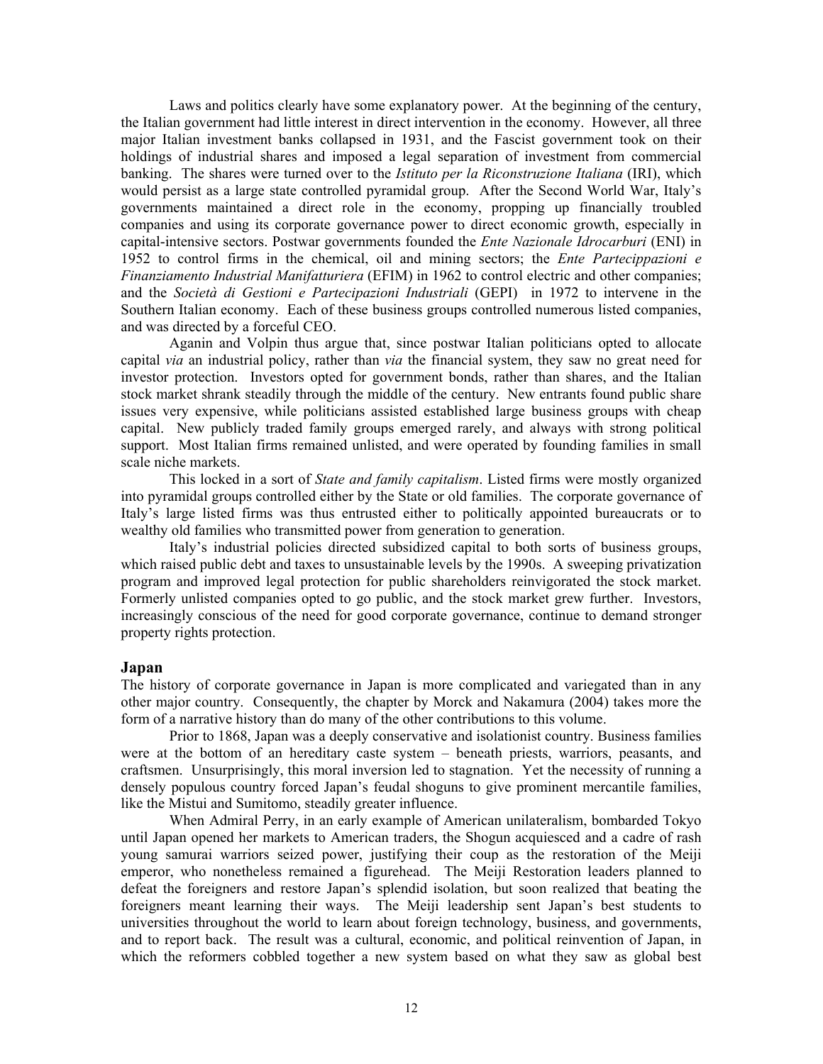Laws and politics clearly have some explanatory power. At the beginning of the century, the Italian government had little interest in direct intervention in the economy. However, all three major Italian investment banks collapsed in 1931, and the Fascist government took on their holdings of industrial shares and imposed a legal separation of investment from commercial banking. The shares were turned over to the *Istituto per la Riconstruzione Italiana* (IRI), which would persist as a large state controlled pyramidal group. After the Second World War, Italy's governments maintained a direct role in the economy, propping up financially troubled companies and using its corporate governance power to direct economic growth, especially in capital-intensive sectors. Postwar governments founded the *Ente Nazionale Idrocarburi* (ENI) in 1952 to control firms in the chemical, oil and mining sectors; the *Ente Partecippazioni e Finanziamento Industrial Manifatturiera* (EFIM) in 1962 to control electric and other companies; and the *Società di Gestioni e Partecipazioni Industriali* (GEPI) in 1972 to intervene in the Southern Italian economy. Each of these business groups controlled numerous listed companies, and was directed by a forceful CEO.

Aganin and Volpin thus argue that, since postwar Italian politicians opted to allocate capital *via* an industrial policy, rather than *via* the financial system, they saw no great need for investor protection. Investors opted for government bonds, rather than shares, and the Italian stock market shrank steadily through the middle of the century. New entrants found public share issues very expensive, while politicians assisted established large business groups with cheap capital. New publicly traded family groups emerged rarely, and always with strong political support. Most Italian firms remained unlisted, and were operated by founding families in small scale niche markets.

This locked in a sort of *State and family capitalism*. Listed firms were mostly organized into pyramidal groups controlled either by the State or old families. The corporate governance of Italy's large listed firms was thus entrusted either to politically appointed bureaucrats or to wealthy old families who transmitted power from generation to generation.

Italy's industrial policies directed subsidized capital to both sorts of business groups, which raised public debt and taxes to unsustainable levels by the 1990s. A sweeping privatization program and improved legal protection for public shareholders reinvigorated the stock market. Formerly unlisted companies opted to go public, and the stock market grew further. Investors, increasingly conscious of the need for good corporate governance, continue to demand stronger property rights protection.

## Japan

The history of corporate governance in Japan is more complicated and variegated than in any other major country. Consequently, the chapter by Morck and Nakamura (2004) takes more the form of a narrative history than do many of the other contributions to this volume.

Prior to 1868, Japan was a deeply conservative and isolationist country. Business families were at the bottom of an hereditary caste system – beneath priests, warriors, peasants, and craftsmen. Unsurprisingly, this moral inversion led to stagnation. Yet the necessity of running a densely populous country forced Japan's feudal shoguns to give prominent mercantile families, like the Mistui and Sumitomo, steadily greater influence.

When Admiral Perry, in an early example of American unilateralism, bombarded Tokyo until Japan opened her markets to American traders, the Shogun acquiesced and a cadre of rash young samurai warriors seized power, justifying their coup as the restoration of the Meiji emperor, who nonetheless remained a figurehead. The Meiji Restoration leaders planned to defeat the foreigners and restore Japan's splendid isolation, but soon realized that beating the foreigners meant learning their ways. The Meiji leadership sent Japan's best students to universities throughout the world to learn about foreign technology, business, and governments, and to report back. The result was a cultural, economic, and political reinvention of Japan, in which the reformers cobbled together a new system based on what they saw as global best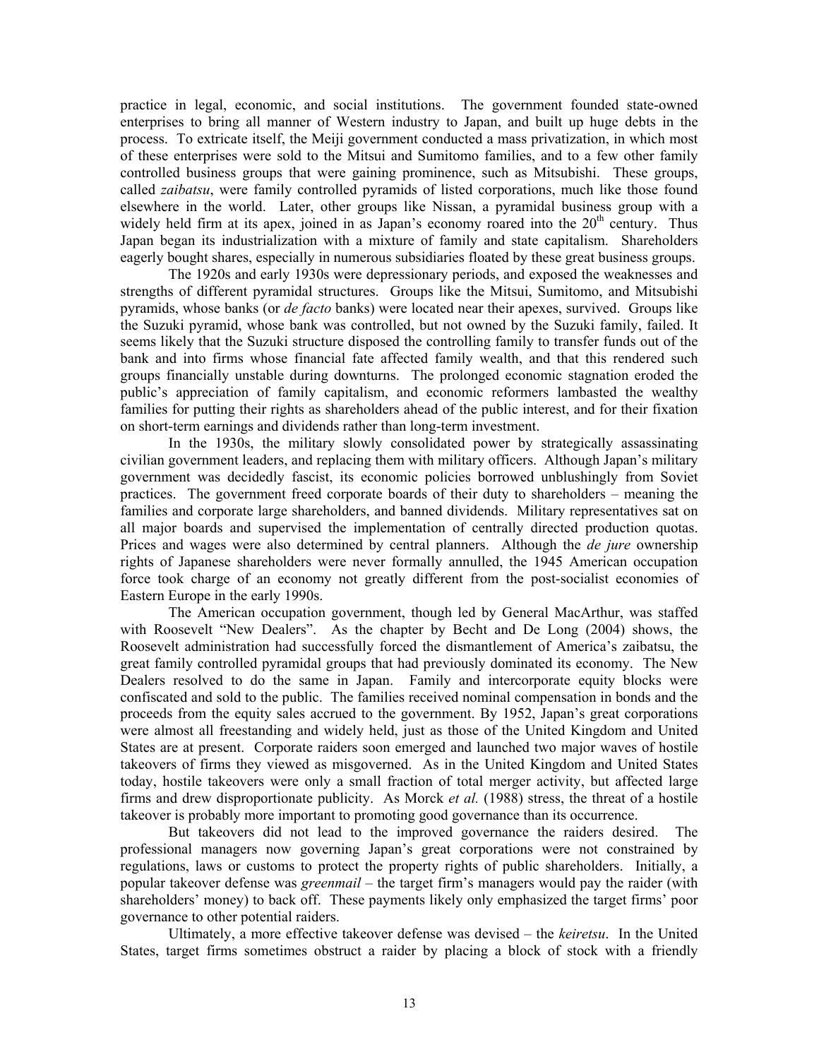practice in legal, economic, and social institutions. The government founded state-owned enterprises to bring all manner of Western industry to Japan, and built up huge debts in the process. To extricate itself, the Meiji government conducted a mass privatization, in which most of these enterprises were sold to the Mitsui and Sumitomo families, and to a few other family controlled business groups that were gaining prominence, such as Mitsubishi. These groups, called *zaibatsu*, were family controlled pyramids of listed corporations, much like those found elsewhere in the world. Later, other groups like Nissan, a pyramidal business group with a widely held firm at its apex, joined in as Japan's economy roared into the 20th century. Thus Japan began its industrialization with a mixture of family and state capitalism. Shareholders eagerly bought shares, especially in numerous subsidiaries floated by these great business groups.

The 1920s and early 1930s were depressionary periods, and exposed the weaknesses and strengths of different pyramidal structures. Groups like the Mitsui, Sumitomo, and Mitsubishi pyramids, whose banks (or *de facto* banks) were located near their apexes, survived. Groups like the Suzuki pyramid, whose bank was controlled, but not owned by the Suzuki family, failed. It seems likely that the Suzuki structure disposed the controlling family to transfer funds out of the bank and into firms whose financial fate affected family wealth, and that this rendered such groups financially unstable during downturns. The prolonged economic stagnation eroded the public's appreciation of family capitalism, and economic reformers lambasted the wealthy families for putting their rights as shareholders ahead of the public interest, and for their fixation on short-term earnings and dividends rather than long-term investment.

In the 1930s, the military slowly consolidated power by strategically assassinating civilian government leaders, and replacing them with military officers. Although Japan's military government was decidedly fascist, its economic policies borrowed unblushingly from Soviet practices. The government freed corporate boards of their duty to shareholders – meaning the families and corporate large shareholders, and banned dividends. Military representatives sat on all major boards and supervised the implementation of centrally directed production quotas. Prices and wages were also determined by central planners. Although the *de jure* ownership rights of Japanese shareholders were never formally annulled, the 1945 American occupation force took charge of an economy not greatly different from the post-socialist economies of Eastern Europe in the early 1990s.

The American occupation government, though led by General MacArthur, was staffed with Roosevelt "New Dealers". As the chapter by Becht and De Long (2004) shows, the Roosevelt administration had successfully forced the dismantlement of America's zaibatsu, the great family controlled pyramidal groups that had previously dominated its economy. The New Dealers resolved to do the same in Japan. Family and intercorporate equity blocks were confiscated and sold to the public. The families received nominal compensation in bonds and the proceeds from the equity sales accrued to the government. By 1952, Japan's great corporations were almost all freestanding and widely held, just as those of the United Kingdom and United States are at present. Corporate raiders soon emerged and launched two major waves of hostile takeovers of firms they viewed as misgoverned. As in the United Kingdom and United States today, hostile takeovers were only a small fraction of total merger activity, but affected large firms and drew disproportionate publicity. As Morck *et al.* (1988) stress, the threat of a hostile takeover is probably more important to promoting good governance than its occurrence.

But takeovers did not lead to the improved governance the raiders desired. The professional managers now governing Japan's great corporations were not constrained by regulations, laws or customs to protect the property rights of public shareholders. Initially, a popular takeover defense was *greenmail* – the target firm's managers would pay the raider (with shareholders' money) to back off. These payments likely only emphasized the target firms' poor governance to other potential raiders.

Ultimately, a more effective takeover defense was devised – the *keiretsu*. In the United States, target firms sometimes obstruct a raider by placing a block of stock with a friendly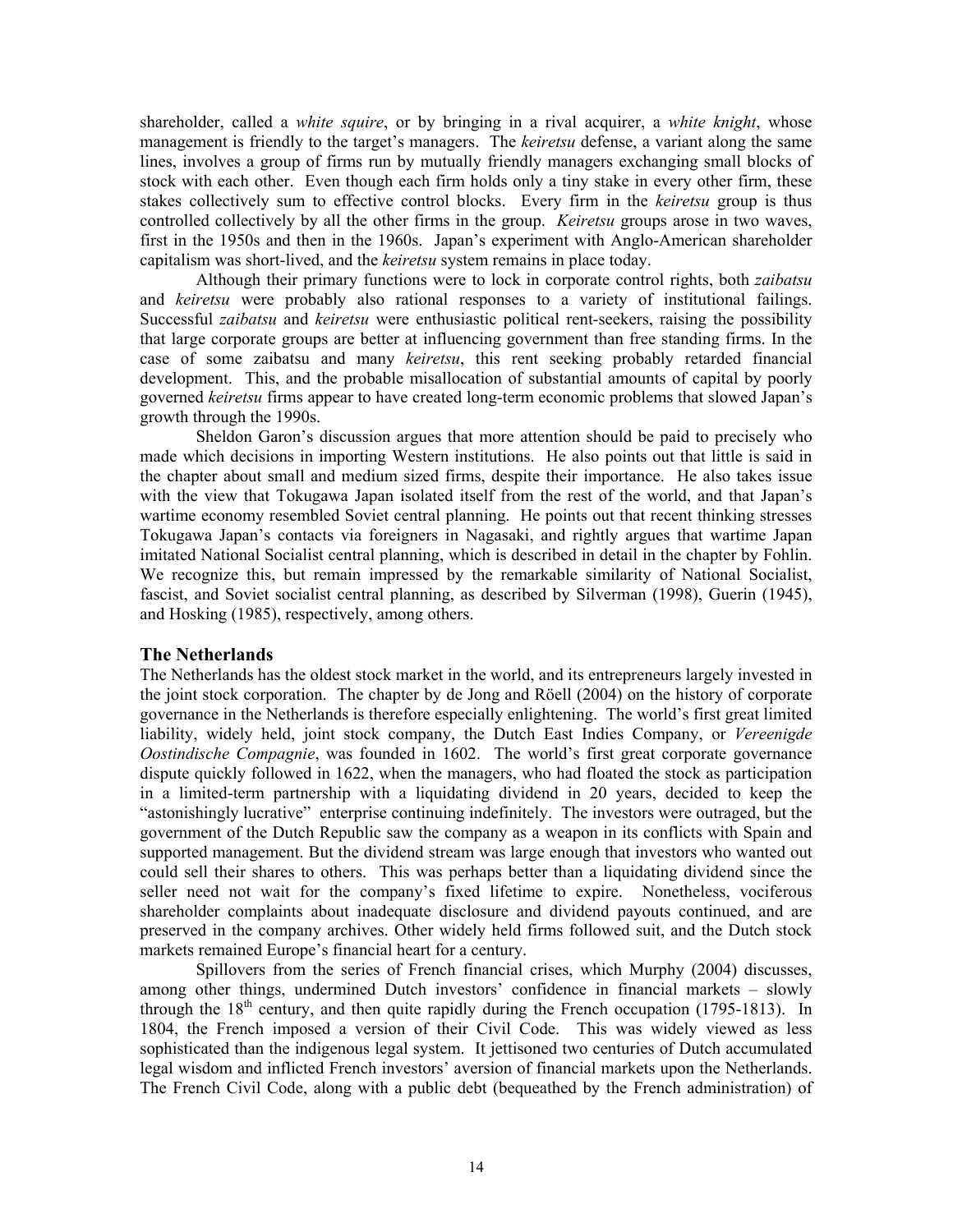shareholder, called a *white squire*, or by bringing in a rival acquirer, a *white knight*, whose management is friendly to the target's managers. The *keiretsu* defense, a variant along the same lines, involves a group of firms run by mutually friendly managers exchanging small blocks of stock with each other. Even though each firm holds only a tiny stake in every other firm, these stakes collectively sum to effective control blocks. Every firm in the *keiretsu* group is thus controlled collectively by all the other firms in the group. *Keiretsu* groups arose in two waves, first in the 1950s and then in the 1960s. Japan's experiment with Anglo-American shareholder capitalism was short-lived, and the *keiretsu* system remains in place today.

Although their primary functions were to lock in corporate control rights, both *zaibatsu* and *keiretsu* were probably also rational responses to a variety of institutional failings. Successful *zaibatsu* and *keiretsu* were enthusiastic political rent-seekers, raising the possibility that large corporate groups are better at influencing government than free standing firms. In the case of some zaibatsu and many *keiretsu*, this rent seeking probably retarded financial development. This, and the probable misallocation of substantial amounts of capital by poorly governed *keiretsu* firms appear to have created long-term economic problems that slowed Japan's growth through the 1990s.

Sheldon Garon's discussion argues that more attention should be paid to precisely who made which decisions in importing Western institutions. He also points out that little is said in the chapter about small and medium sized firms, despite their importance. He also takes issue with the view that Tokugawa Japan isolated itself from the rest of the world, and that Japan's wartime economy resembled Soviet central planning. He points out that recent thinking stresses Tokugawa Japan's contacts via foreigners in Nagasaki, and rightly argues that wartime Japan imitated National Socialist central planning, which is described in detail in the chapter by Fohlin. We recognize this, but remain impressed by the remarkable similarity of National Socialist, fascist, and Soviet socialist central planning, as described by Silverman (1998), Guerin (1945), and Hosking (1985), respectively, among others.

## The Netherlands

The Netherlands has the oldest stock market in the world, and its entrepreneurs largely invested in the joint stock corporation. The chapter by de Jong and Röell (2004) on the history of corporate governance in the Netherlands is therefore especially enlightening. The world's first great limited liability, widely held, joint stock company, the Dutch East Indies Company, or *Vereenigde Oostindische Compagnie*, was founded in 1602. The world's first great corporate governance dispute quickly followed in 1622, when the managers, who had floated the stock as participation in a limited-term partnership with a liquidating dividend in 20 years, decided to keep the "astonishingly lucrative" enterprise continuing indefinitely. The investors were outraged, but the government of the Dutch Republic saw the company as a weapon in its conflicts with Spain and supported management. But the dividend stream was large enough that investors who wanted out could sell their shares to others. This was perhaps better than a liquidating dividend since the seller need not wait for the company's fixed lifetime to expire. Nonetheless, vociferous shareholder complaints about inadequate disclosure and dividend payouts continued, and are preserved in the company archives. Other widely held firms followed suit, and the Dutch stock markets remained Europe's financial heart for a century.

Spillovers from the series of French financial crises, which Murphy (2004) discusses, among other things, undermined Dutch investors' confidence in financial markets – slowly through the 18th century, and then quite rapidly during the French occupation (1795-1813). In 1804, the French imposed a version of their Civil Code. This was widely viewed as less sophisticated than the indigenous legal system. It jettisoned two centuries of Dutch accumulated legal wisdom and inflicted French investors' aversion of financial markets upon the Netherlands. The French Civil Code, along with a public debt (bequeathed by the French administration) of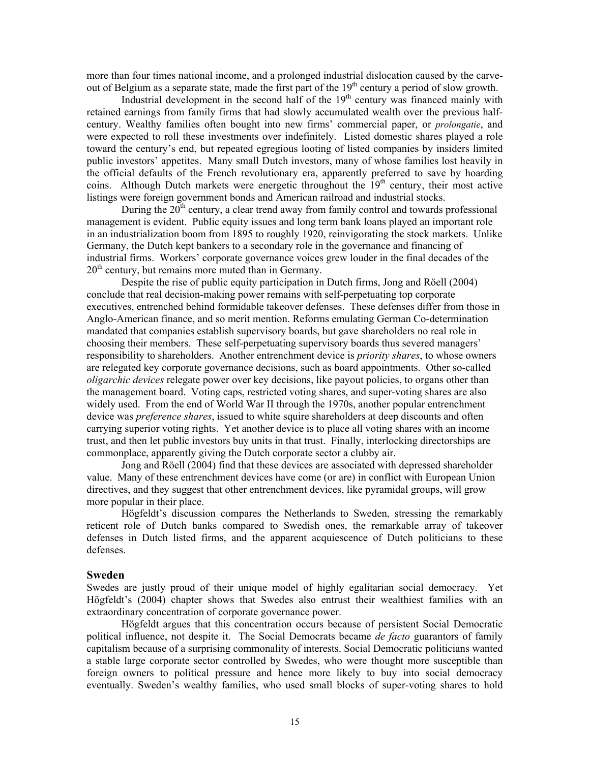more than four times national income, and a prolonged industrial dislocation caused by the carve-out of Belgium as a separate state, made the first part of the 19th century a period of slow growth.

Industrial development in the second half of the 19th century was financed mainly with retained earnings from family firms that had slowly accumulated wealth over the previous half-century. Wealthy families often bought into new firms' commercial paper, or *prolongatie*, and were expected to roll these investments over indefinitely. Listed domestic shares played a role toward the century's end, but repeated egregious looting of listed companies by insiders limited public investors' appetites. Many small Dutch investors, many of whose families lost heavily in the official defaults of the French revolutionary era, apparently preferred to save by hoarding coins. Although Dutch markets were energetic throughout the 19th century, their most active listings were foreign government bonds and American railroad and industrial stocks.

During the 20th century, a clear trend away from family control and towards professional management is evident. Public equity issues and long term bank loans played an important role in an industrialization boom from 1895 to roughly 1920, reinvigorating the stock markets. Unlike Germany, the Dutch kept bankers to a secondary role in the governance and financing of industrial firms. Workers' corporate governance voices grew louder in the final decades of the 20th century, but remains more muted than in Germany.

Despite the rise of public equity participation in Dutch firms, Jong and Röell (2004) conclude that real decision-making power remains with self-perpetuating top corporate executives, entrenched behind formidable takeover defenses. These defenses differ from those in Anglo-American finance, and so merit mention. Reforms emulating German Co-determination mandated that companies establish supervisory boards, but gave shareholders no real role in choosing their members. These self-perpetuating supervisory boards thus severed managers' responsibility to shareholders. Another entrenchment device is *priority shares*, to whose owners are relegated key corporate governance decisions, such as board appointments. Other so-called *oligarchic devices* relegate power over key decisions, like payout policies, to organs other than the management board. Voting caps, restricted voting shares, and super-voting shares are also widely used. From the end of World War II through the 1970s, another popular entrenchment device was *preference shares*, issued to white squire shareholders at deep discounts and often carrying superior voting rights. Yet another device is to place all voting shares with an income trust, and then let public investors buy units in that trust. Finally, interlocking directorships are commonplace, apparently giving the Dutch corporate sector a clubby air.

Jong and Röell (2004) find that these devices are associated with depressed shareholder value. Many of these entrenchment devices have come (or are) in conflict with European Union directives, and they suggest that other entrenchment devices, like pyramidal groups, will grow more popular in their place.

Högfeldt's discussion compares the Netherlands to Sweden, stressing the remarkably reticent role of Dutch banks compared to Swedish ones, the remarkable array of takeover defenses in Dutch listed firms, and the apparent acquiescence of Dutch politicians to these defenses.

## Sweden

Swedes are justly proud of their unique model of highly egalitarian social democracy. Yet Högfeldt's (2004) chapter shows that Swedes also entrust their wealthiest families with an extraordinary concentration of corporate governance power.

Högfeldt argues that this concentration occurs because of persistent Social Democratic political influence, not despite it. The Social Democrats became *de facto* guarantors of family capitalism because of a surprising commonality of interests. Social Democratic politicians wanted a stable large corporate sector controlled by Swedes, who were thought more susceptible than foreign owners to political pressure and hence more likely to buy into social democracy eventually. Sweden's wealthy families, who used small blocks of super-voting shares to hold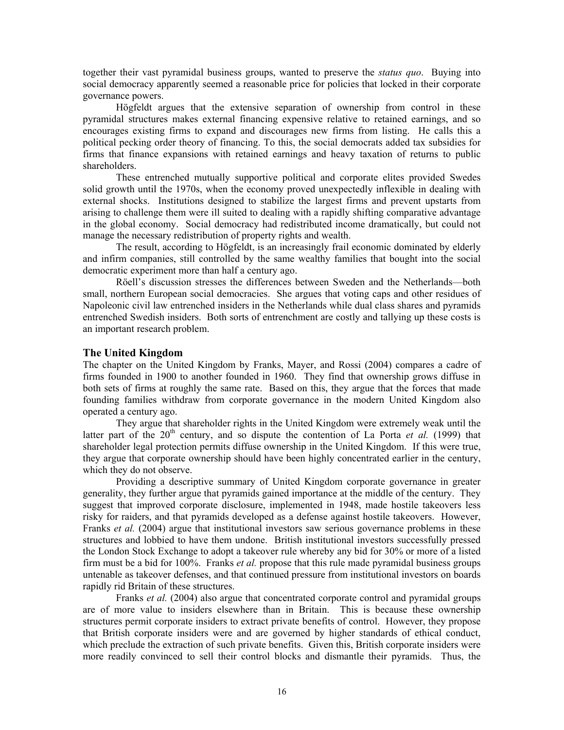together their vast pyramidal business groups, wanted to preserve the *status quo*. Buying into social democracy apparently seemed a reasonable price for policies that locked in their corporate governance powers.

Högfeldt argues that the extensive separation of ownership from control in these pyramidal structures makes external financing expensive relative to retained earnings, and so encourages existing firms to expand and discourages new firms from listing. He calls this a political pecking order theory of financing. To this, the social democrats added tax subsidies for firms that finance expansions with retained earnings and heavy taxation of returns to public shareholders.

These entrenched mutually supportive political and corporate elites provided Swedes solid growth until the 1970s, when the economy proved unexpectedly inflexible in dealing with external shocks. Institutions designed to stabilize the largest firms and prevent upstarts from arising to challenge them were ill suited to dealing with a rapidly shifting comparative advantage in the global economy. Social democracy had redistributed income dramatically, but could not manage the necessary redistribution of property rights and wealth.

The result, according to Högfeldt, is an increasingly frail economic dominated by elderly and infirm companies, still controlled by the same wealthy families that bought into the social democratic experiment more than half a century ago.

Röell's discussion stresses the differences between Sweden and the Netherlands—both small, northern European social democracies. She argues that voting caps and other residues of Napoleonic civil law entrenched insiders in the Netherlands while dual class shares and pyramids entrenched Swedish insiders. Both sorts of entrenchment are costly and tallying up these costs is an important research problem.

## The United Kingdom

The chapter on the United Kingdom by Franks, Mayer, and Rossi (2004) compares a cadre of firms founded in 1900 to another founded in 1960. They find that ownership grows diffuse in both sets of firms at roughly the same rate. Based on this, they argue that the forces that made founding families withdraw from corporate governance in the modern United Kingdom also operated a century ago.

They argue that shareholder rights in the United Kingdom were extremely weak until the latter part of the 20th century, and so dispute the contention of La Porta *et al.* (1999) that shareholder legal protection permits diffuse ownership in the United Kingdom. If this were true, they argue that corporate ownership should have been highly concentrated earlier in the century, which they do not observe.

Providing a descriptive summary of United Kingdom corporate governance in greater generality, they further argue that pyramids gained importance at the middle of the century. They suggest that improved corporate disclosure, implemented in 1948, made hostile takeovers less risky for raiders, and that pyramids developed as a defense against hostile takeovers. However, Franks *et al.* (2004) argue that institutional investors saw serious governance problems in these structures and lobbied to have them undone. British institutional investors successfully pressed the London Stock Exchange to adopt a takeover rule whereby any bid for 30% or more of a listed firm must be a bid for 100%. Franks *et al.* propose that this rule made pyramidal business groups untenable as takeover defenses, and that continued pressure from institutional investors on boards rapidly rid Britain of these structures.

Franks *et al.* (2004) also argue that concentrated corporate control and pyramidal groups are of more value to insiders elsewhere than in Britain. This is because these ownership structures permit corporate insiders to extract private benefits of control. However, they propose that British corporate insiders were and are governed by higher standards of ethical conduct, which preclude the extraction of such private benefits. Given this, British corporate insiders were more readily convinced to sell their control blocks and dismantle their pyramids. Thus, the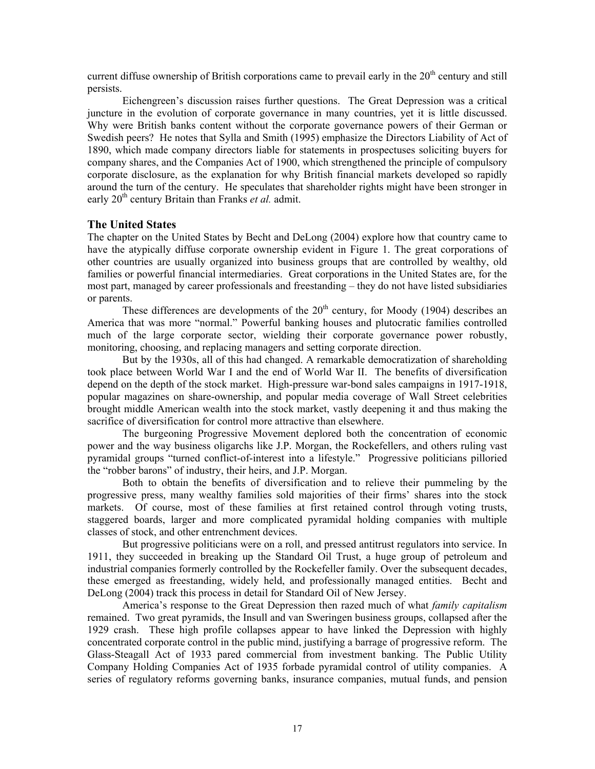current diffuse ownership of British corporations came to prevail early in the 20th century and still persists.

Eichengreen's discussion raises further questions. The Great Depression was a critical juncture in the evolution of corporate governance in many countries, yet it is little discussed. Why were British banks content without the corporate governance powers of their German or Swedish peers? He notes that Sylla and Smith (1995) emphasize the Directors Liability of Act of 1890, which made company directors liable for statements in prospectuses soliciting buyers for company shares, and the Companies Act of 1900, which strengthened the principle of compulsory corporate disclosure, as the explanation for why British financial markets developed so rapidly around the turn of the century. He speculates that shareholder rights might have been stronger in early 20th century Britain than Franks *et al.* admit.

## The United States

The chapter on the United States by Becht and DeLong (2004) explore how that country came to have the atypically diffuse corporate ownership evident in Figure 1. The great corporations of other countries are usually organized into business groups that are controlled by wealthy, old families or powerful financial intermediaries. Great corporations in the United States are, for the most part, managed by career professionals and freestanding – they do not have listed subsidiaries or parents.

These differences are developments of the 20th century, for Moody (1904) describes an America that was more "normal." Powerful banking houses and plutocratic families controlled much of the large corporate sector, wielding their corporate governance power robustly, monitoring, choosing, and replacing managers and setting corporate direction.

But by the 1930s, all of this had changed. A remarkable democratization of shareholding took place between World War I and the end of World War II. The benefits of diversification depend on the depth of the stock market. High-pressure war-bond sales campaigns in 1917-1918, popular magazines on share-ownership, and popular media coverage of Wall Street celebrities brought middle American wealth into the stock market, vastly deepening it and thus making the sacrifice of diversification for control more attractive than elsewhere.

The burgeoning Progressive Movement deplored both the concentration of economic power and the way business oligarchs like J.P. Morgan, the Rockefellers, and others ruling vast pyramidal groups "turned conflict-of-interest into a lifestyle." Progressive politicians pilloried the "robber barons" of industry, their heirs, and J.P. Morgan.

Both to obtain the benefits of diversification and to relieve their pummeling by the progressive press, many wealthy families sold majorities of their firms' shares into the stock markets. Of course, most of these families at first retained control through voting trusts, staggered boards, larger and more complicated pyramidal holding companies with multiple classes of stock, and other entrenchment devices.

But progressive politicians were on a roll, and pressed antitrust regulators into service. In 1911, they succeeded in breaking up the Standard Oil Trust, a huge group of petroleum and industrial companies formerly controlled by the Rockefeller family. Over the subsequent decades, these emerged as freestanding, widely held, and professionally managed entities. Becht and DeLong (2004) track this process in detail for Standard Oil of New Jersey.

America's response to the Great Depression then razed much of what *family capitalism* remained. Two great pyramids, the Insull and van Sweringen business groups, collapsed after the 1929 crash. These high profile collapses appear to have linked the Depression with highly concentrated corporate control in the public mind, justifying a barrage of progressive reform. The Glass-Steagall Act of 1933 pared commercial from investment banking. The Public Utility Company Holding Companies Act of 1935 forbade pyramidal control of utility companies. A series of regulatory reforms governing banks, insurance companies, mutual funds, and pension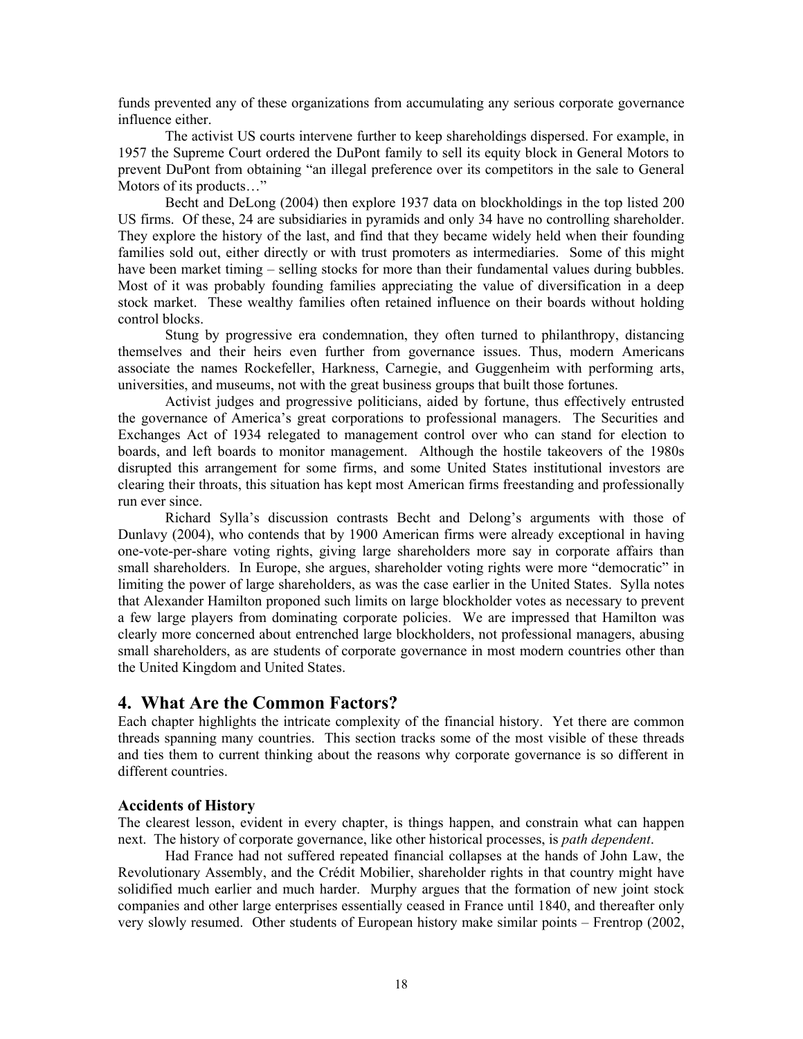funds prevented any of these organizations from accumulating any serious corporate governance influence either.

The activist US courts intervene further to keep shareholdings dispersed. For example, in 1957 the Supreme Court ordered the DuPont family to sell its equity block in General Motors to prevent DuPont from obtaining "an illegal preference over its competitors in the sale to General Motors of its products…"

Becht and DeLong (2004) then explore 1937 data on blockholdings in the top listed 200 US firms. Of these, 24 are subsidiaries in pyramids and only 34 have no controlling shareholder. They explore the history of the last, and find that they became widely held when their founding families sold out, either directly or with trust promoters as intermediaries. Some of this might have been market timing – selling stocks for more than their fundamental values during bubbles. Most of it was probably founding families appreciating the value of diversification in a deep stock market. These wealthy families often retained influence on their boards without holding control blocks.

Stung by progressive era condemnation, they often turned to philanthropy, distancing themselves and their heirs even further from governance issues. Thus, modern Americans associate the names Rockefeller, Harkness, Carnegie, and Guggenheim with performing arts, universities, and museums, not with the great business groups that built those fortunes.

Activist judges and progressive politicians, aided by fortune, thus effectively entrusted the governance of America's great corporations to professional managers. The Securities and Exchanges Act of 1934 relegated to management control over who can stand for election to boards, and left boards to monitor management. Although the hostile takeovers of the 1980s disrupted this arrangement for some firms, and some United States institutional investors are clearing their throats, this situation has kept most American firms freestanding and professionally run ever since.

Richard Sylla's discussion contrasts Becht and Delong's arguments with those of Dunlavy (2004), who contends that by 1900 American firms were already exceptional in having one-vote-per-share voting rights, giving large shareholders more say in corporate affairs than small shareholders. In Europe, she argues, shareholder voting rights were more "democratic" in limiting the power of large shareholders, as was the case earlier in the United States. Sylla notes that Alexander Hamilton proponed such limits on large blockholder votes as necessary to prevent a few large players from dominating corporate policies. We are impressed that Hamilton was clearly more concerned about entrenched large blockholders, not professional managers, abusing small shareholders, as are students of corporate governance in most modern countries other than the United Kingdom and United States.

## 4. What Are the Common Factors?

Each chapter highlights the intricate complexity of the financial history. Yet there are common threads spanning many countries. This section tracks some of the most visible of these threads and ties them to current thinking about the reasons why corporate governance is so different in different countries.

### Accidents of History

The clearest lesson, evident in every chapter, is things happen, and constrain what can happen next. The history of corporate governance, like other historical processes, is *path dependent*.

Had France had not suffered repeated financial collapses at the hands of John Law, the Revolutionary Assembly, and the Crédit Mobilier, shareholder rights in that country might have solidified much earlier and much harder. Murphy argues that the formation of new joint stock companies and other large enterprises essentially ceased in France until 1840, and thereafter only very slowly resumed. Other students of European history make similar points – Frentrop (2002,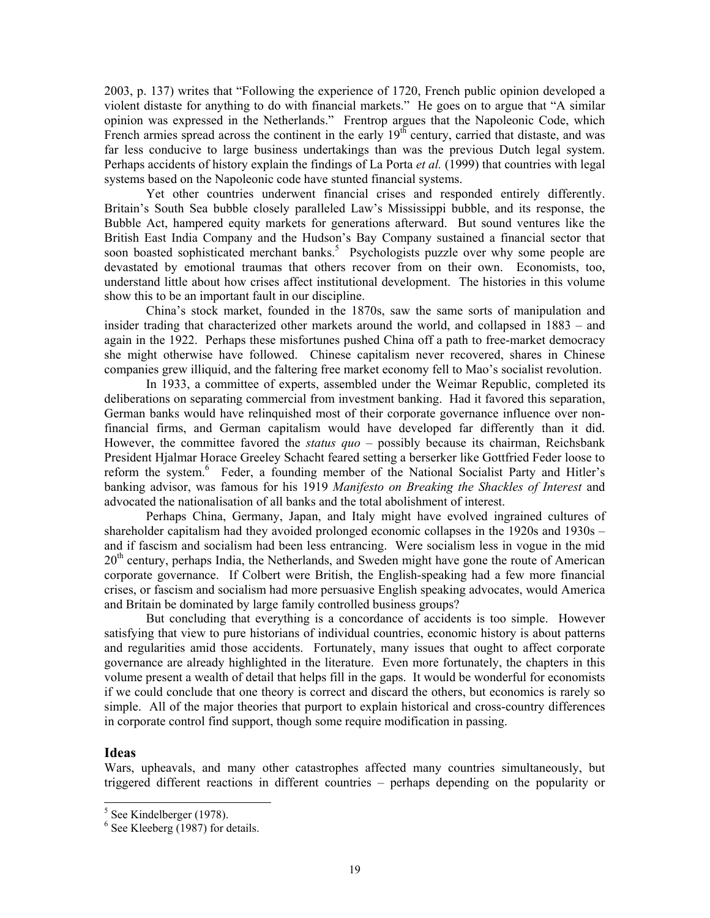2003, p. 137) writes that "Following the experience of 1720, French public opinion developed a violent distaste for anything to do with financial markets." He goes on to argue that "A similar opinion was expressed in the Netherlands." Frentrop argues that the Napoleonic Code, which French armies spread across the continent in the early 19th century, carried that distaste, and was far less conducive to large business undertakings than was the previous Dutch legal system. Perhaps accidents of history explain the findings of La Porta *et al.* (1999) that countries with legal systems based on the Napoleonic code have stunted financial systems.

Yet other countries underwent financial crises and responded entirely differently. Britain's South Sea bubble closely paralleled Law's Mississippi bubble, and its response, the Bubble Act, hampered equity markets for generations afterward. But sound ventures like the British East India Company and the Hudson's Bay Company sustained a financial sector that soon boasted sophisticated merchant banks.[5] Psychologists puzzle over why some people are devastated by emotional traumas that others recover from on their own. Economists, too, understand little about how crises affect institutional development. The histories in this volume show this to be an important fault in our discipline.

China's stock market, founded in the 1870s, saw the same sorts of manipulation and insider trading that characterized other markets around the world, and collapsed in 1883 – and again in the 1922. Perhaps these misfortunes pushed China off a path to free-market democracy she might otherwise have followed. Chinese capitalism never recovered, shares in Chinese companies grew illiquid, and the faltering free market economy fell to Mao's socialist revolution.

In 1933, a committee of experts, assembled under the Weimar Republic, completed its deliberations on separating commercial from investment banking. Had it favored this separation, German banks would have relinquished most of their corporate governance influence over non-financial firms, and German capitalism would have developed far differently than it did. However, the committee favored the *status quo* – possibly because its chairman, Reichsbank President Hjalmar Horace Greeley Schacht feared setting a berserker like Gottfried Feder loose to reform the system.[6] Feder, a founding member of the National Socialist Party and Hitler's banking advisor, was famous for his 1919 *Manifesto on Breaking the Shackles of Interest* and advocated the nationalisation of all banks and the total abolishment of interest.

Perhaps China, Germany, Japan, and Italy might have evolved ingrained cultures of shareholder capitalism had they avoided prolonged economic collapses in the 1920s and 1930s – and if fascism and socialism had been less entrancing. Were socialism less in vogue in the mid 20th century, perhaps India, the Netherlands, and Sweden might have gone the route of American corporate governance. If Colbert were British, the English-speaking had a few more financial crises, or fascism and socialism had more persuasive English speaking advocates, would America and Britain be dominated by large family controlled business groups?

But concluding that everything is a concordance of accidents is too simple. However satisfying that view to pure historians of individual countries, economic history is about patterns and regularities amid those accidents. Fortunately, many issues that ought to affect corporate governance are already highlighted in the literature. Even more fortunately, the chapters in this volume present a wealth of detail that helps fill in the gaps. It would be wonderful for economists if we could conclude that one theory is correct and discard the others, but economics is rarely so simple. All of the major theories that purport to explain historical and cross-country differences in corporate control find support, though some require modification in passing.

## Ideas

Wars, upheavals, and many other catastrophes affected many countries simultaneously, but triggered different reactions in different countries – perhaps depending on the popularity or

[5] See Kindelberger (1978).

[6] See Kleeberg (1987) for details.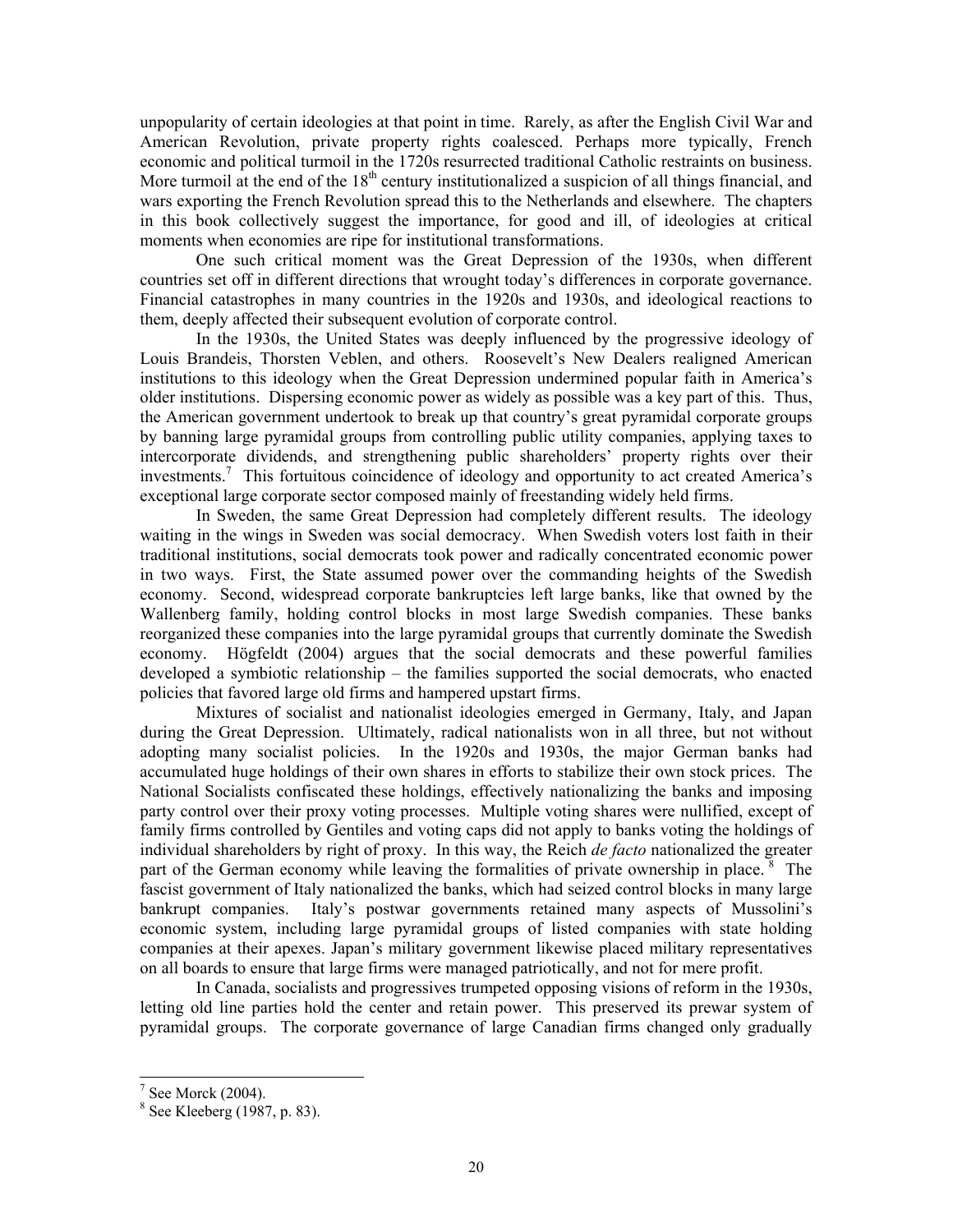unpopularity of certain ideologies at that point in time. Rarely, as after the English Civil War and American Revolution, private property rights coalesced. Perhaps more typically, French economic and political turmoil in the 1720s resurrected traditional Catholic restraints on business. More turmoil at the end of the 18th century institutionalized a suspicion of all things financial, and wars exporting the French Revolution spread this to the Netherlands and elsewhere. The chapters in this book collectively suggest the importance, for good and ill, of ideologies at critical moments when economies are ripe for institutional transformations.

One such critical moment was the Great Depression of the 1930s, when different countries set off in different directions that wrought today's differences in corporate governance. Financial catastrophes in many countries in the 1920s and 1930s, and ideological reactions to them, deeply affected their subsequent evolution of corporate control.

In the 1930s, the United States was deeply influenced by the progressive ideology of Louis Brandeis, Thorsten Veblen, and others. Roosevelt's New Dealers realigned American institutions to this ideology when the Great Depression undermined popular faith in America's older institutions. Dispersing economic power as widely as possible was a key part of this. Thus, the American government undertook to break up that country's great pyramidal corporate groups by banning large pyramidal groups from controlling public utility companies, applying taxes to intercorporate dividends, and strengthening public shareholders' property rights over their investments.[7] This fortuitous coincidence of ideology and opportunity to act created America's exceptional large corporate sector composed mainly of freestanding widely held firms.

In Sweden, the same Great Depression had completely different results. The ideology waiting in the wings in Sweden was social democracy. When Swedish voters lost faith in their traditional institutions, social democrats took power and radically concentrated economic power in two ways. First, the State assumed power over the commanding heights of the Swedish economy. Second, widespread corporate bankruptcies left large banks, like that owned by the Wallenberg family, holding control blocks in most large Swedish companies. These banks reorganized these companies into the large pyramidal groups that currently dominate the Swedish economy. Högfeldt (2004) argues that the social democrats and these powerful families developed a symbiotic relationship – the families supported the social democrats, who enacted policies that favored large old firms and hampered upstart firms.

Mixtures of socialist and nationalist ideologies emerged in Germany, Italy, and Japan during the Great Depression. Ultimately, radical nationalists won in all three, but not without adopting many socialist policies. In the 1920s and 1930s, the major German banks had accumulated huge holdings of their own shares in efforts to stabilize their own stock prices. The National Socialists confiscated these holdings, effectively nationalizing the banks and imposing party control over their proxy voting processes. Multiple voting shares were nullified, except of family firms controlled by Gentiles and voting caps did not apply to banks voting the holdings of individual shareholders by right of proxy. In this way, the Reich *de facto* nationalized the greater part of the German economy while leaving the formalities of private ownership in place.[8] The fascist government of Italy nationalized the banks, which had seized control blocks in many large bankrupt companies. Italy's postwar governments retained many aspects of Mussolini's economic system, including large pyramidal groups of listed companies with state holding companies at their apexes. Japan's military government likewise placed military representatives on all boards to ensure that large firms were managed patriotically, and not for mere profit.

In Canada, socialists and progressives trumpeted opposing visions of reform in the 1930s, letting old line parties hold the center and retain power. This preserved its prewar system of pyramidal groups. The corporate governance of large Canadian firms changed only gradually

---

[7] See Morck (2004).

[8] See Kleeberg (1987, p. 83).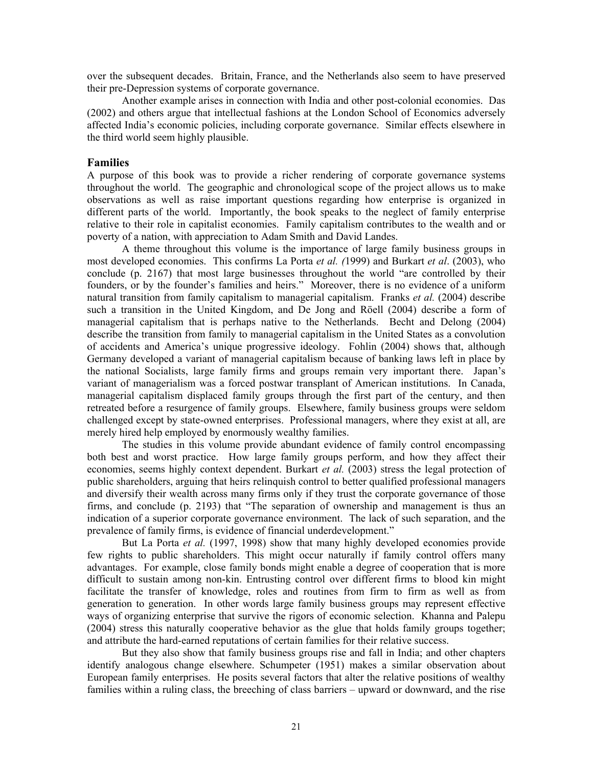over the subsequent decades. Britain, France, and the Netherlands also seem to have preserved their pre-Depression systems of corporate governance.

Another example arises in connection with India and other post-colonial economies. Das (2002) and others argue that intellectual fashions at the London School of Economics adversely affected India's economic policies, including corporate governance. Similar effects elsewhere in the third world seem highly plausible.

## Families

A purpose of this book was to provide a richer rendering of corporate governance systems throughout the world. The geographic and chronological scope of the project allows us to make observations as well as raise important questions regarding how enterprise is organized in different parts of the world. Importantly, the book speaks to the neglect of family enterprise relative to their role in capitalist economies. Family capitalism contributes to the wealth and or poverty of a nation, with appreciation to Adam Smith and David Landes.

A theme throughout this volume is the importance of large family business groups in most developed economies. This confirms La Porta *et al. (*1999) and Burkart *et al*. (2003), who conclude (p. 2167) that most large businesses throughout the world "are controlled by their founders, or by the founder's families and heirs." Moreover, there is no evidence of a uniform natural transition from family capitalism to managerial capitalism. Franks *et al.* (2004) describe such a transition in the United Kingdom, and De Jong and Röell (2004) describe a form of managerial capitalism that is perhaps native to the Netherlands. Becht and Delong (2004) describe the transition from family to managerial capitalism in the United States as a convolution of accidents and America's unique progressive ideology. Fohlin (2004) shows that, although Germany developed a variant of managerial capitalism because of banking laws left in place by the national Socialists, large family firms and groups remain very important there. Japan's variant of managerialism was a forced postwar transplant of American institutions. In Canada, managerial capitalism displaced family groups through the first part of the century, and then retreated before a resurgence of family groups. Elsewhere, family business groups were seldom challenged except by state-owned enterprises. Professional managers, where they exist at all, are merely hired help employed by enormously wealthy families.

The studies in this volume provide abundant evidence of family control encompassing both best and worst practice. How large family groups perform, and how they affect their economies, seems highly context dependent. Burkart *et al.* (2003) stress the legal protection of public shareholders, arguing that heirs relinquish control to better qualified professional managers and diversify their wealth across many firms only if they trust the corporate governance of those firms, and conclude (p. 2193) that "The separation of ownership and management is thus an indication of a superior corporate governance environment. The lack of such separation, and the prevalence of family firms, is evidence of financial underdevelopment."

But La Porta *et al.* (1997, 1998) show that many highly developed economies provide few rights to public shareholders. This might occur naturally if family control offers many advantages. For example, close family bonds might enable a degree of cooperation that is more difficult to sustain among non-kin. Entrusting control over different firms to blood kin might facilitate the transfer of knowledge, roles and routines from firm to firm as well as from generation to generation. In other words large family business groups may represent effective ways of organizing enterprise that survive the rigors of economic selection. Khanna and Palepu (2004) stress this naturally cooperative behavior as the glue that holds family groups together; and attribute the hard-earned reputations of certain families for their relative success.

But they also show that family business groups rise and fall in India; and other chapters identify analogous change elsewhere. Schumpeter (1951) makes a similar observation about European family enterprises. He posits several factors that alter the relative positions of wealthy families within a ruling class, the breeching of class barriers – upward or downward, and the rise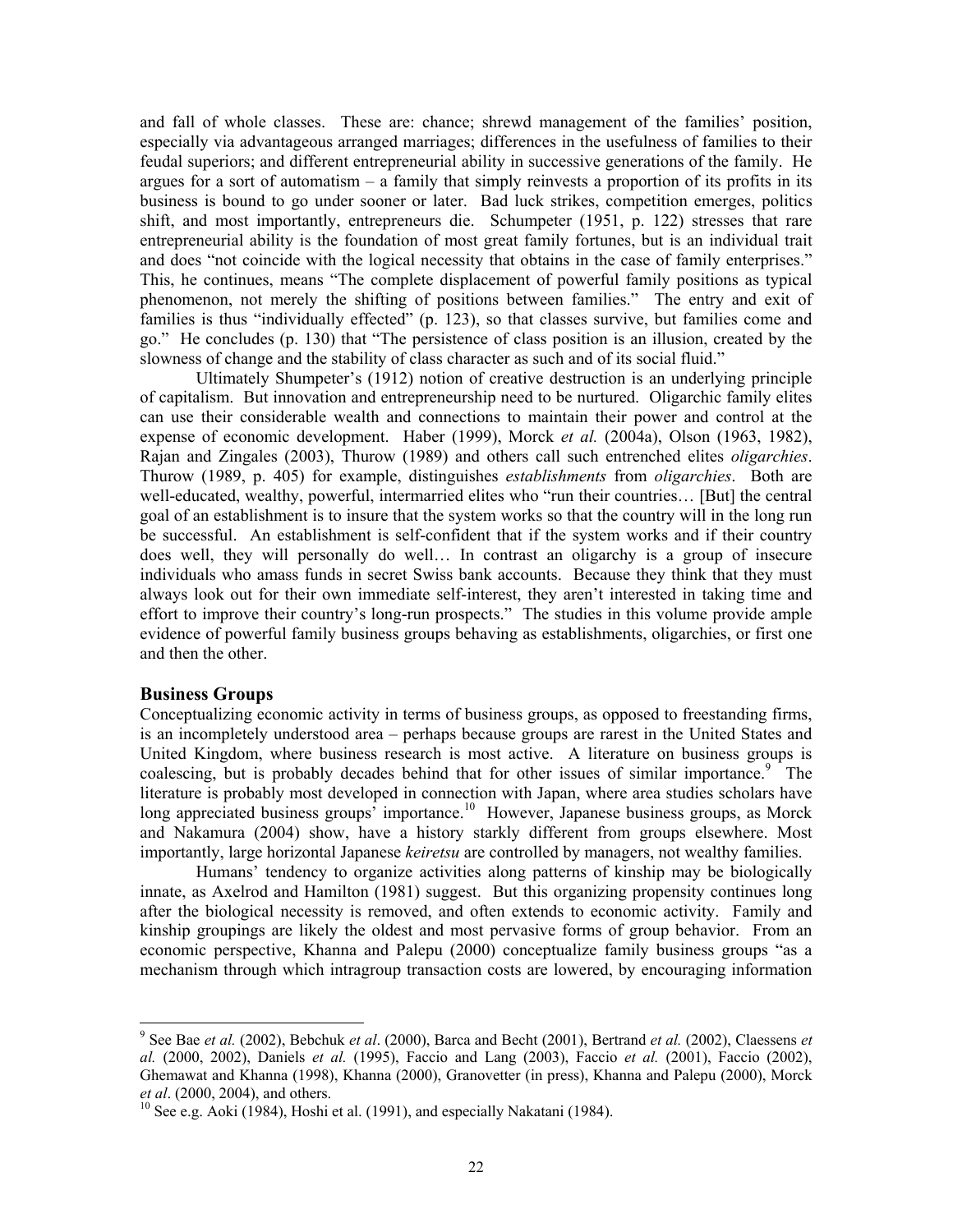and fall of whole classes. These are: chance; shrewd management of the families' position, especially via advantageous arranged marriages; differences in the usefulness of families to their feudal superiors; and different entrepreneurial ability in successive generations of the family. He argues for a sort of automatism – a family that simply reinvests a proportion of its profits in its business is bound to go under sooner or later. Bad luck strikes, competition emerges, politics shift, and most importantly, entrepreneurs die. Schumpeter (1951, p. 122) stresses that rare entrepreneurial ability is the foundation of most great family fortunes, but is an individual trait and does "not coincide with the logical necessity that obtains in the case of family enterprises." This, he continues, means "The complete displacement of powerful family positions as typical phenomenon, not merely the shifting of positions between families." The entry and exit of families is thus "individually effected" (p. 123), so that classes survive, but families come and go." He concludes (p. 130) that "The persistence of class position is an illusion, created by the slowness of change and the stability of class character as such and of its social fluid."

Ultimately Shumpeter's (1912) notion of creative destruction is an underlying principle of capitalism. But innovation and entrepreneurship need to be nurtured. Oligarchic family elites can use their considerable wealth and connections to maintain their power and control at the expense of economic development. Haber (1999), Morck *et al.* (2004a), Olson (1963, 1982), Rajan and Zingales (2003), Thurow (1989) and others call such entrenched elites *oligarchies*. Thurow (1989, p. 405) for example, distinguishes *establishments* from *oligarchies*. Both are well-educated, wealthy, powerful, intermarried elites who "run their countries… [But] the central goal of an establishment is to insure that the system works so that the country will in the long run be successful. An establishment is self-confident that if the system works and if their country does well, they will personally do well… In contrast an oligarchy is a group of insecure individuals who amass funds in secret Swiss bank accounts. Because they think that they must always look out for their own immediate self-interest, they aren't interested in taking time and effort to improve their country's long-run prospects." The studies in this volume provide ample evidence of powerful family business groups behaving as establishments, oligarchies, or first one and then the other.

## Business Groups

Conceptualizing economic activity in terms of business groups, as opposed to freestanding firms, is an incompletely understood area – perhaps because groups are rarest in the United States and United Kingdom, where business research is most active. A literature on business groups is coalescing, but is probably decades behind that for other issues of similar importance.[9] The literature is probably most developed in connection with Japan, where area studies scholars have long appreciated business groups' importance.[10] However, Japanese business groups, as Morck and Nakamura (2004) show, have a history starkly different from groups elsewhere. Most importantly, large horizontal Japanese *keiretsu* are controlled by managers, not wealthy families.

Humans' tendency to organize activities along patterns of kinship may be biologically innate, as Axelrod and Hamilton (1981) suggest. But this organizing propensity continues long after the biological necessity is removed, and often extends to economic activity. Family and kinship groupings are likely the oldest and most pervasive forms of group behavior. From an economic perspective, Khanna and Palepu (2000) conceptualize family business groups "as a mechanism through which intragroup transaction costs are lowered, by encouraging information

[9] See Bae *et al.* (2002), Bebchuk *et al*. (2000), Barca and Becht (2001), Bertrand *et al.* (2002), Claessens *et al.* (2000, 2002), Daniels *et al.* (1995), Faccio and Lang (2003), Faccio *et al.* (2001), Faccio (2002), Ghemawat and Khanna (1998), Khanna (2000), Granovetter (in press), Khanna and Palepu (2000), Morck *et al*. (2000, 2004), and others.

[10] See e.g. Aoki (1984), Hoshi et al. (1991), and especially Nakatani (1984).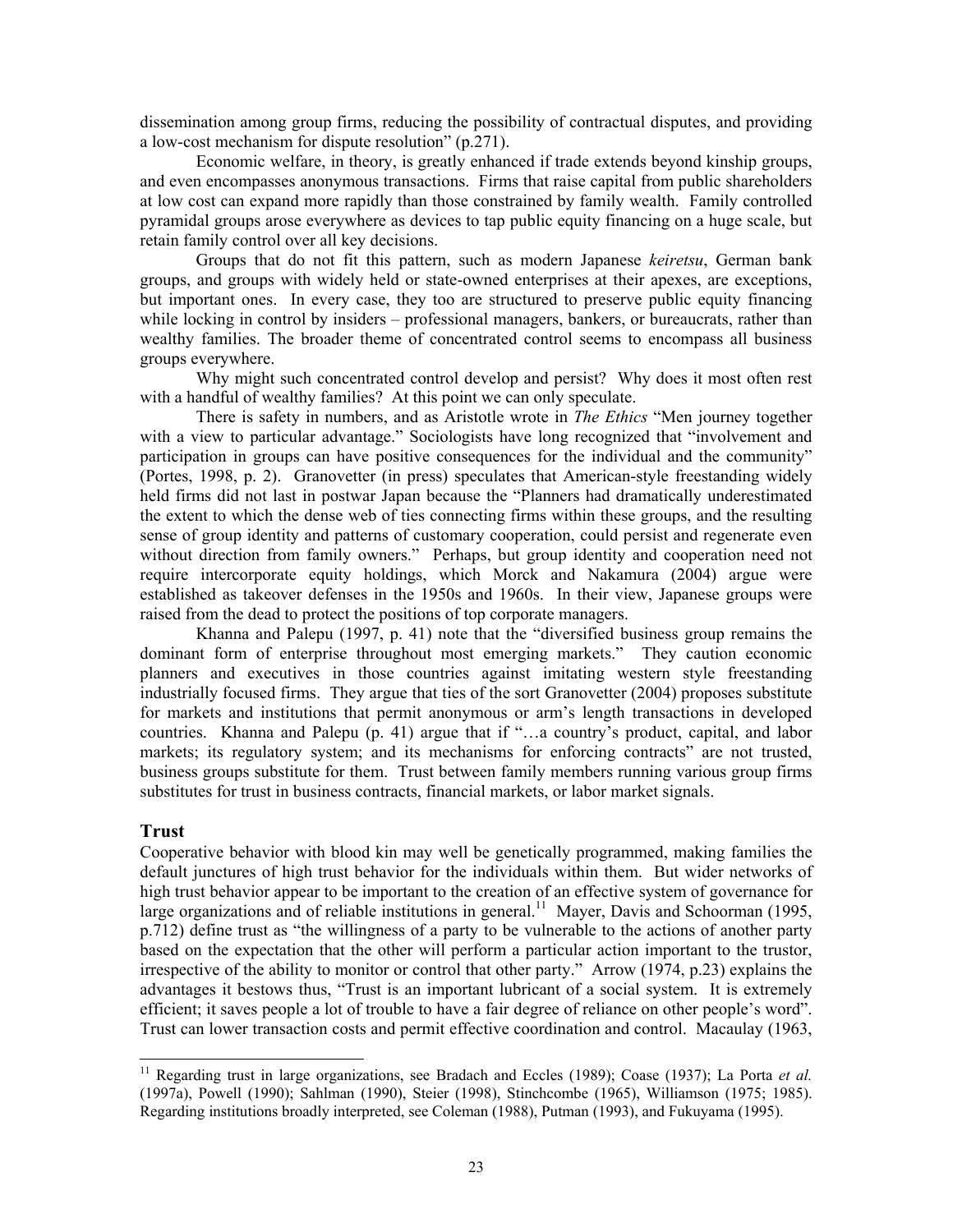dissemination among group firms, reducing the possibility of contractual disputes, and providing a low-cost mechanism for dispute resolution" (p.271).

Economic welfare, in theory, is greatly enhanced if trade extends beyond kinship groups, and even encompasses anonymous transactions. Firms that raise capital from public shareholders at low cost can expand more rapidly than those constrained by family wealth. Family controlled pyramidal groups arose everywhere as devices to tap public equity financing on a huge scale, but retain family control over all key decisions.

Groups that do not fit this pattern, such as modern Japanese *keiretsu*, German bank groups, and groups with widely held or state-owned enterprises at their apexes, are exceptions, but important ones. In every case, they too are structured to preserve public equity financing while locking in control by insiders – professional managers, bankers, or bureaucrats, rather than wealthy families. The broader theme of concentrated control seems to encompass all business groups everywhere.

Why might such concentrated control develop and persist? Why does it most often rest with a handful of wealthy families? At this point we can only speculate.

There is safety in numbers, and as Aristotle wrote in *The Ethics* "Men journey together with a view to particular advantage." Sociologists have long recognized that "involvement and participation in groups can have positive consequences for the individual and the community" (Portes, 1998, p. 2). Granovetter (in press) speculates that American-style freestanding widely held firms did not last in postwar Japan because the "Planners had dramatically underestimated the extent to which the dense web of ties connecting firms within these groups, and the resulting sense of group identity and patterns of customary cooperation, could persist and regenerate even without direction from family owners." Perhaps, but group identity and cooperation need not require intercorporate equity holdings, which Morck and Nakamura (2004) argue were established as takeover defenses in the 1950s and 1960s. In their view, Japanese groups were raised from the dead to protect the positions of top corporate managers.

Khanna and Palepu (1997, p. 41) note that the "diversified business group remains the dominant form of enterprise throughout most emerging markets." They caution economic planners and executives in those countries against imitating western style freestanding industrially focused firms. They argue that ties of the sort Granovetter (2004) proposes substitute for markets and institutions that permit anonymous or arm's length transactions in developed countries. Khanna and Palepu (p. 41) argue that if "…a country's product, capital, and labor markets; its regulatory system; and its mechanisms for enforcing contracts" are not trusted, business groups substitute for them. Trust between family members running various group firms substitutes for trust in business contracts, financial markets, or labor market signals.

## Trust

Cooperative behavior with blood kin may well be genetically programmed, making families the default junctures of high trust behavior for the individuals within them. But wider networks of high trust behavior appear to be important to the creation of an effective system of governance for large organizations and of reliable institutions in general.[11] Mayer, Davis and Schoorman (1995, p.712) define trust as "the willingness of a party to be vulnerable to the actions of another party based on the expectation that the other will perform a particular action important to the trustor, irrespective of the ability to monitor or control that other party." Arrow (1974, p.23) explains the advantages it bestows thus, "Trust is an important lubricant of a social system. It is extremely efficient; it saves people a lot of trouble to have a fair degree of reliance on other people's word". Trust can lower transaction costs and permit effective coordination and control. Macaulay (1963,

[11] Regarding trust in large organizations, see Bradach and Eccles (1989); Coase (1937); La Porta *et al.* (1997a), Powell (1990); Sahlman (1990), Steier (1998), Stinchcombe (1965), Williamson (1975; 1985). Regarding institutions broadly interpreted, see Coleman (1988), Putman (1993), and Fukuyama (1995).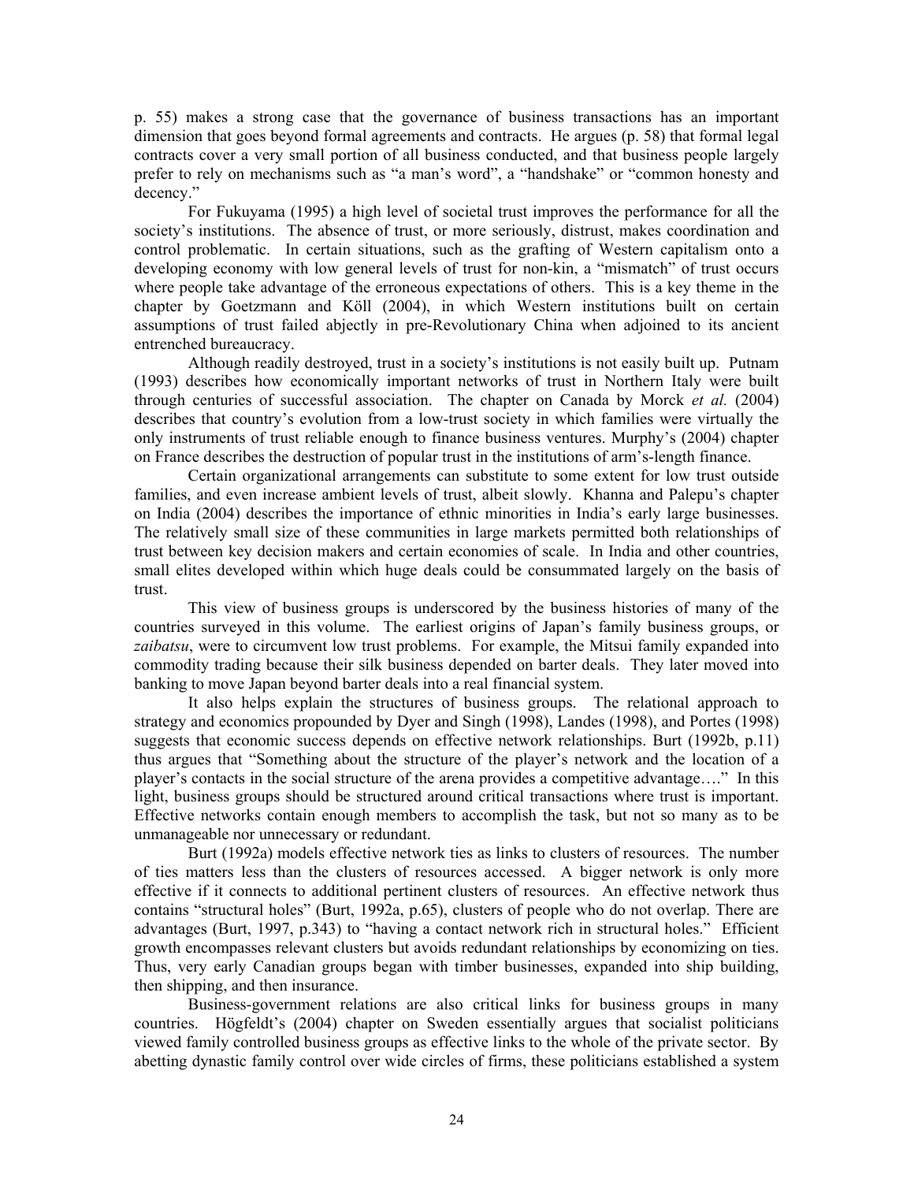p. 55) makes a strong case that the governance of business transactions has an important dimension that goes beyond formal agreements and contracts. He argues (p. 58) that formal legal contracts cover a very small portion of all business conducted, and that business people largely prefer to rely on mechanisms such as "a man's word", a "handshake" or "common honesty and decency."

For Fukuyama (1995) a high level of societal trust improves the performance for all the society's institutions. The absence of trust, or more seriously, distrust, makes coordination and control problematic. In certain situations, such as the grafting of Western capitalism onto a developing economy with low general levels of trust for non-kin, a "mismatch" of trust occurs where people take advantage of the erroneous expectations of others. This is a key theme in the chapter by Goetzmann and Köll (2004), in which Western institutions built on certain assumptions of trust failed abjectly in pre-Revolutionary China when adjoined to its ancient entrenched bureaucracy.

Although readily destroyed, trust in a society's institutions is not easily built up. Putnam (1993) describes how economically important networks of trust in Northern Italy were built through centuries of successful association. The chapter on Canada by Morck *et al.* (2004) describes that country's evolution from a low-trust society in which families were virtually the only instruments of trust reliable enough to finance business ventures. Murphy's (2004) chapter on France describes the destruction of popular trust in the institutions of arm's-length finance.

Certain organizational arrangements can substitute to some extent for low trust outside families, and even increase ambient levels of trust, albeit slowly. Khanna and Palepu's chapter on India (2004) describes the importance of ethnic minorities in India's early large businesses. The relatively small size of these communities in large markets permitted both relationships of trust between key decision makers and certain economies of scale. In India and other countries, small elites developed within which huge deals could be consummated largely on the basis of trust.

This view of business groups is underscored by the business histories of many of the countries surveyed in this volume. The earliest origins of Japan's family business groups, or *zaibatsu*, were to circumvent low trust problems. For example, the Mitsui family expanded into commodity trading because their silk business depended on barter deals. They later moved into banking to move Japan beyond barter deals into a real financial system.

It also helps explain the structures of business groups. The relational approach to strategy and economics propounded by Dyer and Singh (1998), Landes (1998), and Portes (1998) suggests that economic success depends on effective network relationships. Burt (1992b, p.11) thus argues that "Something about the structure of the player's network and the location of a player's contacts in the social structure of the arena provides a competitive advantage…." In this light, business groups should be structured around critical transactions where trust is important. Effective networks contain enough members to accomplish the task, but not so many as to be unmanageable nor unnecessary or redundant.

Burt (1992a) models effective network ties as links to clusters of resources. The number of ties matters less than the clusters of resources accessed. A bigger network is only more effective if it connects to additional pertinent clusters of resources. An effective network thus contains "structural holes" (Burt, 1992a, p.65), clusters of people who do not overlap. There are advantages (Burt, 1997, p.343) to "having a contact network rich in structural holes." Efficient growth encompasses relevant clusters but avoids redundant relationships by economizing on ties. Thus, very early Canadian groups began with timber businesses, expanded into ship building, then shipping, and then insurance.

Business-government relations are also critical links for business groups in many countries. Högfeldt's (2004) chapter on Sweden essentially argues that socialist politicians viewed family controlled business groups as effective links to the whole of the private sector. By abetting dynastic family control over wide circles of firms, these politicians established a system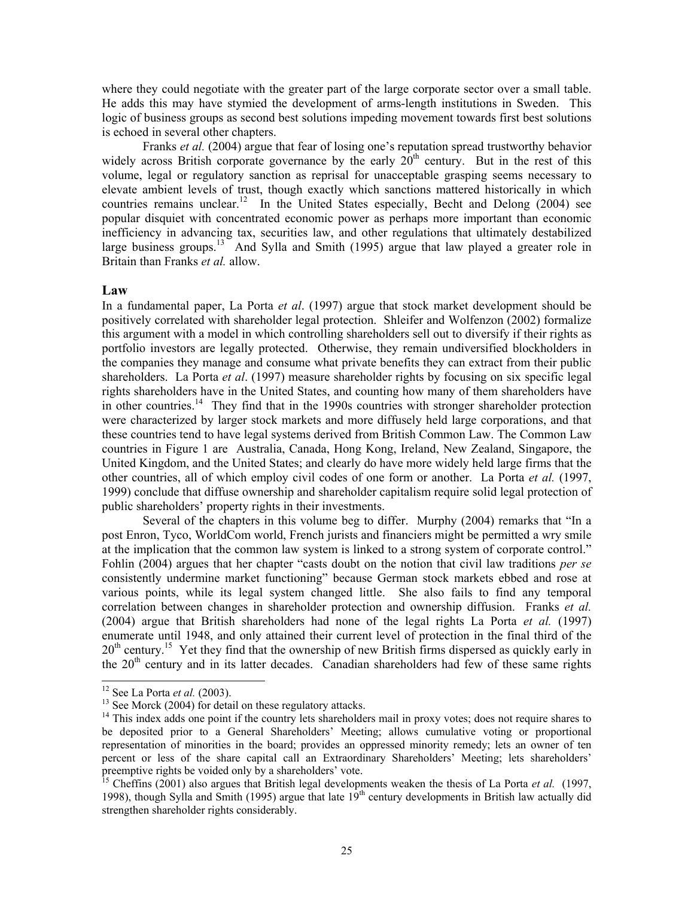where they could negotiate with the greater part of the large corporate sector over a small table. He adds this may have stymied the development of arms-length institutions in Sweden. This logic of business groups as second best solutions impeding movement towards first best solutions is echoed in several other chapters.

Franks *et al.* (2004) argue that fear of losing one's reputation spread trustworthy behavior widely across British corporate governance by the early 20th century. But in the rest of this volume, legal or regulatory sanction as reprisal for unacceptable grasping seems necessary to elevate ambient levels of trust, though exactly which sanctions mattered historically in which countries remains unclear.[12] In the United States especially, Becht and Delong (2004) see popular disquiet with concentrated economic power as perhaps more important than economic inefficiency in advancing tax, securities law, and other regulations that ultimately destabilized large business groups.[13] And Sylla and Smith (1995) argue that law played a greater role in Britain than Franks *et al.* allow.

## Law

In a fundamental paper, La Porta *et al*. (1997) argue that stock market development should be positively correlated with shareholder legal protection. Shleifer and Wolfenzon (2002) formalize this argument with a model in which controlling shareholders sell out to diversify if their rights as portfolio investors are legally protected. Otherwise, they remain undiversified blockholders in the companies they manage and consume what private benefits they can extract from their public shareholders. La Porta *et al*. (1997) measure shareholder rights by focusing on six specific legal rights shareholders have in the United States, and counting how many of them shareholders have in other countries.[14] They find that in the 1990s countries with stronger shareholder protection were characterized by larger stock markets and more diffusely held large corporations, and that these countries tend to have legal systems derived from British Common Law. The Common Law countries in Figure 1 are Australia, Canada, Hong Kong, Ireland, New Zealand, Singapore, the United Kingdom, and the United States; and clearly do have more widely held large firms that the other countries, all of which employ civil codes of one form or another. La Porta *et al.* (1997, 1999) conclude that diffuse ownership and shareholder capitalism require solid legal protection of public shareholders' property rights in their investments.

Several of the chapters in this volume beg to differ. Murphy (2004) remarks that "In a post Enron, Tyco, WorldCom world, French jurists and financiers might be permitted a wry smile at the implication that the common law system is linked to a strong system of corporate control." Fohlin (2004) argues that her chapter "casts doubt on the notion that civil law traditions *per se* consistently undermine market functioning" because German stock markets ebbed and rose at various points, while its legal system changed little. She also fails to find any temporal correlation between changes in shareholder protection and ownership diffusion. Franks *et al.* (2004) argue that British shareholders had none of the legal rights La Porta *et al.* (1997) enumerate until 1948, and only attained their current level of protection in the final third of the 20th century.[15] Yet they find that the ownership of new British firms dispersed as quickly early in the 20th century and in its latter decades. Canadian shareholders had few of these same rights

---

[12] See La Porta *et al.* (2003).

[13] See Morck (2004) for detail on these regulatory attacks.

[14] This index adds one point if the country lets shareholders mail in proxy votes; does not require shares to be deposited prior to a General Shareholders' Meeting; allows cumulative voting or proportional representation of minorities in the board; provides an oppressed minority remedy; lets an owner of ten percent or less of the share capital call an Extraordinary Shareholders' Meeting; lets shareholders' preemptive rights be voided only by a shareholders' vote.

[15] Cheffins (2001) also argues that British legal developments weaken the thesis of La Porta *et al.* (1997, 1998), though Sylla and Smith (1995) argue that late 19th century developments in British law actually did strengthen shareholder rights considerably.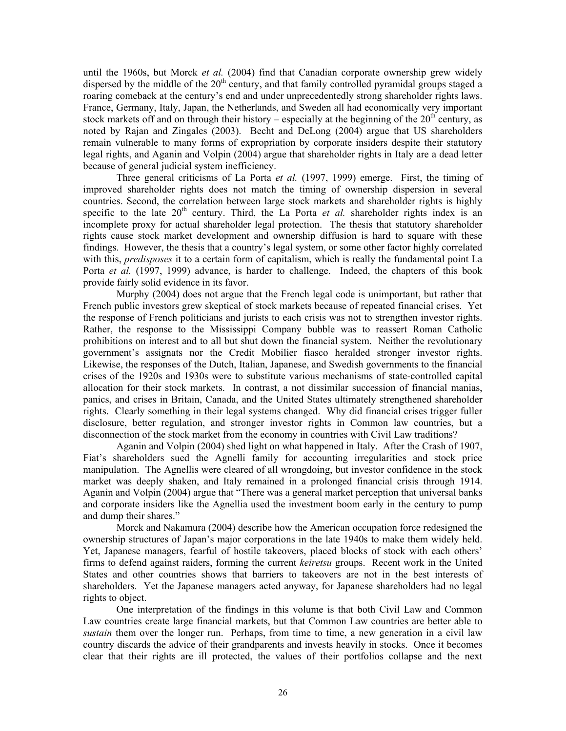until the 1960s, but Morck *et al.* (2004) find that Canadian corporate ownership grew widely dispersed by the middle of the 20th century, and that family controlled pyramidal groups staged a roaring comeback at the century's end and under unprecedentedly strong shareholder rights laws. France, Germany, Italy, Japan, the Netherlands, and Sweden all had economically very important stock markets off and on through their history – especially at the beginning of the 20th century, as noted by Rajan and Zingales (2003). Becht and DeLong (2004) argue that US shareholders remain vulnerable to many forms of expropriation by corporate insiders despite their statutory legal rights, and Aganin and Volpin (2004) argue that shareholder rights in Italy are a dead letter because of general judicial system inefficiency.

Three general criticisms of La Porta *et al.* (1997, 1999) emerge. First, the timing of improved shareholder rights does not match the timing of ownership dispersion in several countries. Second, the correlation between large stock markets and shareholder rights is highly specific to the late 20th century. Third, the La Porta *et al.* shareholder rights index is an incomplete proxy for actual shareholder legal protection. The thesis that statutory shareholder rights cause stock market development and ownership diffusion is hard to square with these findings. However, the thesis that a country's legal system, or some other factor highly correlated with this, *predisposes* it to a certain form of capitalism, which is really the fundamental point La Porta *et al.* (1997, 1999) advance, is harder to challenge. Indeed, the chapters of this book provide fairly solid evidence in its favor.

Murphy (2004) does not argue that the French legal code is unimportant, but rather that French public investors grew skeptical of stock markets because of repeated financial crises. Yet the response of French politicians and jurists to each crisis was not to strengthen investor rights. Rather, the response to the Mississippi Company bubble was to reassert Roman Catholic prohibitions on interest and to all but shut down the financial system. Neither the revolutionary government's assignats nor the Credit Mobilier fiasco heralded stronger investor rights. Likewise, the responses of the Dutch, Italian, Japanese, and Swedish governments to the financial crises of the 1920s and 1930s were to substitute various mechanisms of state-controlled capital allocation for their stock markets. In contrast, a not dissimilar succession of financial manias, panics, and crises in Britain, Canada, and the United States ultimately strengthened shareholder rights. Clearly something in their legal systems changed. Why did financial crises trigger fuller disclosure, better regulation, and stronger investor rights in Common law countries, but a disconnection of the stock market from the economy in countries with Civil Law traditions?

Aganin and Volpin (2004) shed light on what happened in Italy. After the Crash of 1907, Fiat's shareholders sued the Agnelli family for accounting irregularities and stock price manipulation. The Agnellis were cleared of all wrongdoing, but investor confidence in the stock market was deeply shaken, and Italy remained in a prolonged financial crisis through 1914. Aganin and Volpin (2004) argue that "There was a general market perception that universal banks and corporate insiders like the Agnellia used the investment boom early in the century to pump and dump their shares."

Morck and Nakamura (2004) describe how the American occupation force redesigned the ownership structures of Japan's major corporations in the late 1940s to make them widely held. Yet, Japanese managers, fearful of hostile takeovers, placed blocks of stock with each others' firms to defend against raiders, forming the current *keiretsu* groups. Recent work in the United States and other countries shows that barriers to takeovers are not in the best interests of shareholders. Yet the Japanese managers acted anyway, for Japanese shareholders had no legal rights to object.

One interpretation of the findings in this volume is that both Civil Law and Common Law countries create large financial markets, but that Common Law countries are better able to *sustain* them over the longer run. Perhaps, from time to time, a new generation in a civil law country discards the advice of their grandparents and invests heavily in stocks. Once it becomes clear that their rights are ill protected, the values of their portfolios collapse and the next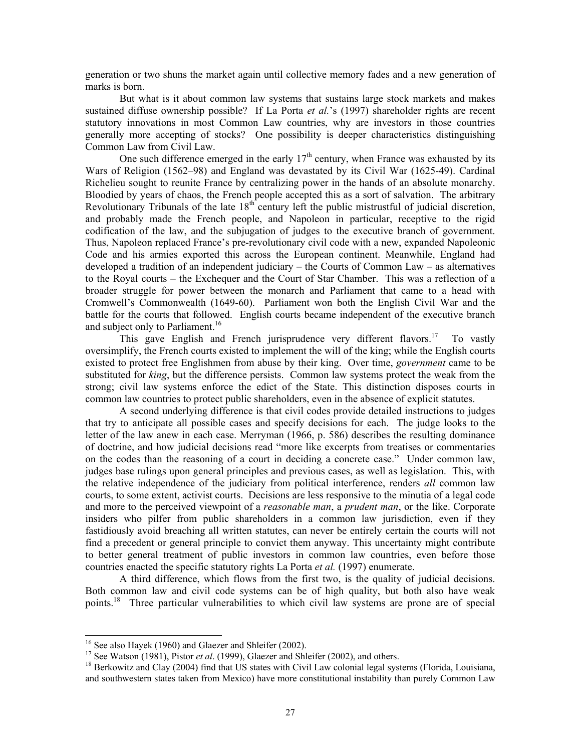generation or two shuns the market again until collective memory fades and a new generation of marks is born.

But what is it about common law systems that sustains large stock markets and makes sustained diffuse ownership possible? If La Porta *et al.*'s (1997) shareholder rights are recent statutory innovations in most Common Law countries, why are investors in those countries generally more accepting of stocks? One possibility is deeper characteristics distinguishing Common Law from Civil Law.

One such difference emerged in the early 17th century, when France was exhausted by its Wars of Religion (1562–98) and England was devastated by its Civil War (1625-49). Cardinal Richelieu sought to reunite France by centralizing power in the hands of an absolute monarchy. Bloodied by years of chaos, the French people accepted this as a sort of salvation. The arbitrary Revolutionary Tribunals of the late 18th century left the public mistrustful of judicial discretion, and probably made the French people, and Napoleon in particular, receptive to the rigid codification of the law, and the subjugation of judges to the executive branch of government. Thus, Napoleon replaced France's pre-revolutionary civil code with a new, expanded Napoleonic Code and his armies exported this across the European continent. Meanwhile, England had developed a tradition of an independent judiciary – the Courts of Common Law – as alternatives to the Royal courts – the Exchequer and the Court of Star Chamber. This was a reflection of a broader struggle for power between the monarch and Parliament that came to a head with Cromwell's Commonwealth (1649-60). Parliament won both the English Civil War and the battle for the courts that followed. English courts became independent of the executive branch and subject only to Parliament.[16]

This gave English and French jurisprudence very different flavors.[17] To vastly oversimplify, the French courts existed to implement the will of the king; while the English courts existed to protect free Englishmen from abuse by their king. Over time, *government* came to be substituted for *king*, but the difference persists. Common law systems protect the weak from the strong; civil law systems enforce the edict of the State. This distinction disposes courts in common law countries to protect public shareholders, even in the absence of explicit statutes.

A second underlying difference is that civil codes provide detailed instructions to judges that try to anticipate all possible cases and specify decisions for each. The judge looks to the letter of the law anew in each case. Merryman (1966, p. 586) describes the resulting dominance of doctrine, and how judicial decisions read "more like excerpts from treatises or commentaries on the codes than the reasoning of a court in deciding a concrete case." Under common law, judges base rulings upon general principles and previous cases, as well as legislation. This, with the relative independence of the judiciary from political interference, renders *all* common law courts, to some extent, activist courts. Decisions are less responsive to the minutia of a legal code and more to the perceived viewpoint of a *reasonable man*, a *prudent man*, or the like. Corporate insiders who pilfer from public shareholders in a common law jurisdiction, even if they fastidiously avoid breaching all written statutes, can never be entirely certain the courts will not find a precedent or general principle to convict them anyway. This uncertainty might contribute to better general treatment of public investors in common law countries, even before those countries enacted the specific statutory rights La Porta *et al.* (1997) enumerate.

A third difference, which flows from the first two, is the quality of judicial decisions. Both common law and civil code systems can be of high quality, but both also have weak points.[18] Three particular vulnerabilities to which civil law systems are prone are of special

---

[16] See also Hayek (1960) and Glaezer and Shleifer (2002).

[17] See Watson (1981), Pistor *et al*. (1999), Glaezer and Shleifer (2002), and others.

[18] Berkowitz and Clay (2004) find that US states with Civil Law colonial legal systems (Florida, Louisiana, and southwestern states taken from Mexico) have more constitutional instability than purely Common Law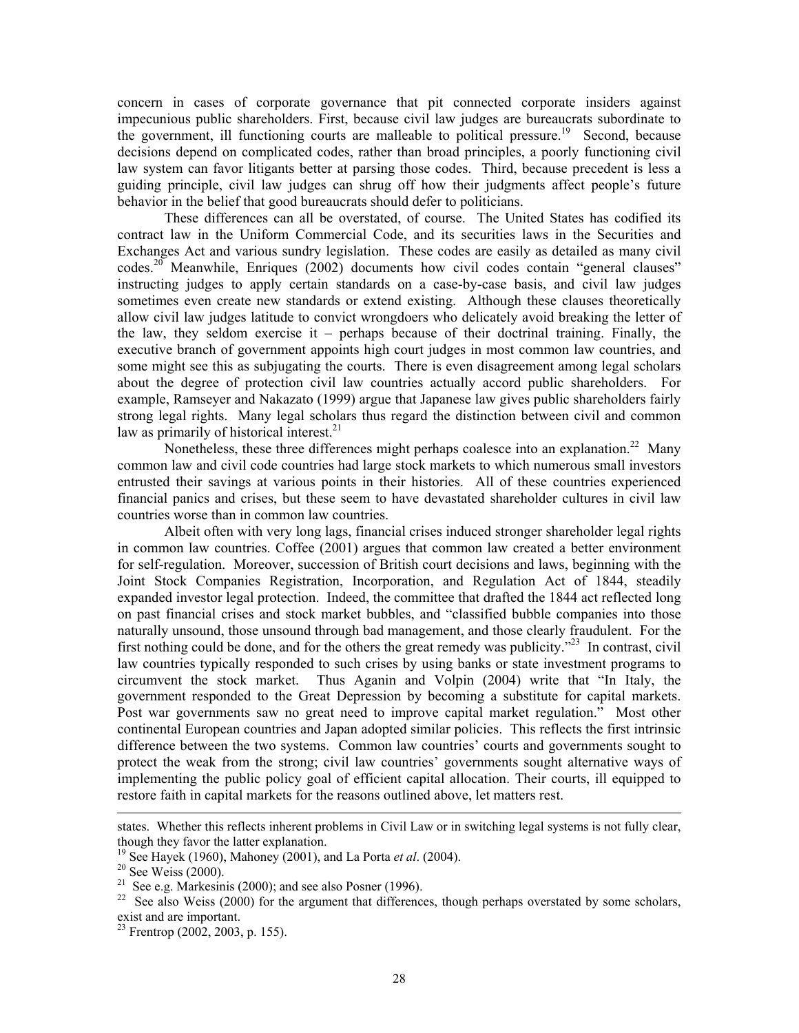concern in cases of corporate governance that pit connected corporate insiders against impecunious public shareholders. First, because civil law judges are bureaucrats subordinate to the government, ill functioning courts are malleable to political pressure.[19] Second, because decisions depend on complicated codes, rather than broad principles, a poorly functioning civil law system can favor litigants better at parsing those codes. Third, because precedent is less a guiding principle, civil law judges can shrug off how their judgments affect people's future behavior in the belief that good bureaucrats should defer to politicians.

These differences can all be overstated, of course. The United States has codified its contract law in the Uniform Commercial Code, and its securities laws in the Securities and Exchanges Act and various sundry legislation. These codes are easily as detailed as many civil codes.[20] Meanwhile, Enriques (2002) documents how civil codes contain "general clauses" instructing judges to apply certain standards on a case-by-case basis, and civil law judges sometimes even create new standards or extend existing. Although these clauses theoretically allow civil law judges latitude to convict wrongdoers who delicately avoid breaking the letter of the law, they seldom exercise it – perhaps because of their doctrinal training. Finally, the executive branch of government appoints high court judges in most common law countries, and some might see this as subjugating the courts. There is even disagreement among legal scholars about the degree of protection civil law countries actually accord public shareholders. For example, Ramseyer and Nakazato (1999) argue that Japanese law gives public shareholders fairly strong legal rights. Many legal scholars thus regard the distinction between civil and common law as primarily of historical interest.[21]

Nonetheless, these three differences might perhaps coalesce into an explanation.[22] Many common law and civil code countries had large stock markets to which numerous small investors entrusted their savings at various points in their histories. All of these countries experienced financial panics and crises, but these seem to have devastated shareholder cultures in civil law countries worse than in common law countries.

Albeit often with very long lags, financial crises induced stronger shareholder legal rights in common law countries. Coffee (2001) argues that common law created a better environment for self-regulation. Moreover, succession of British court decisions and laws, beginning with the Joint Stock Companies Registration, Incorporation, and Regulation Act of 1844, steadily expanded investor legal protection. Indeed, the committee that drafted the 1844 act reflected long on past financial crises and stock market bubbles, and "classified bubble companies into those naturally unsound, those unsound through bad management, and those clearly fraudulent. For the first nothing could be done, and for the others the great remedy was publicity."[23] In contrast, civil law countries typically responded to such crises by using banks or state investment programs to circumvent the stock market. Thus Aganin and Volpin (2004) write that "In Italy, the government responded to the Great Depression by becoming a substitute for capital markets. Post war governments saw no great need to improve capital market regulation." Most other continental European countries and Japan adopted similar policies. This reflects the first intrinsic difference between the two systems. Common law countries' courts and governments sought to protect the weak from the strong; civil law countries' governments sought alternative ways of implementing the public policy goal of efficient capital allocation. Their courts, ill equipped to restore faith in capital markets for the reasons outlined above, let matters rest.

---

states. Whether this reflects inherent problems in Civil Law or in switching legal systems is not fully clear, though they favor the latter explanation.

[19] See Hayek (1960), Mahoney (2001), and La Porta *et al*. (2004).

[20] See Weiss (2000).

[21] See e.g. Markesinis (2000); and see also Posner (1996).

[22] See also Weiss (2000) for the argument that differences, though perhaps overstated by some scholars, exist and are important.

[23] Frentrop (2002, 2003, p. 155).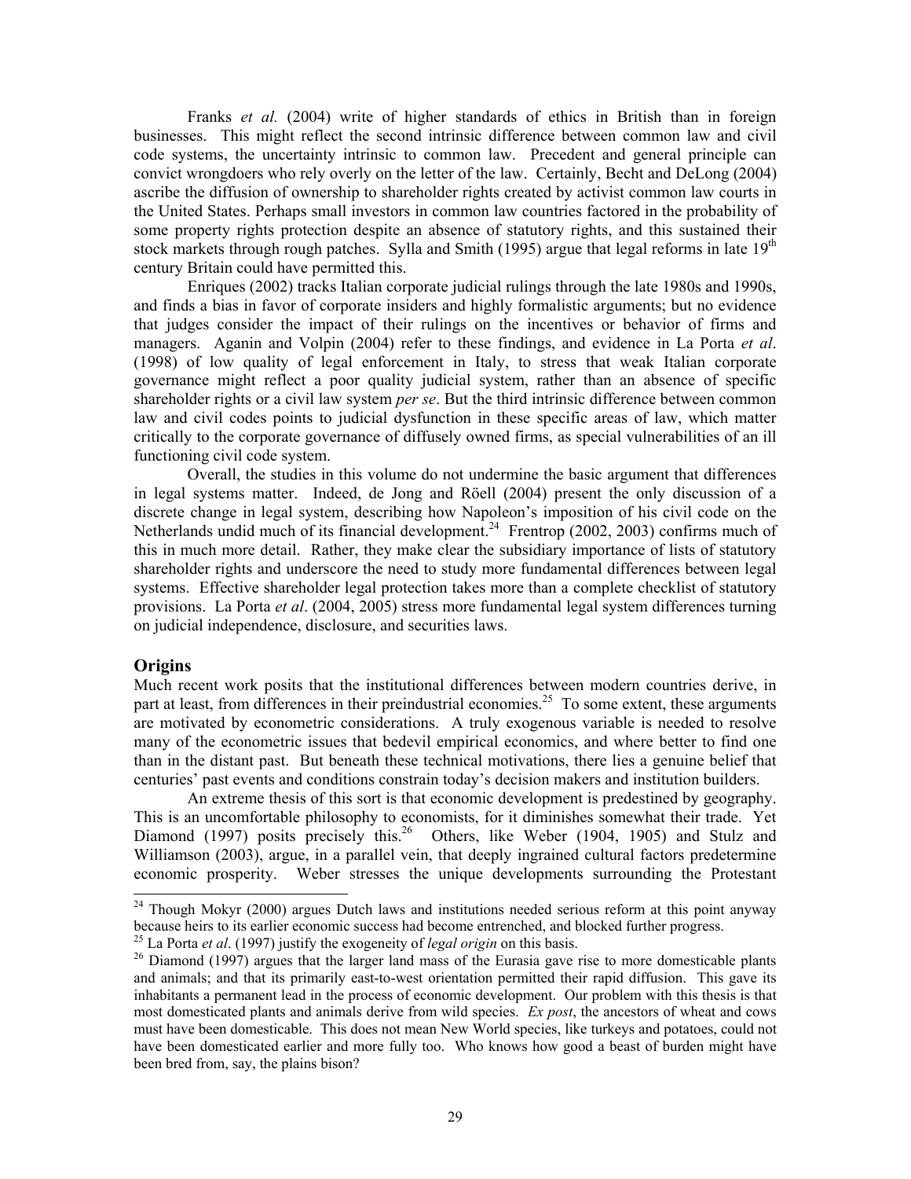Franks *et al.* (2004) write of higher standards of ethics in British than in foreign businesses. This might reflect the second intrinsic difference between common law and civil code systems, the uncertainty intrinsic to common law. Precedent and general principle can convict wrongdoers who rely overly on the letter of the law. Certainly, Becht and DeLong (2004) ascribe the diffusion of ownership to shareholder rights created by activist common law courts in the United States. Perhaps small investors in common law countries factored in the probability of some property rights protection despite an absence of statutory rights, and this sustained their stock markets through rough patches. Sylla and Smith (1995) argue that legal reforms in late 19th century Britain could have permitted this.

Enriques (2002) tracks Italian corporate judicial rulings through the late 1980s and 1990s, and finds a bias in favor of corporate insiders and highly formalistic arguments; but no evidence that judges consider the impact of their rulings on the incentives or behavior of firms and managers. Aganin and Volpin (2004) refer to these findings, and evidence in La Porta *et al*. (1998) of low quality of legal enforcement in Italy, to stress that weak Italian corporate governance might reflect a poor quality judicial system, rather than an absence of specific shareholder rights or a civil law system *per se*. But the third intrinsic difference between common law and civil codes points to judicial dysfunction in these specific areas of law, which matter critically to the corporate governance of diffusely owned firms, as special vulnerabilities of an ill functioning civil code system.

Overall, the studies in this volume do not undermine the basic argument that differences in legal systems matter. Indeed, de Jong and Röell (2004) present the only discussion of a discrete change in legal system, describing how Napoleon's imposition of his civil code on the Netherlands undid much of its financial development.[24] Frentrop (2002, 2003) confirms much of this in much more detail. Rather, they make clear the subsidiary importance of lists of statutory shareholder rights and underscore the need to study more fundamental differences between legal systems. Effective shareholder legal protection takes more than a complete checklist of statutory provisions. La Porta *et al*. (2004, 2005) stress more fundamental legal system differences turning on judicial independence, disclosure, and securities laws.

## Origins

Much recent work posits that the institutional differences between modern countries derive, in part at least, from differences in their preindustrial economies.[25] To some extent, these arguments are motivated by econometric considerations. A truly exogenous variable is needed to resolve many of the econometric issues that bedevil empirical economics, and where better to find one than in the distant past. But beneath these technical motivations, there lies a genuine belief that centuries' past events and conditions constrain today's decision makers and institution builders.

An extreme thesis of this sort is that economic development is predestined by geography. This is an uncomfortable philosophy to economists, for it diminishes somewhat their trade. Yet Diamond (1997) posits precisely this.[26] Others, like Weber (1904, 1905) and Stulz and Williamson (2003), argue, in a parallel vein, that deeply ingrained cultural factors predetermine economic prosperity. Weber stresses the unique developments surrounding the Protestant

---

[24] Though Mokyr (2000) argues Dutch laws and institutions needed serious reform at this point anyway because heirs to its earlier economic success had become entrenched, and blocked further progress.

[25] La Porta *et al*. (1997) justify the exogeneity of *legal origin* on this basis.

[26] Diamond (1997) argues that the larger land mass of the Eurasia gave rise to more domesticable plants and animals; and that its primarily east-to-west orientation permitted their rapid diffusion. This gave its inhabitants a permanent lead in the process of economic development. Our problem with this thesis is that most domesticated plants and animals derive from wild species. *Ex post*, the ancestors of wheat and cows must have been domesticable. This does not mean New World species, like turkeys and potatoes, could not have been domesticated earlier and more fully too. Who knows how good a beast of burden might have been bred from, say, the plains bison?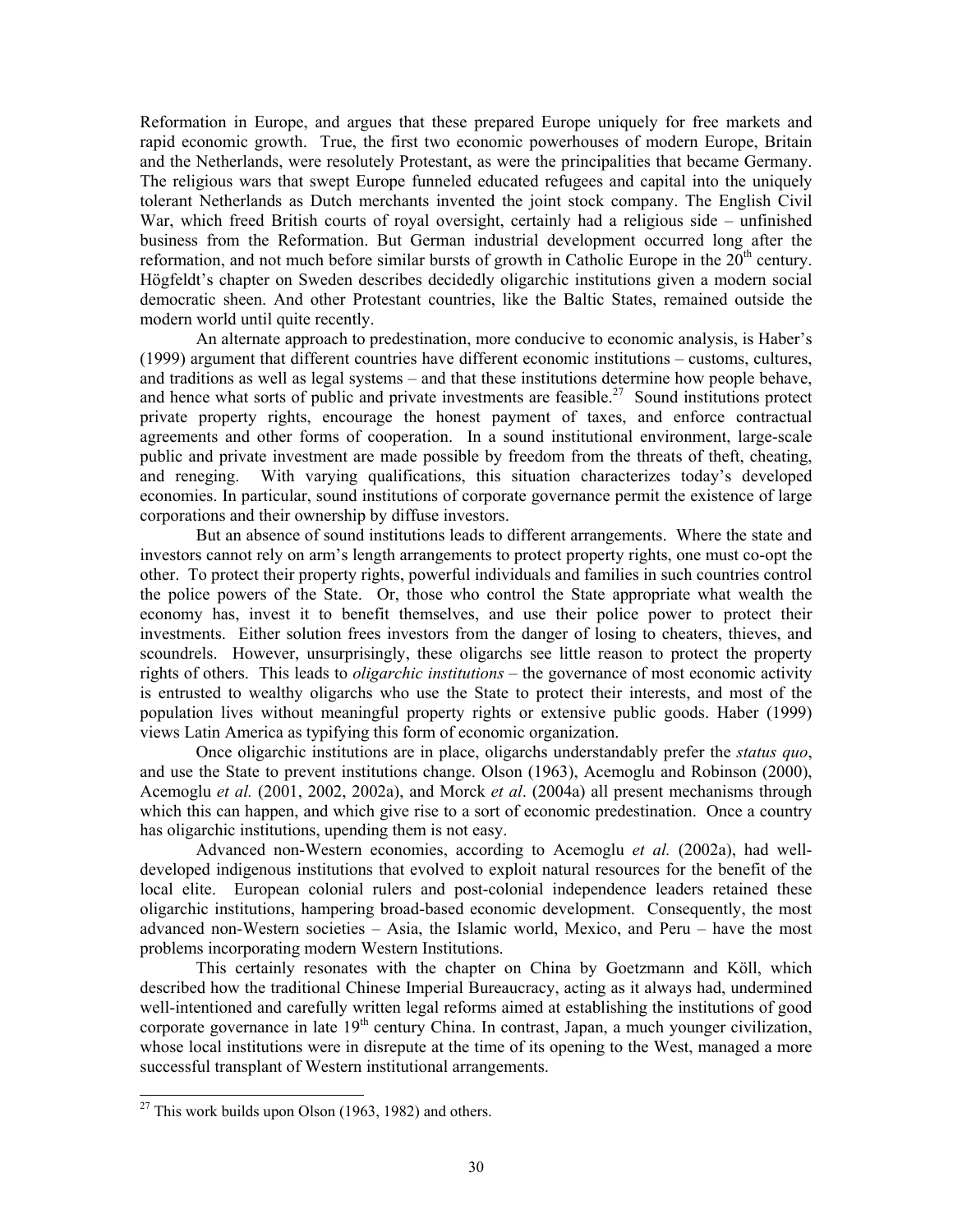Reformation in Europe, and argues that these prepared Europe uniquely for free markets and rapid economic growth. True, the first two economic powerhouses of modern Europe, Britain and the Netherlands, were resolutely Protestant, as were the principalities that became Germany. The religious wars that swept Europe funneled educated refugees and capital into the uniquely tolerant Netherlands as Dutch merchants invented the joint stock company. The English Civil War, which freed British courts of royal oversight, certainly had a religious side – unfinished business from the Reformation. But German industrial development occurred long after the reformation, and not much before similar bursts of growth in Catholic Europe in the 20th century. Högfeldt's chapter on Sweden describes decidedly oligarchic institutions given a modern social democratic sheen. And other Protestant countries, like the Baltic States, remained outside the modern world until quite recently.

An alternate approach to predestination, more conducive to economic analysis, is Haber's (1999) argument that different countries have different economic institutions – customs, cultures, and traditions as well as legal systems – and that these institutions determine how people behave, and hence what sorts of public and private investments are feasible.[27] Sound institutions protect private property rights, encourage the honest payment of taxes, and enforce contractual agreements and other forms of cooperation. In a sound institutional environment, large-scale public and private investment are made possible by freedom from the threats of theft, cheating, and reneging. With varying qualifications, this situation characterizes today's developed economies. In particular, sound institutions of corporate governance permit the existence of large corporations and their ownership by diffuse investors.

But an absence of sound institutions leads to different arrangements. Where the state and investors cannot rely on arm's length arrangements to protect property rights, one must co-opt the other. To protect their property rights, powerful individuals and families in such countries control the police powers of the State. Or, those who control the State appropriate what wealth the economy has, invest it to benefit themselves, and use their police power to protect their investments. Either solution frees investors from the danger of losing to cheaters, thieves, and scoundrels. However, unsurprisingly, these oligarchs see little reason to protect the property rights of others. This leads to *oligarchic institutions* – the governance of most economic activity is entrusted to wealthy oligarchs who use the State to protect their interests, and most of the population lives without meaningful property rights or extensive public goods. Haber (1999) views Latin America as typifying this form of economic organization.

Once oligarchic institutions are in place, oligarchs understandably prefer the *status quo*, and use the State to prevent institutions change. Olson (1963), Acemoglu and Robinson (2000), Acemoglu *et al.* (2001, 2002, 2002a), and Morck *et al*. (2004a) all present mechanisms through which this can happen, and which give rise to a sort of economic predestination. Once a country has oligarchic institutions, upending them is not easy.

Advanced non-Western economies, according to Acemoglu *et al.* (2002a), had well-developed indigenous institutions that evolved to exploit natural resources for the benefit of the local elite. European colonial rulers and post-colonial independence leaders retained these oligarchic institutions, hampering broad-based economic development. Consequently, the most advanced non-Western societies – Asia, the Islamic world, Mexico, and Peru – have the most problems incorporating modern Western Institutions.

This certainly resonates with the chapter on China by Goetzmann and Köll, which described how the traditional Chinese Imperial Bureaucracy, acting as it always had, undermined well-intentioned and carefully written legal reforms aimed at establishing the institutions of good corporate governance in late 19th century China. In contrast, Japan, a much younger civilization, whose local institutions were in disrepute at the time of its opening to the West, managed a more successful transplant of Western institutional arrangements.

[27] This work builds upon Olson (1963, 1982) and others.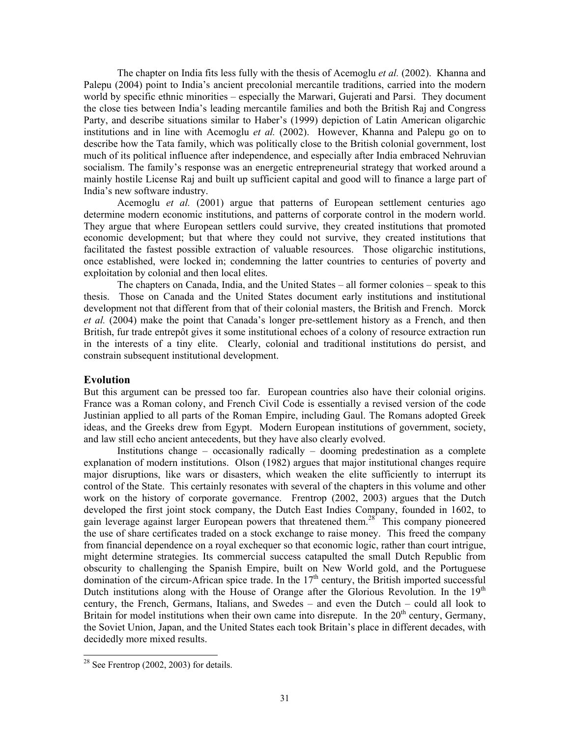The chapter on India fits less fully with the thesis of Acemoglu *et al.* (2002). Khanna and Palepu (2004) point to India's ancient precolonial mercantile traditions, carried into the modern world by specific ethnic minorities – especially the Marwari, Gujerati and Parsi. They document the close ties between India's leading mercantile families and both the British Raj and Congress Party, and describe situations similar to Haber's (1999) depiction of Latin American oligarchic institutions and in line with Acemoglu *et al.* (2002). However, Khanna and Palepu go on to describe how the Tata family, which was politically close to the British colonial government, lost much of its political influence after independence, and especially after India embraced Nehruvian socialism. The family's response was an energetic entrepreneurial strategy that worked around a mainly hostile License Raj and built up sufficient capital and good will to finance a large part of India's new software industry.

Acemoglu *et al.* (2001) argue that patterns of European settlement centuries ago determine modern economic institutions, and patterns of corporate control in the modern world. They argue that where European settlers could survive, they created institutions that promoted economic development; but that where they could not survive, they created institutions that facilitated the fastest possible extraction of valuable resources. Those oligarchic institutions, once established, were locked in; condemning the latter countries to centuries of poverty and exploitation by colonial and then local elites.

The chapters on Canada, India, and the United States – all former colonies – speak to this thesis. Those on Canada and the United States document early institutions and institutional development not that different from that of their colonial masters, the British and French. Morck *et al.* (2004) make the point that Canada's longer pre-settlement history as a French, and then British, fur trade entrepôt gives it some institutional echoes of a colony of resource extraction run in the interests of a tiny elite. Clearly, colonial and traditional institutions do persist, and constrain subsequent institutional development.

## Evolution

But this argument can be pressed too far. European countries also have their colonial origins. France was a Roman colony, and French Civil Code is essentially a revised version of the code Justinian applied to all parts of the Roman Empire, including Gaul. The Romans adopted Greek ideas, and the Greeks drew from Egypt. Modern European institutions of government, society, and law still echo ancient antecedents, but they have also clearly evolved.

Institutions change – occasionally radically – dooming predestination as a complete explanation of modern institutions. Olson (1982) argues that major institutional changes require major disruptions, like wars or disasters, which weaken the elite sufficiently to interrupt its control of the State. This certainly resonates with several of the chapters in this volume and other work on the history of corporate governance. Frentrop (2002, 2003) argues that the Dutch developed the first joint stock company, the Dutch East Indies Company, founded in 1602, to gain leverage against larger European powers that threatened them.[28] This company pioneered the use of share certificates traded on a stock exchange to raise money. This freed the company from financial dependence on a royal exchequer so that economic logic, rather than court intrigue, might determine strategies. Its commercial success catapulted the small Dutch Republic from obscurity to challenging the Spanish Empire, built on New World gold, and the Portuguese domination of the circum-African spice trade. In the 17th century, the British imported successful Dutch institutions along with the House of Orange after the Glorious Revolution. In the 19th century, the French, Germans, Italians, and Swedes – and even the Dutch – could all look to Britain for model institutions when their own came into disrepute. In the 20th century, Germany, the Soviet Union, Japan, and the United States each took Britain's place in different decades, with decidedly more mixed results.

[28] See Frentrop (2002, 2003) for details.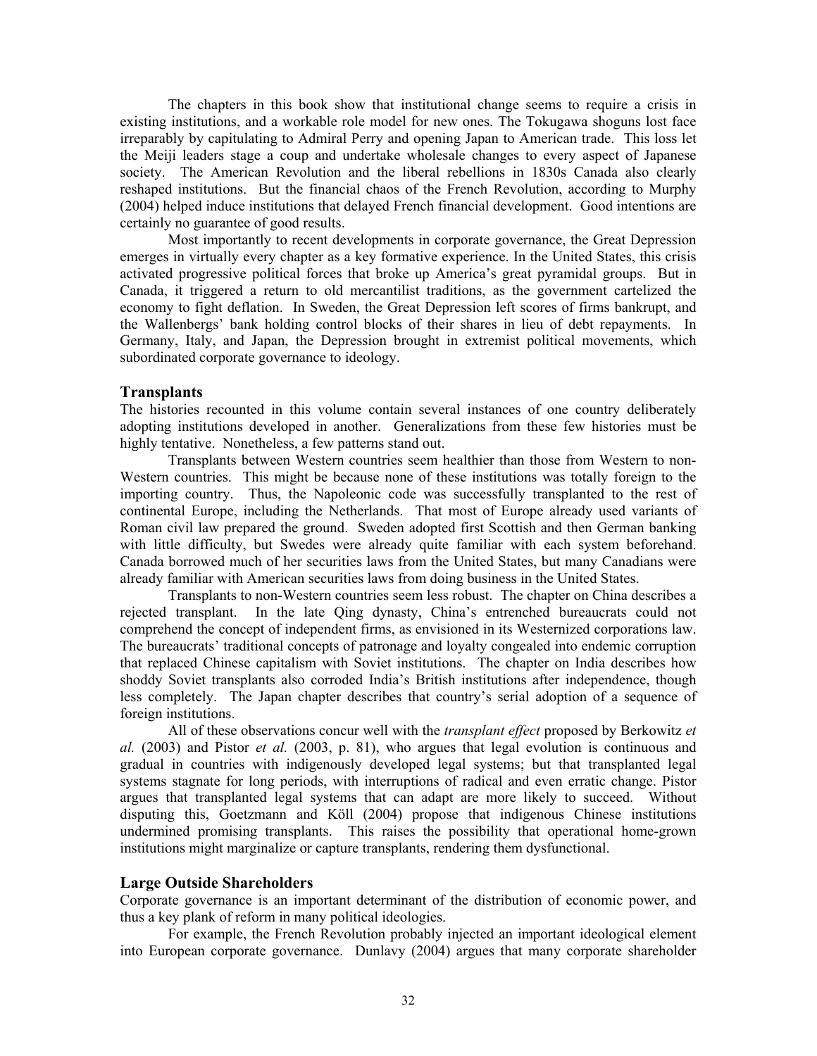The chapters in this book show that institutional change seems to require a crisis in existing institutions, and a workable role model for new ones. The Tokugawa shoguns lost face irreparably by capitulating to Admiral Perry and opening Japan to American trade. This loss let the Meiji leaders stage a coup and undertake wholesale changes to every aspect of Japanese society. The American Revolution and the liberal rebellions in 1830s Canada also clearly reshaped institutions. But the financial chaos of the French Revolution, according to Murphy (2004) helped induce institutions that delayed French financial development. Good intentions are certainly no guarantee of good results.

Most importantly to recent developments in corporate governance, the Great Depression emerges in virtually every chapter as a key formative experience. In the United States, this crisis activated progressive political forces that broke up America's great pyramidal groups. But in Canada, it triggered a return to old mercantilist traditions, as the government cartelized the economy to fight deflation. In Sweden, the Great Depression left scores of firms bankrupt, and the Wallenbergs' bank holding control blocks of their shares in lieu of debt repayments. In Germany, Italy, and Japan, the Depression brought in extremist political movements, which subordinated corporate governance to ideology.

## Transplants

The histories recounted in this volume contain several instances of one country deliberately adopting institutions developed in another. Generalizations from these few histories must be highly tentative. Nonetheless, a few patterns stand out.

Transplants between Western countries seem healthier than those from Western to non-Western countries. This might be because none of these institutions was totally foreign to the importing country. Thus, the Napoleonic code was successfully transplanted to the rest of continental Europe, including the Netherlands. That most of Europe already used variants of Roman civil law prepared the ground. Sweden adopted first Scottish and then German banking with little difficulty, but Swedes were already quite familiar with each system beforehand. Canada borrowed much of her securities laws from the United States, but many Canadians were already familiar with American securities laws from doing business in the United States.

Transplants to non-Western countries seem less robust. The chapter on China describes a rejected transplant. In the late Qing dynasty, China's entrenched bureaucrats could not comprehend the concept of independent firms, as envisioned in its Westernized corporations law. The bureaucrats' traditional concepts of patronage and loyalty congealed into endemic corruption that replaced Chinese capitalism with Soviet institutions. The chapter on India describes how shoddy Soviet transplants also corroded India's British institutions after independence, though less completely. The Japan chapter describes that country's serial adoption of a sequence of foreign institutions.

All of these observations concur well with the *transplant effect* proposed by Berkowitz *et al.* (2003) and Pistor *et al.* (2003, p. 81), who argues that legal evolution is continuous and gradual in countries with indigenously developed legal systems; but that transplanted legal systems stagnate for long periods, with interruptions of radical and even erratic change. Pistor argues that transplanted legal systems that can adapt are more likely to succeed. Without disputing this, Goetzmann and Köll (2004) propose that indigenous Chinese institutions undermined promising transplants. This raises the possibility that operational home-grown institutions might marginalize or capture transplants, rendering them dysfunctional.

## Large Outside Shareholders

Corporate governance is an important determinant of the distribution of economic power, and thus a key plank of reform in many political ideologies.

For example, the French Revolution probably injected an important ideological element into European corporate governance. Dunlavy (2004) argues that many corporate shareholder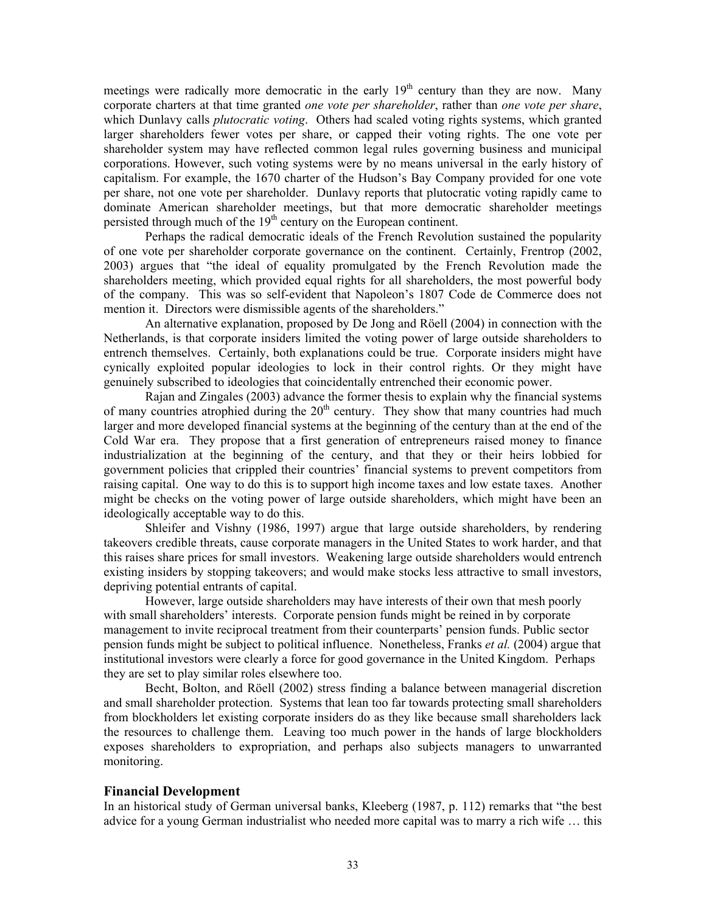meetings were radically more democratic in the early 19th century than they are now. Many corporate charters at that time granted *one vote per shareholder*, rather than *one vote per share*, which Dunlavy calls *plutocratic voting*. Others had scaled voting rights systems, which granted larger shareholders fewer votes per share, or capped their voting rights. The one vote per shareholder system may have reflected common legal rules governing business and municipal corporations. However, such voting systems were by no means universal in the early history of capitalism. For example, the 1670 charter of the Hudson's Bay Company provided for one vote per share, not one vote per shareholder. Dunlavy reports that plutocratic voting rapidly came to dominate American shareholder meetings, but that more democratic shareholder meetings persisted through much of the 19th century on the European continent.

Perhaps the radical democratic ideals of the French Revolution sustained the popularity of one vote per shareholder corporate governance on the continent. Certainly, Frentrop (2002, 2003) argues that "the ideal of equality promulgated by the French Revolution made the shareholders meeting, which provided equal rights for all shareholders, the most powerful body of the company. This was so self-evident that Napoleon's 1807 Code de Commerce does not mention it. Directors were dismissible agents of the shareholders."

An alternative explanation, proposed by De Jong and Röell (2004) in connection with the Netherlands, is that corporate insiders limited the voting power of large outside shareholders to entrench themselves. Certainly, both explanations could be true. Corporate insiders might have cynically exploited popular ideologies to lock in their control rights. Or they might have genuinely subscribed to ideologies that coincidentally entrenched their economic power.

Rajan and Zingales (2003) advance the former thesis to explain why the financial systems of many countries atrophied during the 20th century. They show that many countries had much larger and more developed financial systems at the beginning of the century than at the end of the Cold War era. They propose that a first generation of entrepreneurs raised money to finance industrialization at the beginning of the century, and that they or their heirs lobbied for government policies that crippled their countries' financial systems to prevent competitors from raising capital. One way to do this is to support high income taxes and low estate taxes. Another might be checks on the voting power of large outside shareholders, which might have been an ideologically acceptable way to do this.

Shleifer and Vishny (1986, 1997) argue that large outside shareholders, by rendering takeovers credible threats, cause corporate managers in the United States to work harder, and that this raises share prices for small investors. Weakening large outside shareholders would entrench existing insiders by stopping takeovers; and would make stocks less attractive to small investors, depriving potential entrants of capital.

However, large outside shareholders may have interests of their own that mesh poorly with small shareholders' interests. Corporate pension funds might be reined in by corporate management to invite reciprocal treatment from their counterparts' pension funds. Public sector pension funds might be subject to political influence. Nonetheless, Franks *et al.* (2004) argue that institutional investors were clearly a force for good governance in the United Kingdom. Perhaps they are set to play similar roles elsewhere too.

Becht, Bolton, and Röell (2002) stress finding a balance between managerial discretion and small shareholder protection. Systems that lean too far towards protecting small shareholders from blockholders let existing corporate insiders do as they like because small shareholders lack the resources to challenge them. Leaving too much power in the hands of large blockholders exposes shareholders to expropriation, and perhaps also subjects managers to unwarranted monitoring.

## Financial Development

In an historical study of German universal banks, Kleeberg (1987, p. 112) remarks that "the best advice for a young German industrialist who needed more capital was to marry a rich wife … this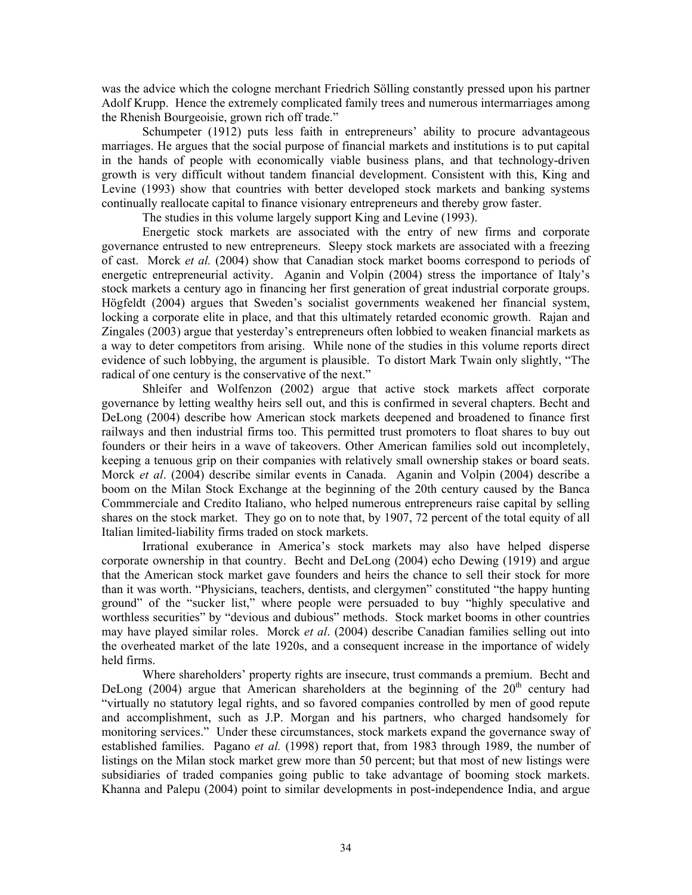was the advice which the cologne merchant Friedrich Sölling constantly pressed upon his partner Adolf Krupp. Hence the extremely complicated family trees and numerous intermarriages among the Rhenish Bourgeoisie, grown rich off trade."

Schumpeter (1912) puts less faith in entrepreneurs' ability to procure advantageous marriages. He argues that the social purpose of financial markets and institutions is to put capital in the hands of people with economically viable business plans, and that technology-driven growth is very difficult without tandem financial development. Consistent with this, King and Levine (1993) show that countries with better developed stock markets and banking systems continually reallocate capital to finance visionary entrepreneurs and thereby grow faster.

The studies in this volume largely support King and Levine (1993).

Energetic stock markets are associated with the entry of new firms and corporate governance entrusted to new entrepreneurs. Sleepy stock markets are associated with a freezing of cast. Morck *et al.* (2004) show that Canadian stock market booms correspond to periods of energetic entrepreneurial activity. Aganin and Volpin (2004) stress the importance of Italy's stock markets a century ago in financing her first generation of great industrial corporate groups. Högfeldt (2004) argues that Sweden's socialist governments weakened her financial system, locking a corporate elite in place, and that this ultimately retarded economic growth. Rajan and Zingales (2003) argue that yesterday's entrepreneurs often lobbied to weaken financial markets as a way to deter competitors from arising. While none of the studies in this volume reports direct evidence of such lobbying, the argument is plausible. To distort Mark Twain only slightly, "The radical of one century is the conservative of the next."

Shleifer and Wolfenzon (2002) argue that active stock markets affect corporate governance by letting wealthy heirs sell out, and this is confirmed in several chapters. Becht and DeLong (2004) describe how American stock markets deepened and broadened to finance first railways and then industrial firms too. This permitted trust promoters to float shares to buy out founders or their heirs in a wave of takeovers. Other American families sold out incompletely, keeping a tenuous grip on their companies with relatively small ownership stakes or board seats. Morck *et al*. (2004) describe similar events in Canada. Aganin and Volpin (2004) describe a boom on the Milan Stock Exchange at the beginning of the 20th century caused by the Banca Commmerciale and Credito Italiano, who helped numerous entrepreneurs raise capital by selling shares on the stock market. They go on to note that, by 1907, 72 percent of the total equity of all Italian limited-liability firms traded on stock markets.

Irrational exuberance in America's stock markets may also have helped disperse corporate ownership in that country. Becht and DeLong (2004) echo Dewing (1919) and argue that the American stock market gave founders and heirs the chance to sell their stock for more than it was worth. "Physicians, teachers, dentists, and clergymen" constituted "the happy hunting ground" of the "sucker list," where people were persuaded to buy "highly speculative and worthless securities" by "devious and dubious" methods. Stock market booms in other countries may have played similar roles. Morck *et al*. (2004) describe Canadian families selling out into the overheated market of the late 1920s, and a consequent increase in the importance of widely held firms.

Where shareholders' property rights are insecure, trust commands a premium. Becht and DeLong (2004) argue that American shareholders at the beginning of the 20th century had "virtually no statutory legal rights, and so favored companies controlled by men of good repute and accomplishment, such as J.P. Morgan and his partners, who charged handsomely for monitoring services." Under these circumstances, stock markets expand the governance sway of established families. Pagano *et al.* (1998) report that, from 1983 through 1989, the number of listings on the Milan stock market grew more than 50 percent; but that most of new listings were subsidiaries of traded companies going public to take advantage of booming stock markets. Khanna and Palepu (2004) point to similar developments in post-independence India, and argue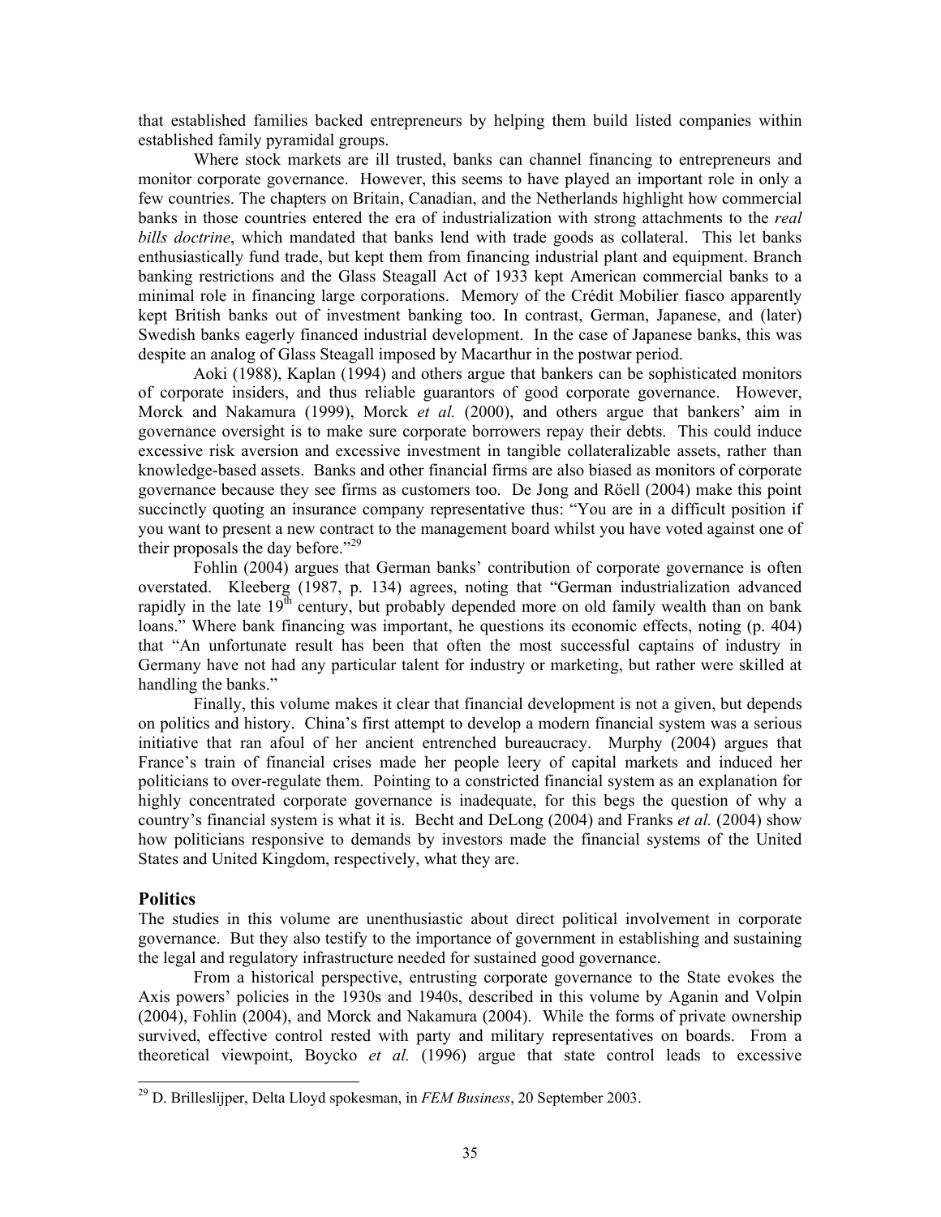that established families backed entrepreneurs by helping them build listed companies within established family pyramidal groups.

Where stock markets are ill trusted, banks can channel financing to entrepreneurs and monitor corporate governance. However, this seems to have played an important role in only a few countries. The chapters on Britain, Canadian, and the Netherlands highlight how commercial banks in those countries entered the era of industrialization with strong attachments to the *real bills doctrine*, which mandated that banks lend with trade goods as collateral. This let banks enthusiastically fund trade, but kept them from financing industrial plant and equipment. Branch banking restrictions and the Glass Steagall Act of 1933 kept American commercial banks to a minimal role in financing large corporations. Memory of the Crédit Mobilier fiasco apparently kept British banks out of investment banking too. In contrast, German, Japanese, and (later) Swedish banks eagerly financed industrial development. In the case of Japanese banks, this was despite an analog of Glass Steagall imposed by Macarthur in the postwar period.

Aoki (1988), Kaplan (1994) and others argue that bankers can be sophisticated monitors of corporate insiders, and thus reliable guarantors of good corporate governance. However, Morck and Nakamura (1999), Morck *et al.* (2000), and others argue that bankers' aim in governance oversight is to make sure corporate borrowers repay their debts. This could induce excessive risk aversion and excessive investment in tangible collateralizable assets, rather than knowledge-based assets. Banks and other financial firms are also biased as monitors of corporate governance because they see firms as customers too. De Jong and Röell (2004) make this point succinctly quoting an insurance company representative thus: "You are in a difficult position if you want to present a new contract to the management board whilst you have voted against one of their proposals the day before."[29]

Fohlin (2004) argues that German banks' contribution of corporate governance is often overstated. Kleeberg (1987, p. 134) agrees, noting that "German industrialization advanced rapidly in the late 19[th] century, but probably depended more on old family wealth than on bank loans." Where bank financing was important, he questions its economic effects, noting (p. 404) that "An unfortunate result has been that often the most successful captains of industry in Germany have not had any particular talent for industry or marketing, but rather were skilled at handling the banks."

Finally, this volume makes it clear that financial development is not a given, but depends on politics and history. China's first attempt to develop a modern financial system was a serious initiative that ran afoul of her ancient entrenched bureaucracy. Murphy (2004) argues that France's train of financial crises made her people leery of capital markets and induced her politicians to over-regulate them. Pointing to a constricted financial system as an explanation for highly concentrated corporate governance is inadequate, for this begs the question of why a country's financial system is what it is. Becht and DeLong (2004) and Franks *et al.* (2004) show how politicians responsive to demands by investors made the financial systems of the United States and United Kingdom, respectively, what they are.

## Politics

The studies in this volume are unenthusiastic about direct political involvement in corporate governance. But they also testify to the importance of government in establishing and sustaining the legal and regulatory infrastructure needed for sustained good governance.

From a historical perspective, entrusting corporate governance to the State evokes the Axis powers' policies in the 1930s and 1940s, described in this volume by Aganin and Volpin (2004), Fohlin (2004), and Morck and Nakamura (2004). While the forms of private ownership survived, effective control rested with party and military representatives on boards. From a theoretical viewpoint, Boycko *et al.* (1996) argue that state control leads to excessive

---

[29] D. Brilleslijper, Delta Lloyd spokesman, in *FEM Business*, 20 September 2003.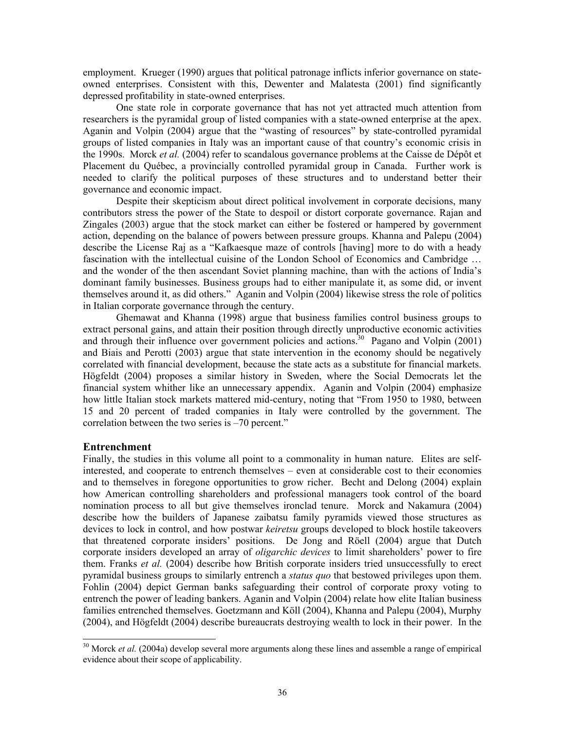employment. Krueger (1990) argues that political patronage inflicts inferior governance on state-owned enterprises. Consistent with this, Dewenter and Malatesta (2001) find significantly depressed profitability in state-owned enterprises.

One state role in corporate governance that has not yet attracted much attention from researchers is the pyramidal group of listed companies with a state-owned enterprise at the apex. Aganin and Volpin (2004) argue that the "wasting of resources" by state-controlled pyramidal groups of listed companies in Italy was an important cause of that country's economic crisis in the 1990s. Morck *et al.* (2004) refer to scandalous governance problems at the Caisse de Dépôt et Placement du Québec, a provincially controlled pyramidal group in Canada. Further work is needed to clarify the political purposes of these structures and to understand better their governance and economic impact.

Despite their skepticism about direct political involvement in corporate decisions, many contributors stress the power of the State to despoil or distort corporate governance. Rajan and Zingales (2003) argue that the stock market can either be fostered or hampered by government action, depending on the balance of powers between pressure groups. Khanna and Palepu (2004) describe the License Raj as a "Kafkaesque maze of controls [having] more to do with a heady fascination with the intellectual cuisine of the London School of Economics and Cambridge … and the wonder of the then ascendant Soviet planning machine, than with the actions of India's dominant family businesses. Business groups had to either manipulate it, as some did, or invent themselves around it, as did others." Aganin and Volpin (2004) likewise stress the role of politics in Italian corporate governance through the century.

Ghemawat and Khanna (1998) argue that business families control business groups to extract personal gains, and attain their position through directly unproductive economic activities and through their influence over government policies and actions.[30] Pagano and Volpin (2001) and Biais and Perotti (2003) argue that state intervention in the economy should be negatively correlated with financial development, because the state acts as a substitute for financial markets. Högfeldt (2004) proposes a similar history in Sweden, where the Social Democrats let the financial system whither like an unnecessary appendix. Aganin and Volpin (2004) emphasize how little Italian stock markets mattered mid-century, noting that "From 1950 to 1980, between 15 and 20 percent of traded companies in Italy were controlled by the government. The correlation between the two series is –70 percent."

## Entrenchment

Finally, the studies in this volume all point to a commonality in human nature. Elites are self-interested, and cooperate to entrench themselves – even at considerable cost to their economies and to themselves in foregone opportunities to grow richer. Becht and Delong (2004) explain how American controlling shareholders and professional managers took control of the board nomination process to all but give themselves ironclad tenure. Morck and Nakamura (2004) describe how the builders of Japanese zaibatsu family pyramids viewed those structures as devices to lock in control, and how postwar *keiretsu* groups developed to block hostile takeovers that threatened corporate insiders' positions. De Jong and Röell (2004) argue that Dutch corporate insiders developed an array of *oligarchic devices* to limit shareholders' power to fire them. Franks *et al.* (2004) describe how British corporate insiders tried unsuccessfully to erect pyramidal business groups to similarly entrench a *status quo* that bestowed privileges upon them. Fohlin (2004) depict German banks safeguarding their control of corporate proxy voting to entrench the power of leading bankers. Aganin and Volpin (2004) relate how elite Italian business families entrenched themselves. Goetzmann and Köll (2004), Khanna and Palepu (2004), Murphy (2004), and Högfeldt (2004) describe bureaucrats destroying wealth to lock in their power. In the

[30] Morck *et al.* (2004a) develop several more arguments along these lines and assemble a range of empirical evidence about their scope of applicability.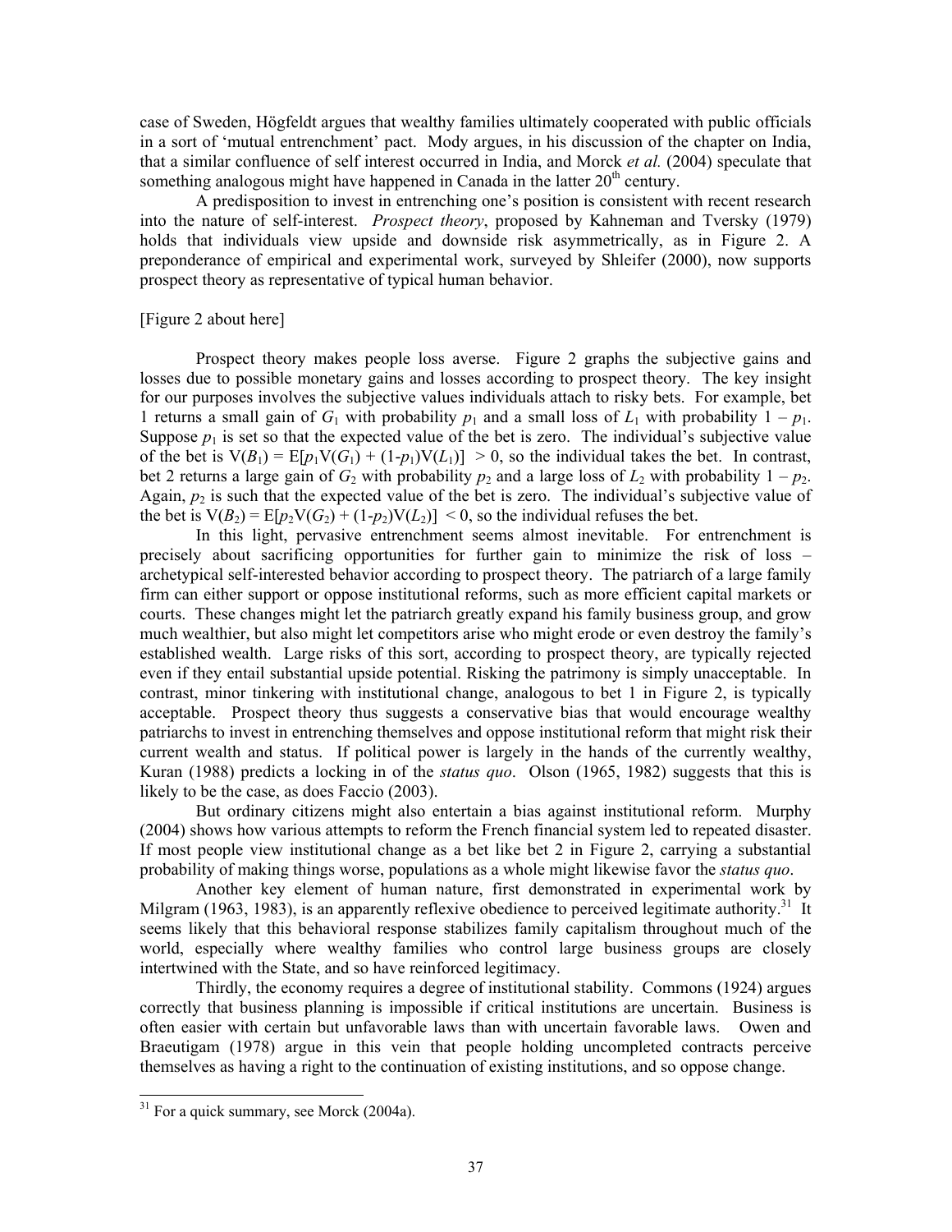case of Sweden, Högfeldt argues that wealthy families ultimately cooperated with public officials in a sort of 'mutual entrenchment' pact. Mody argues, in his discussion of the chapter on India, that a similar confluence of self interest occurred in India, and Morck *et al.* (2004) speculate that something analogous might have happened in Canada in the latter 20th century.

A predisposition to invest in entrenching one's position is consistent with recent research into the nature of self-interest. *Prospect theory*, proposed by Kahneman and Tversky (1979) holds that individuals view upside and downside risk asymmetrically, as in Figure 2. A preponderance of empirical and experimental work, surveyed by Shleifer (2000), now supports prospect theory as representative of typical human behavior.

[Figure 2 about here]

Prospect theory makes people loss averse. Figure 2 graphs the subjective gains and losses due to possible monetary gains and losses according to prospect theory. The key insight for our purposes involves the subjective values individuals attach to risky bets. For example, bet 1 returns a small gain of $G_1$ with probability $p_1$ and a small loss of $L_1$ with probability $1 - p_1$. Suppose $p_1$ is set so that the expected value of the bet is zero. The individual's subjective value of the bet is $V(B_1) = E[p_1 V(G_1) + (1-p_1)V(L_1)] > 0$, so the individual takes the bet. In contrast, bet 2 returns a large gain of $G_2$ with probability $p_2$ and a large loss of $L_2$ with probability $1 - p_2$. Again, $p_2$ is such that the expected value of the bet is zero. The individual's subjective value of the bet is $V(B_2) = E[p_2 V(G_2) + (1-p_2)V(L_2)] < 0$, so the individual refuses the bet.

In this light, pervasive entrenchment seems almost inevitable. For entrenchment is precisely about sacrificing opportunities for further gain to minimize the risk of loss – archetypical self-interested behavior according to prospect theory. The patriarch of a large family firm can either support or oppose institutional reforms, such as more efficient capital markets or courts. These changes might let the patriarch greatly expand his family business group, and grow much wealthier, but also might let competitors arise who might erode or even destroy the family's established wealth. Large risks of this sort, according to prospect theory, are typically rejected even if they entail substantial upside potential. Risking the patrimony is simply unacceptable. In contrast, minor tinkering with institutional change, analogous to bet 1 in Figure 2, is typically acceptable. Prospect theory thus suggests a conservative bias that would encourage wealthy patriarchs to invest in entrenching themselves and oppose institutional reform that might risk their current wealth and status. If political power is largely in the hands of the currently wealthy, Kuran (1988) predicts a locking in of the *status quo*. Olson (1965, 1982) suggests that this is likely to be the case, as does Faccio (2003).

But ordinary citizens might also entertain a bias against institutional reform. Murphy (2004) shows how various attempts to reform the French financial system led to repeated disaster. If most people view institutional change as a bet like bet 2 in Figure 2, carrying a substantial probability of making things worse, populations as a whole might likewise favor the *status quo*.

Another key element of human nature, first demonstrated in experimental work by Milgram (1963, 1983), is an apparently reflexive obedience to perceived legitimate authority.[31] It seems likely that this behavioral response stabilizes family capitalism throughout much of the world, especially where wealthy families who control large business groups are closely intertwined with the State, and so have reinforced legitimacy.

Thirdly, the economy requires a degree of institutional stability. Commons (1924) argues correctly that business planning is impossible if critical institutions are uncertain. Business is often easier with certain but unfavorable laws than with uncertain favorable laws. Owen and Braeutigam (1978) argue in this vein that people holding uncompleted contracts perceive themselves as having a right to the continuation of existing institutions, and so oppose change.

[31] For a quick summary, see Morck (2004a).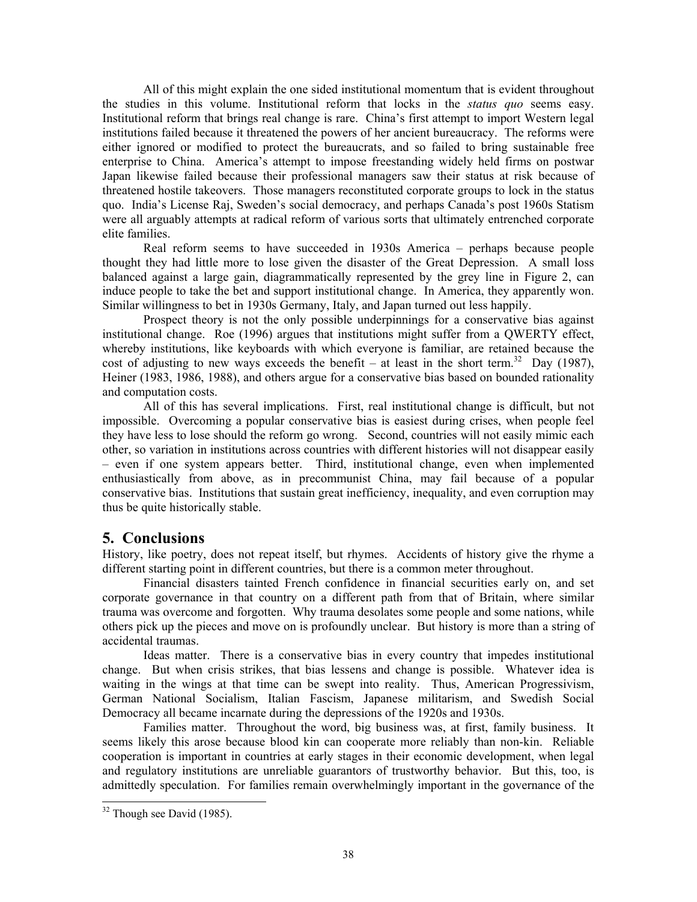All of this might explain the one sided institutional momentum that is evident throughout the studies in this volume. Institutional reform that locks in the *status quo* seems easy. Institutional reform that brings real change is rare. China's first attempt to import Western legal institutions failed because it threatened the powers of her ancient bureaucracy. The reforms were either ignored or modified to protect the bureaucrats, and so failed to bring sustainable free enterprise to China. America's attempt to impose freestanding widely held firms on postwar Japan likewise failed because their professional managers saw their status at risk because of threatened hostile takeovers. Those managers reconstituted corporate groups to lock in the status quo. India's License Raj, Sweden's social democracy, and perhaps Canada's post 1960s Statism were all arguably attempts at radical reform of various sorts that ultimately entrenched corporate elite families.

Real reform seems to have succeeded in 1930s America – perhaps because people thought they had little more to lose given the disaster of the Great Depression. A small loss balanced against a large gain, diagrammatically represented by the grey line in Figure 2, can induce people to take the bet and support institutional change. In America, they apparently won. Similar willingness to bet in 1930s Germany, Italy, and Japan turned out less happily.

Prospect theory is not the only possible underpinnings for a conservative bias against institutional change. Roe (1996) argues that institutions might suffer from a QWERTY effect, whereby institutions, like keyboards with which everyone is familiar, are retained because the cost of adjusting to new ways exceeds the benefit – at least in the short term.[32] Day (1987), Heiner (1983, 1986, 1988), and others argue for a conservative bias based on bounded rationality and computation costs.

All of this has several implications. First, real institutional change is difficult, but not impossible. Overcoming a popular conservative bias is easiest during crises, when people feel they have less to lose should the reform go wrong. Second, countries will not easily mimic each other, so variation in institutions across countries with different histories will not disappear easily – even if one system appears better. Third, institutional change, even when implemented enthusiastically from above, as in precommunist China, may fail because of a popular conservative bias. Institutions that sustain great inefficiency, inequality, and even corruption may thus be quite historically stable.

## 5. Conclusions

History, like poetry, does not repeat itself, but rhymes. Accidents of history give the rhyme a different starting point in different countries, but there is a common meter throughout.

Financial disasters tainted French confidence in financial securities early on, and set corporate governance in that country on a different path from that of Britain, where similar trauma was overcome and forgotten. Why trauma desolates some people and some nations, while others pick up the pieces and move on is profoundly unclear. But history is more than a string of accidental traumas.

Ideas matter. There is a conservative bias in every country that impedes institutional change. But when crisis strikes, that bias lessens and change is possible. Whatever idea is waiting in the wings at that time can be swept into reality. Thus, American Progressivism, German National Socialism, Italian Fascism, Japanese militarism, and Swedish Social Democracy all became incarnate during the depressions of the 1920s and 1930s.

Families matter. Throughout the word, big business was, at first, family business. It seems likely this arose because blood kin can cooperate more reliably than non-kin. Reliable cooperation is important in countries at early stages in their economic development, when legal and regulatory institutions are unreliable guarantors of trustworthy behavior. But this, too, is admittedly speculation. For families remain overwhelmingly important in the governance of the

[32] Though see David (1985).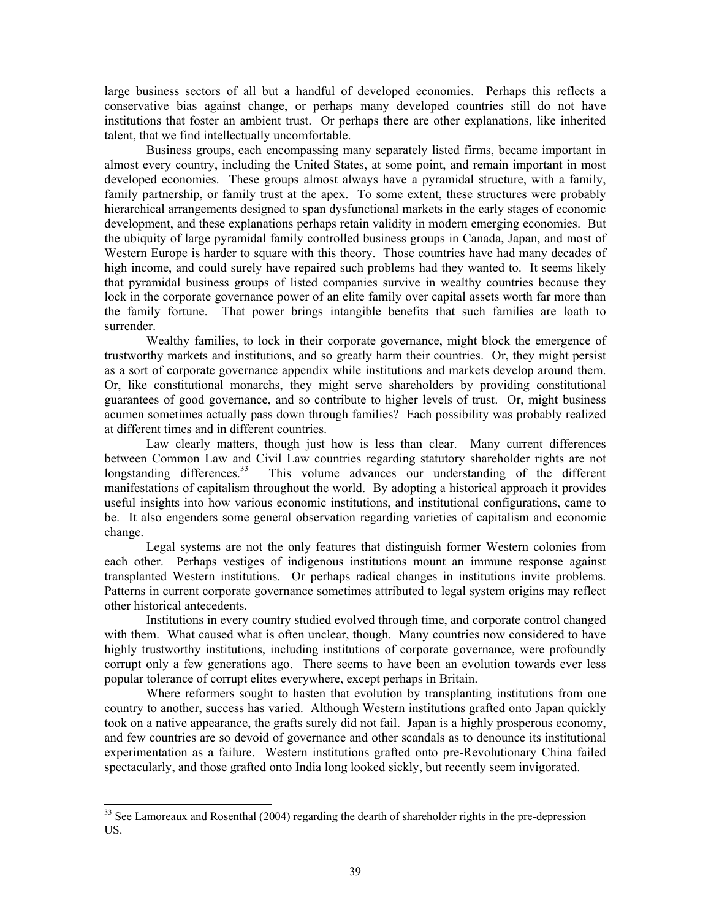large business sectors of all but a handful of developed economies. Perhaps this reflects a conservative bias against change, or perhaps many developed countries still do not have institutions that foster an ambient trust. Or perhaps there are other explanations, like inherited talent, that we find intellectually uncomfortable.

Business groups, each encompassing many separately listed firms, became important in almost every country, including the United States, at some point, and remain important in most developed economies. These groups almost always have a pyramidal structure, with a family, family partnership, or family trust at the apex. To some extent, these structures were probably hierarchical arrangements designed to span dysfunctional markets in the early stages of economic development, and these explanations perhaps retain validity in modern emerging economies. But the ubiquity of large pyramidal family controlled business groups in Canada, Japan, and most of Western Europe is harder to square with this theory. Those countries have had many decades of high income, and could surely have repaired such problems had they wanted to. It seems likely that pyramidal business groups of listed companies survive in wealthy countries because they lock in the corporate governance power of an elite family over capital assets worth far more than the family fortune. That power brings intangible benefits that such families are loath to surrender.

Wealthy families, to lock in their corporate governance, might block the emergence of trustworthy markets and institutions, and so greatly harm their countries. Or, they might persist as a sort of corporate governance appendix while institutions and markets develop around them. Or, like constitutional monarchs, they might serve shareholders by providing constitutional guarantees of good governance, and so contribute to higher levels of trust. Or, might business acumen sometimes actually pass down through families? Each possibility was probably realized at different times and in different countries.

Law clearly matters, though just how is less than clear. Many current differences between Common Law and Civil Law countries regarding statutory shareholder rights are not longstanding differences.[33] This volume advances our understanding of the different manifestations of capitalism throughout the world. By adopting a historical approach it provides useful insights into how various economic institutions, and institutional configurations, came to be. It also engenders some general observation regarding varieties of capitalism and economic change.

Legal systems are not the only features that distinguish former Western colonies from each other. Perhaps vestiges of indigenous institutions mount an immune response against transplanted Western institutions. Or perhaps radical changes in institutions invite problems. Patterns in current corporate governance sometimes attributed to legal system origins may reflect other historical antecedents.

Institutions in every country studied evolved through time, and corporate control changed with them. What caused what is often unclear, though. Many countries now considered to have highly trustworthy institutions, including institutions of corporate governance, were profoundly corrupt only a few generations ago. There seems to have been an evolution towards ever less popular tolerance of corrupt elites everywhere, except perhaps in Britain.

Where reformers sought to hasten that evolution by transplanting institutions from one country to another, success has varied. Although Western institutions grafted onto Japan quickly took on a native appearance, the grafts surely did not fail. Japan is a highly prosperous economy, and few countries are so devoid of governance and other scandals as to denounce its institutional experimentation as a failure. Western institutions grafted onto pre-Revolutionary China failed spectacularly, and those grafted onto India long looked sickly, but recently seem invigorated.

---

[33] See Lamoreaux and Rosenthal (2004) regarding the dearth of shareholder rights in the pre-depression US.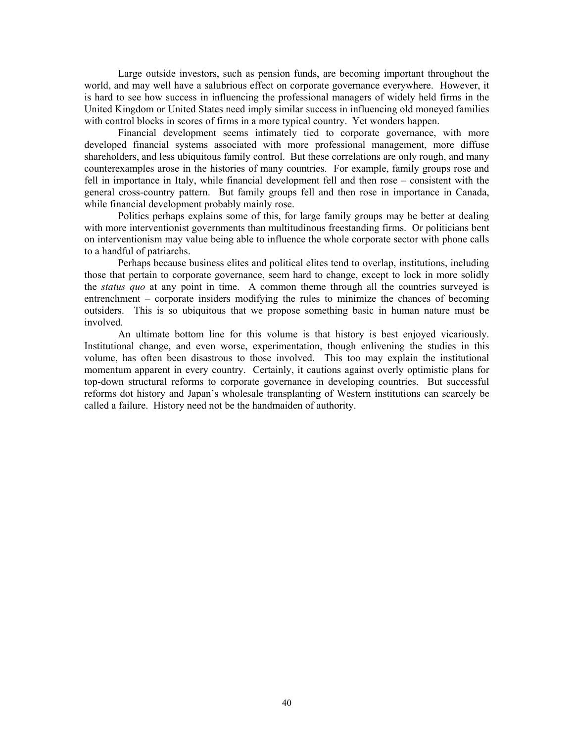Large outside investors, such as pension funds, are becoming important throughout the world, and may well have a salubrious effect on corporate governance everywhere. However, it is hard to see how success in influencing the professional managers of widely held firms in the United Kingdom or United States need imply similar success in influencing old moneyed families with control blocks in scores of firms in a more typical country. Yet wonders happen.

Financial development seems intimately tied to corporate governance, with more developed financial systems associated with more professional management, more diffuse shareholders, and less ubiquitous family control. But these correlations are only rough, and many counterexamples arose in the histories of many countries. For example, family groups rose and fell in importance in Italy, while financial development fell and then rose – consistent with the general cross-country pattern. But family groups fell and then rose in importance in Canada, while financial development probably mainly rose.

Politics perhaps explains some of this, for large family groups may be better at dealing with more interventionist governments than multitudinous freestanding firms. Or politicians bent on interventionism may value being able to influence the whole corporate sector with phone calls to a handful of patriarchs.

Perhaps because business elites and political elites tend to overlap, institutions, including those that pertain to corporate governance, seem hard to change, except to lock in more solidly the *status quo* at any point in time. A common theme through all the countries surveyed is entrenchment – corporate insiders modifying the rules to minimize the chances of becoming outsiders. This is so ubiquitous that we propose something basic in human nature must be involved.

An ultimate bottom line for this volume is that history is best enjoyed vicariously. Institutional change, and even worse, experimentation, though enlivening the studies in this volume, has often been disastrous to those involved. This too may explain the institutional momentum apparent in every country. Certainly, it cautions against overly optimistic plans for top-down structural reforms to corporate governance in developing countries. But successful reforms dot history and Japan's wholesale transplanting of Western institutions can scarcely be called a failure. History need not be the handmaiden of authority.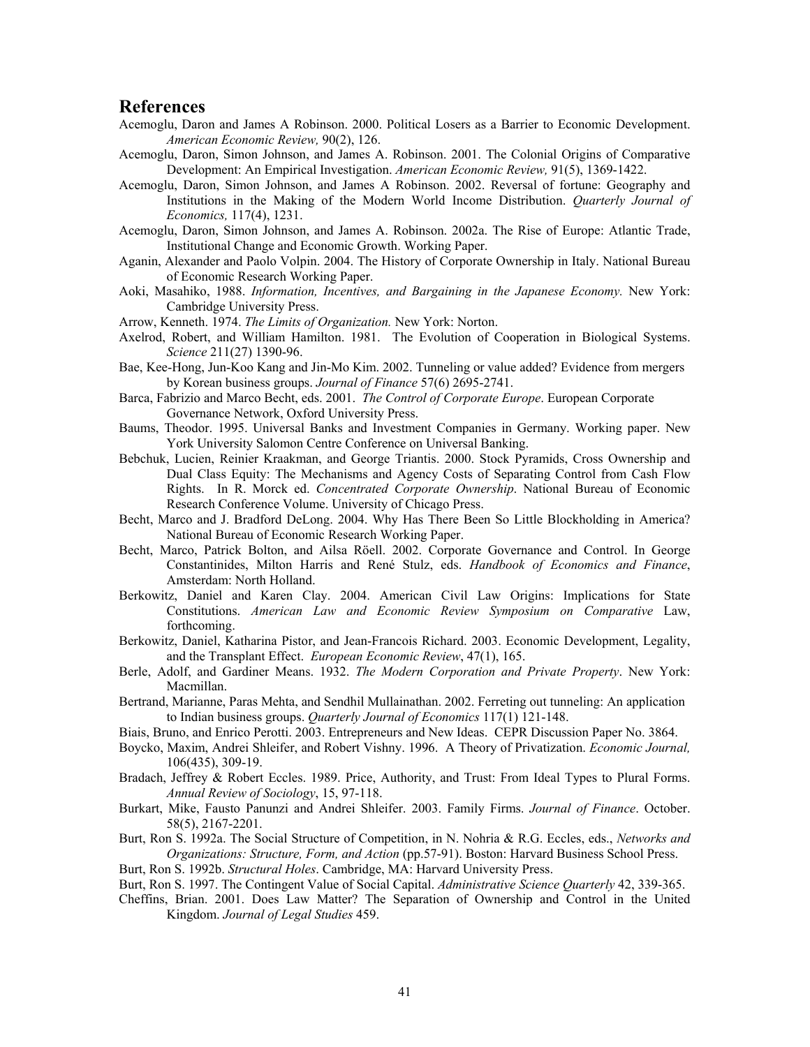## References

Acemoglu, Daron and James A Robinson. 2000. Political Losers as a Barrier to Economic Development. *American Economic Review,* 90(2), 126.

Acemoglu, Daron, Simon Johnson, and James A. Robinson. 2001. The Colonial Origins of Comparative Development: An Empirical Investigation. *American Economic Review,* 91(5), 1369-1422.

Acemoglu, Daron, Simon Johnson, and James A Robinson. 2002. Reversal of fortune: Geography and Institutions in the Making of the Modern World Income Distribution. *Quarterly Journal of Economics,* 117(4), 1231.

Acemoglu, Daron, Simon Johnson, and James A. Robinson. 2002a. The Rise of Europe: Atlantic Trade, Institutional Change and Economic Growth. Working Paper.

Aganin, Alexander and Paolo Volpin. 2004. The History of Corporate Ownership in Italy. National Bureau of Economic Research Working Paper.

Aoki, Masahiko, 1988. *Information, Incentives, and Bargaining in the Japanese Economy.* New York: Cambridge University Press.

Arrow, Kenneth. 1974. *The Limits of Organization.* New York: Norton.

Axelrod, Robert, and William Hamilton. 1981. The Evolution of Cooperation in Biological Systems. *Science* 211(27) 1390-96.

Bae, Kee-Hong, Jun-Koo Kang and Jin-Mo Kim. 2002. Tunneling or value added? Evidence from mergers by Korean business groups. *Journal of Finance* 57(6) 2695-2741.

Barca, Fabrizio and Marco Becht, eds. 2001. *The Control of Corporate Europe*. European Corporate Governance Network, Oxford University Press.

Baums, Theodor. 1995. Universal Banks and Investment Companies in Germany. Working paper. New York University Salomon Centre Conference on Universal Banking.

Bebchuk, Lucien, Reinier Kraakman, and George Triantis. 2000. Stock Pyramids, Cross Ownership and Dual Class Equity: The Mechanisms and Agency Costs of Separating Control from Cash Flow Rights. In R. Morck ed. *Concentrated Corporate Ownership*. National Bureau of Economic Research Conference Volume. University of Chicago Press.

Becht, Marco and J. Bradford DeLong. 2004. Why Has There Been So Little Blockholding in America? National Bureau of Economic Research Working Paper.

Becht, Marco, Patrick Bolton, and Ailsa Röell. 2002. Corporate Governance and Control. In George Constantinides, Milton Harris and René Stulz, eds. *Handbook of Economics and Finance*, Amsterdam: North Holland.

Berkowitz, Daniel and Karen Clay. 2004. American Civil Law Origins: Implications for State Constitutions. *American Law and Economic Review Symposium on Comparative* Law, forthcoming.

Berkowitz, Daniel, Katharina Pistor, and Jean-Francois Richard. 2003. Economic Development, Legality, and the Transplant Effect. *European Economic Review*, 47(1), 165.

Berle, Adolf, and Gardiner Means. 1932. *The Modern Corporation and Private Property*. New York: Macmillan.

Bertrand, Marianne, Paras Mehta, and Sendhil Mullainathan. 2002. Ferreting out tunneling: An application to Indian business groups. *Quarterly Journal of Economics* 117(1) 121-148.

Biais, Bruno, and Enrico Perotti. 2003. Entrepreneurs and New Ideas. CEPR Discussion Paper No. 3864.

Boycko, Maxim, Andrei Shleifer, and Robert Vishny. 1996. A Theory of Privatization. *Economic Journal,* 106(435), 309-19.

Bradach, Jeffrey & Robert Eccles. 1989. Price, Authority, and Trust: From Ideal Types to Plural Forms. *Annual Review of Sociology*, 15, 97-118.

Burkart, Mike, Fausto Panunzi and Andrei Shleifer. 2003. Family Firms. *Journal of Finance*. October. 58(5), 2167-2201.

Burt, Ron S. 1992a. The Social Structure of Competition, in N. Nohria & R.G. Eccles, eds., *Networks and Organizations: Structure, Form, and Action* (pp.57-91). Boston: Harvard Business School Press.

Burt, Ron S. 1992b. *Structural Holes*. Cambridge, MA: Harvard University Press.

Burt, Ron S. 1997. The Contingent Value of Social Capital. *Administrative Science Quarterly* 42, 339-365.

Cheffins, Brian. 2001. Does Law Matter? The Separation of Ownership and Control in the United Kingdom. *Journal of Legal Studies* 459.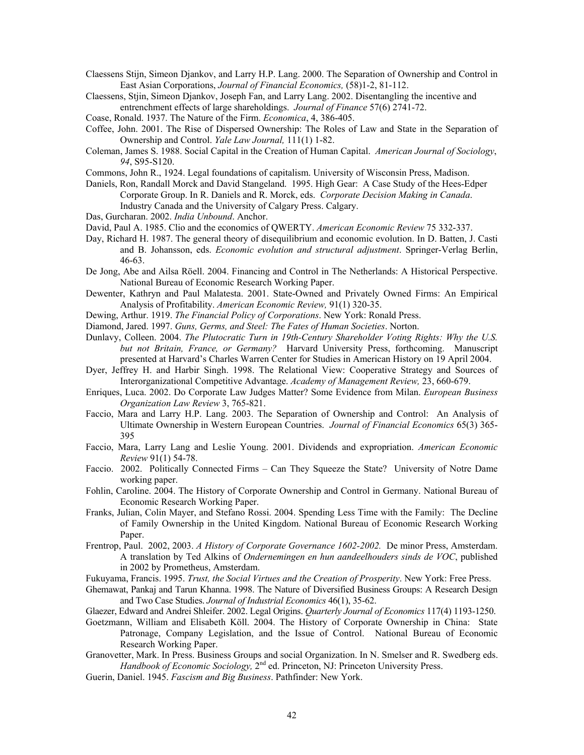Claessens Stijn, Simeon Djankov, and Larry H.P. Lang. 2000. The Separation of Ownership and Control in East Asian Corporations, *Journal of Financial Economics,* (58)1-2, 81-112.

Claessens, Stjin, Simeon Djankov, Joseph Fan, and Larry Lang. 2002. Disentangling the incentive and entrenchment effects of large shareholdings. *Journal of Finance* 57(6) 2741-72.

Coase, Ronald. 1937. The Nature of the Firm. *Economica*, 4, 386-405.

Coffee, John. 2001. The Rise of Dispersed Ownership: The Roles of Law and State in the Separation of Ownership and Control. *Yale Law Journal,* 111(1) 1-82.

Coleman, James S. 1988. Social Capital in the Creation of Human Capital. *American Journal of Sociology*, *94*, S95-S120.

Commons, John R., 1924. Legal foundations of capitalism. University of Wisconsin Press, Madison.

Daniels, Ron, Randall Morck and David Stangeland. 1995. High Gear: A Case Study of the Hees-Edper Corporate Group. In R. Daniels and R. Morck, eds. *Corporate Decision Making in Canada*. Industry Canada and the University of Calgary Press. Calgary.

Das, Gurcharan. 2002. *India Unbound*. Anchor.

David, Paul A. 1985. Clio and the economics of QWERTY. *American Economic Review* 75 332-337.

Day, Richard H. 1987. The general theory of disequilibrium and economic evolution. In D. Batten, J. Casti and B. Johansson, eds. *Economic evolution and structural adjustment*. Springer-Verlag Berlin, 46-63.

De Jong, Abe and Ailsa Röell. 2004. Financing and Control in The Netherlands: A Historical Perspective. National Bureau of Economic Research Working Paper.

Dewenter, Kathryn and Paul Malatesta. 2001. State-Owned and Privately Owned Firms: An Empirical Analysis of Profitability. *American Economic Review,* 91(1) 320-35.

Dewing, Arthur. 1919. *The Financial Policy of Corporations*. New York: Ronald Press.

Diamond, Jared. 1997. *Guns, Germs, and Steel: The Fates of Human Societies*. Norton.

Dunlavy, Colleen. 2004. *The Plutocratic Turn in 19th-Century Shareholder Voting Rights: Why the U.S. but not Britain, France, or Germany?* Harvard University Press, forthcoming. Manuscript presented at Harvard's Charles Warren Center for Studies in American History on 19 April 2004.

Dyer, Jeffrey H. and Harbir Singh. 1998. The Relational View: Cooperative Strategy and Sources of Interorganizational Competitive Advantage. *Academy of Management Review,* 23, 660-679.

Enriques, Luca. 2002. Do Corporate Law Judges Matter? Some Evidence from Milan. *European Business Organization Law Review* 3, 765-821.

Faccio, Mara and Larry H.P. Lang. 2003. The Separation of Ownership and Control: An Analysis of Ultimate Ownership in Western European Countries. *Journal of Financial Economics* 65(3) 365-395

Faccio, Mara, Larry Lang and Leslie Young. 2001. Dividends and expropriation. *American Economic Review* 91(1) 54-78.

Faccio. 2002. Politically Connected Firms – Can They Squeeze the State? University of Notre Dame working paper.

Fohlin, Caroline. 2004. The History of Corporate Ownership and Control in Germany. National Bureau of Economic Research Working Paper.

Franks, Julian, Colin Mayer, and Stefano Rossi. 2004. Spending Less Time with the Family: The Decline of Family Ownership in the United Kingdom. National Bureau of Economic Research Working Paper.

Frentrop, Paul. 2002, 2003. *A History of Corporate Governance 1602-2002.* De minor Press, Amsterdam. A translation by Ted Alkins of *Ondernemingen en hun aandeelhouders sinds de VOC*, published in 2002 by Prometheus, Amsterdam.

Fukuyama, Francis. 1995. *Trust, the Social Virtues and the Creation of Prosperity*. New York: Free Press.

Ghemawat, Pankaj and Tarun Khanna. 1998. The Nature of Diversified Business Groups: A Research Design and Two Case Studies. *Journal of Industrial Economics* 46(1), 35-62.

Glaezer, Edward and Andrei Shleifer. 2002. Legal Origins. *Quarterly Journal of Economics* 117(4) 1193-1250.

Goetzmann, William and Elisabeth Köll. 2004. The History of Corporate Ownership in China: State Patronage, Company Legislation, and the Issue of Control. National Bureau of Economic Research Working Paper.

Granovetter, Mark. In Press. Business Groups and social Organization. In N. Smelser and R. Swedberg eds. *Handbook of Economic Sociology,* 2nd ed. Princeton, NJ: Princeton University Press.

Guerin, Daniel. 1945. *Fascism and Big Business*. Pathfinder: New York.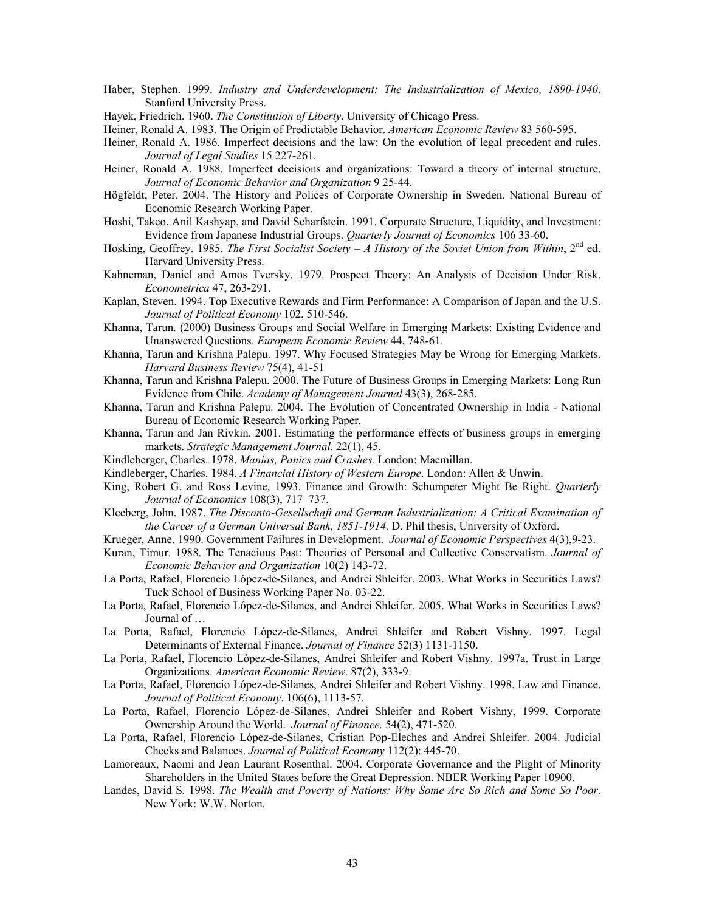Haber, Stephen. 1999. *Industry and Underdevelopment: The Industrialization of Mexico, 1890-1940*. Stanford University Press.

Hayek, Friedrich. 1960. *The Constitution of Liberty*. University of Chicago Press.

Heiner, Ronald A. 1983. The Origin of Predictable Behavior. *American Economic Review* 83 560-595.

Heiner, Ronald A. 1986. Imperfect decisions and the law: On the evolution of legal precedent and rules. *Journal of Legal Studies* 15 227-261.

Heiner, Ronald A. 1988. Imperfect decisions and organizations: Toward a theory of internal structure. *Journal of Economic Behavior and Organization* 9 25-44.

Högfeldt, Peter. 2004. The History and Polices of Corporate Ownership in Sweden. National Bureau of Economic Research Working Paper.

Hoshi, Takeo, Anil Kashyap, and David Scharfstein. 1991. Corporate Structure, Liquidity, and Investment: Evidence from Japanese Industrial Groups. *Quarterly Journal of Economics* 106 33-60.

Hosking, Geoffrey. 1985. *The First Socialist Society – A History of the Soviet Union from Within*, 2nd ed. Harvard University Press.

Kahneman, Daniel and Amos Tversky. 1979. Prospect Theory: An Analysis of Decision Under Risk. *Econometrica* 47, 263-291.

Kaplan, Steven. 1994. Top Executive Rewards and Firm Performance: A Comparison of Japan and the U.S. *Journal of Political Economy* 102, 510-546.

Khanna, Tarun. (2000) Business Groups and Social Welfare in Emerging Markets: Existing Evidence and Unanswered Questions. *European Economic Review* 44, 748-61.

Khanna, Tarun and Krishna Palepu. 1997. Why Focused Strategies May be Wrong for Emerging Markets. *Harvard Business Review* 75(4), 41-51

Khanna, Tarun and Krishna Palepu. 2000. The Future of Business Groups in Emerging Markets: Long Run Evidence from Chile. *Academy of Management Journal* 43(3), 268-285.

Khanna, Tarun and Krishna Palepu. 2004. The Evolution of Concentrated Ownership in India - National Bureau of Economic Research Working Paper.

Khanna, Tarun and Jan Rivkin. 2001. Estimating the performance effects of business groups in emerging markets. *Strategic Management Journal*. 22(1), 45.

Kindleberger, Charles. 1978. *Manias, Panics and Crashes.* London: Macmillan.

Kindleberger, Charles. 1984. *A Financial History of Western Europe*. London: Allen & Unwin.

King, Robert G. and Ross Levine, 1993. Finance and Growth: Schumpeter Might Be Right. *Quarterly Journal of Economics* 108(3), 717–737.

Kleeberg, John. 1987. *The Disconto-Gesellschaft and German Industrialization: A Critical Examination of the Career of a German Universal Bank, 1851-1914.* D. Phil thesis, University of Oxford.

Krueger, Anne. 1990. Government Failures in Development. *Journal of Economic Perspectives* 4(3),9-23.

Kuran, Timur. 1988. The Tenacious Past: Theories of Personal and Collective Conservatism. *Journal of Economic Behavior and Organization* 10(2) 143-72.

La Porta, Rafael, Florencio López-de-Silanes, and Andrei Shleifer. 2003. What Works in Securities Laws? Tuck School of Business Working Paper No. 03-22.

La Porta, Rafael, Florencio López-de-Silanes, and Andrei Shleifer. 2005. What Works in Securities Laws? Journal of …

La Porta, Rafael, Florencio López-de-Silanes, Andrei Shleifer and Robert Vishny. 1997. Legal Determinants of External Finance. *Journal of Finance* 52(3) 1131-1150.

La Porta, Rafael, Florencio López-de-Silanes, Andrei Shleifer and Robert Vishny. 1997a. Trust in Large Organizations. *American Economic Review*. 87(2), 333-9.

La Porta, Rafael, Florencio López-de-Silanes, Andrei Shleifer and Robert Vishny. 1998. Law and Finance. *Journal of Political Economy*. 106(6), 1113-57.

La Porta, Rafael, Florencio López-de-Silanes, Andrei Shleifer and Robert Vishny, 1999. Corporate Ownership Around the World. *Journal of Finance.* 54(2), 471-520.

La Porta, Rafael, Florencio López-de-Silanes, Cristian Pop-Eleches and Andrei Shleifer. 2004. Judicial Checks and Balances. *Journal of Political Economy* 112(2): 445-70.

Lamoreaux, Naomi and Jean Laurant Rosenthal. 2004. Corporate Governance and the Plight of Minority Shareholders in the United States before the Great Depression. NBER Working Paper 10900.

Landes, David S. 1998. *The Wealth and Poverty of Nations: Why Some Are So Rich and Some So Poor*. New York: W.W. Norton.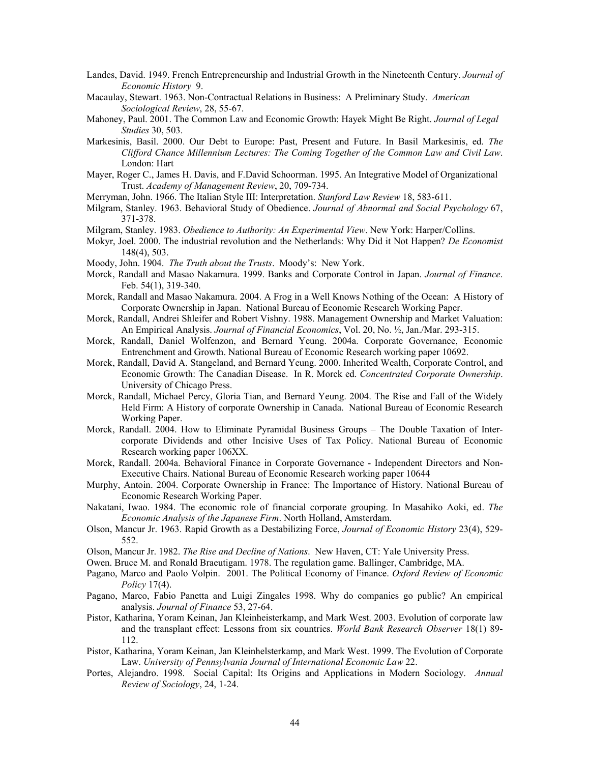Landes, David. 1949. French Entrepreneurship and Industrial Growth in the Nineteenth Century. *Journal of Economic History* 9.

Macaulay, Stewart. 1963. Non-Contractual Relations in Business: A Preliminary Study. *American Sociological Review*, 28, 55-67.

Mahoney, Paul. 2001. The Common Law and Economic Growth: Hayek Might Be Right. *Journal of Legal Studies* 30, 503.

Markesinis, Basil. 2000. Our Debt to Europe: Past, Present and Future. In Basil Markesinis, ed. *The Clifford Chance Millennium Lectures: The Coming Together of the Common Law and Civil Law*. London: Hart

Mayer, Roger C., James H. Davis, and F.David Schoorman. 1995. An Integrative Model of Organizational Trust. *Academy of Management Review*, 20, 709-734.

Merryman, John. 1966. The Italian Style III: Interpretation. *Stanford Law Review* 18, 583-611.

Milgram, Stanley. 1963. Behavioral Study of Obedience. *Journal of Abnormal and Social Psychology* 67, 371-378.

Milgram, Stanley. 1983. *Obedience to Authority: An Experimental View*. New York: Harper/Collins.

Mokyr, Joel. 2000. The industrial revolution and the Netherlands: Why Did it Not Happen? *De Economist* 148(4), 503.

Moody, John. 1904. *The Truth about the Trusts*. Moody's: New York.

Morck, Randall and Masao Nakamura. 1999. Banks and Corporate Control in Japan. *Journal of Finance*. Feb. 54(1), 319-340.

Morck, Randall and Masao Nakamura. 2004. A Frog in a Well Knows Nothing of the Ocean: A History of Corporate Ownership in Japan. National Bureau of Economic Research Working Paper.

Morck, Randall, Andrei Shleifer and Robert Vishny. 1988. Management Ownership and Market Valuation: An Empirical Analysis. *Journal of Financial Economics*, Vol. 20, No. ½, Jan./Mar. 293-315.

Morck, Randall, Daniel Wolfenzon, and Bernard Yeung. 2004a. Corporate Governance, Economic Entrenchment and Growth. National Bureau of Economic Research working paper 10692.

Morck, Randall, David A. Stangeland, and Bernard Yeung. 2000. Inherited Wealth, Corporate Control, and Economic Growth: The Canadian Disease. In R. Morck ed. *Concentrated Corporate Ownership*. University of Chicago Press.

Morck, Randall, Michael Percy, Gloria Tian, and Bernard Yeung. 2004. The Rise and Fall of the Widely Held Firm: A History of corporate Ownership in Canada. National Bureau of Economic Research Working Paper.

Morck, Randall. 2004. How to Eliminate Pyramidal Business Groups – The Double Taxation of Inter-corporate Dividends and other Incisive Uses of Tax Policy. National Bureau of Economic Research working paper 106XX.

Morck, Randall. 2004a. Behavioral Finance in Corporate Governance - Independent Directors and Non-Executive Chairs. National Bureau of Economic Research working paper 10644

Murphy, Antoin. 2004. Corporate Ownership in France: The Importance of History. National Bureau of Economic Research Working Paper.

Nakatani, Iwao. 1984. The economic role of financial corporate grouping. In Masahiko Aoki, ed. *The Economic Analysis of the Japanese Firm*. North Holland, Amsterdam.

Olson, Mancur Jr. 1963. Rapid Growth as a Destabilizing Force, *Journal of Economic History* 23(4), 529-552.

Olson, Mancur Jr. 1982. *The Rise and Decline of Nations*. New Haven, CT: Yale University Press.

Owen. Bruce M. and Ronald Braeutigam. 1978. The regulation game. Ballinger, Cambridge, MA.

Pagano, Marco and Paolo Volpin. 2001. The Political Economy of Finance. *Oxford Review of Economic Policy* 17(4).

Pagano, Marco, Fabio Panetta and Luigi Zingales 1998. Why do companies go public? An empirical analysis. *Journal of Finance* 53, 27-64.

Pistor, Katharina, Yoram Keinan, Jan Kleinheisterkamp, and Mark West. 2003. Evolution of corporate law and the transplant effect: Lessons from six countries. *World Bank Research Observer* 18(1) 89-112.

Pistor, Katharina, Yoram Keinan, Jan Kleinhelsterkamp, and Mark West. 1999. The Evolution of Corporate Law. *University of Pennsylvania Journal of International Economic Law* 22.

Portes, Alejandro. 1998. Social Capital: Its Origins and Applications in Modern Sociology. *Annual Review of Sociology*, 24, 1-24.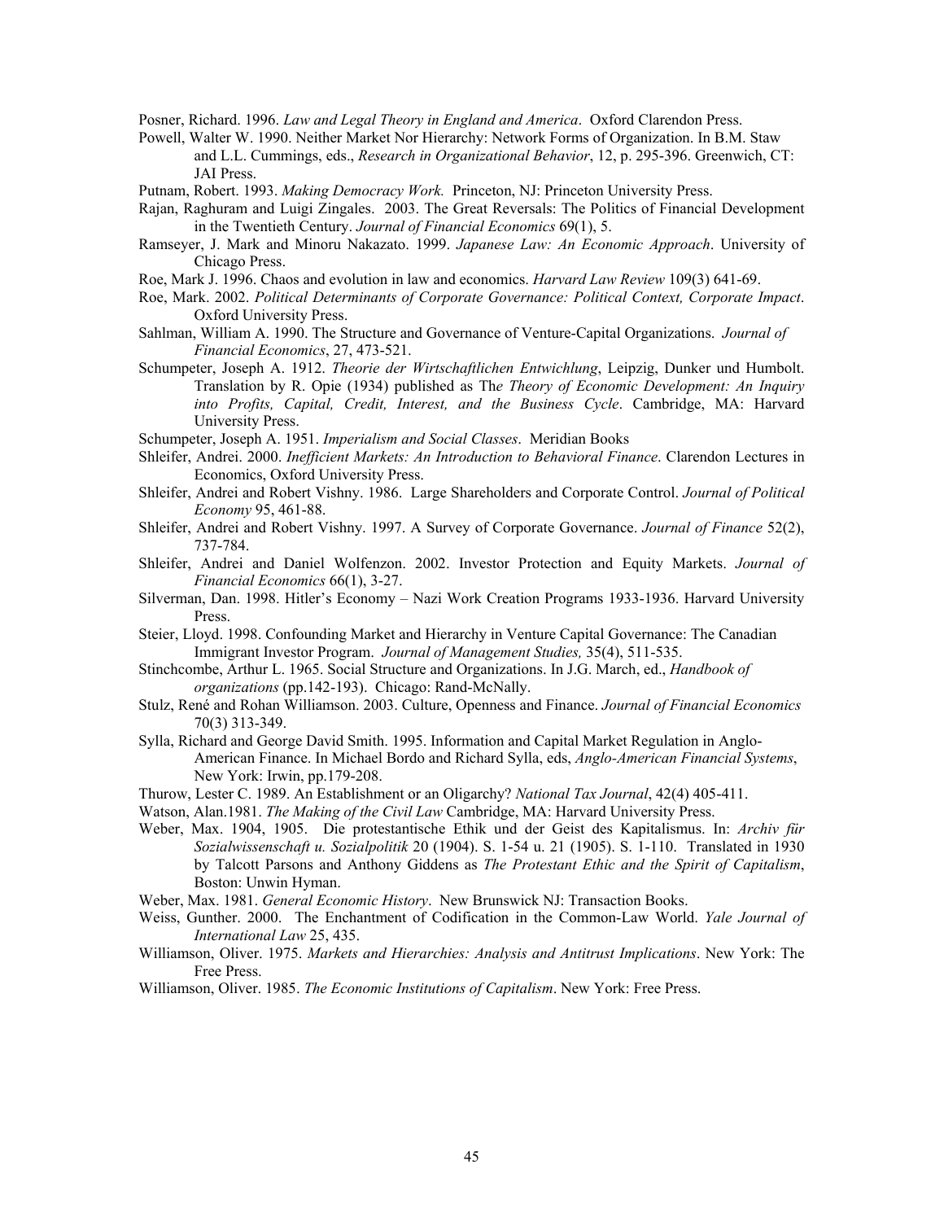Posner, Richard. 1996. *Law and Legal Theory in England and America*. Oxford Clarendon Press.

Powell, Walter W. 1990. Neither Market Nor Hierarchy: Network Forms of Organization. In B.M. Staw and L.L. Cummings, eds., *Research in Organizational Behavior*, 12, p. 295-396. Greenwich, CT: JAI Press.

Putnam, Robert. 1993. *Making Democracy Work.* Princeton, NJ: Princeton University Press.

Rajan, Raghuram and Luigi Zingales. 2003. The Great Reversals: The Politics of Financial Development in the Twentieth Century. *Journal of Financial Economics* 69(1), 5.

Ramseyer, J. Mark and Minoru Nakazato. 1999. *Japanese Law: An Economic Approach*. University of Chicago Press.

Roe, Mark J. 1996. Chaos and evolution in law and economics. *Harvard Law Review* 109(3) 641-69.

Roe, Mark. 2002. *Political Determinants of Corporate Governance: Political Context, Corporate Impact*. Oxford University Press.

Sahlman, William A. 1990. The Structure and Governance of Venture-Capital Organizations. *Journal of Financial Economics*, 27, 473-521.

Schumpeter, Joseph A. 1912. *Theorie der Wirtschaftlichen Entwichlung*, Leipzig, Dunker und Humbolt. Translation by R. Opie (1934) published as Th*e Theory of Economic Development: An Inquiry into Profits, Capital, Credit, Interest, and the Business Cycle*. Cambridge, MA: Harvard University Press.

Schumpeter, Joseph A. 1951. *Imperialism and Social Classes*. Meridian Books

Shleifer, Andrei. 2000. *Inefficient Markets: An Introduction to Behavioral Finance*. Clarendon Lectures in Economics, Oxford University Press.

Shleifer, Andrei and Robert Vishny. 1986. Large Shareholders and Corporate Control. *Journal of Political Economy* 95, 461-88.

Shleifer, Andrei and Robert Vishny. 1997. A Survey of Corporate Governance. *Journal of Finance* 52(2), 737-784.

Shleifer, Andrei and Daniel Wolfenzon. 2002. Investor Protection and Equity Markets. *Journal of Financial Economics* 66(1), 3-27.

Silverman, Dan. 1998. Hitler's Economy – Nazi Work Creation Programs 1933-1936. Harvard University Press.

Steier, Lloyd. 1998. Confounding Market and Hierarchy in Venture Capital Governance: The Canadian Immigrant Investor Program. *Journal of Management Studies,* 35(4), 511-535.

Stinchcombe, Arthur L. 1965. Social Structure and Organizations. In J.G. March, ed., *Handbook of organizations* (pp.142-193). Chicago: Rand-McNally.

Stulz, René and Rohan Williamson. 2003. Culture, Openness and Finance. *Journal of Financial Economics* 70(3) 313-349.

Sylla, Richard and George David Smith. 1995. Information and Capital Market Regulation in Anglo-American Finance. In Michael Bordo and Richard Sylla, eds, *Anglo-American Financial Systems*, New York: Irwin, pp.179-208.

Thurow, Lester C. 1989. An Establishment or an Oligarchy? *National Tax Journal*, 42(4) 405-411.

Watson, Alan.1981. *The Making of the Civil Law* Cambridge, MA: Harvard University Press.

Weber, Max. 1904, 1905. Die protestantische Ethik und der Geist des Kapitalismus. In: *Archiv für Sozialwissenschaft u. Sozialpolitik* 20 (1904). S. 1-54 u. 21 (1905). S. 1-110. Translated in 1930 by Talcott Parsons and Anthony Giddens as *The Protestant Ethic and the Spirit of Capitalism*, Boston: Unwin Hyman.

Weber, Max. 1981. *General Economic History*. New Brunswick NJ: Transaction Books.

Weiss, Gunther. 2000. The Enchantment of Codification in the Common-Law World. *Yale Journal of International Law* 25, 435.

Williamson, Oliver. 1975. *Markets and Hierarchies: Analysis and Antitrust Implications*. New York: The Free Press.

Williamson, Oliver. 1985. *The Economic Institutions of Capitalism*. New York: Free Press.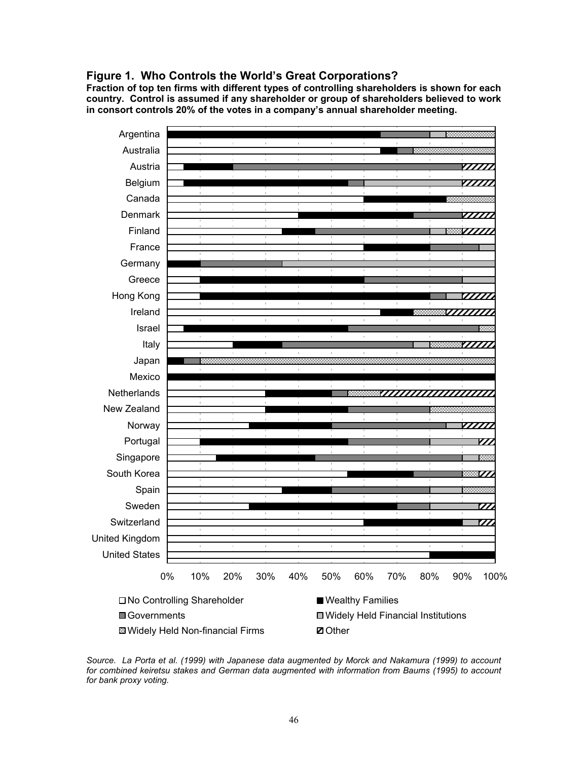**Figure 1. Who Controls the World's Great Corporations?**

**Fraction of top ten firms with different types of controlling shareholders is shown for each country. Control is assumed if any shareholder or group of shareholders believed to work in consort controls 20% of the votes in a company's annual shareholder meeting.**

| Country | No Controlling Shareholder | Wealthy Families | Governments | Widely Held Financial Institutions | Widely Held Non-financial Firms | Other |
|---|---|---|---|---|---|---|
| Argentina | 0% | 65% | 15% | 5% | 15% | 0% |
| Australia | 65% | 5% | 5% | 0% | 25% | 0% |
| Austria | 5% | 15% | 70% | 0% | 0% | 10% |
| Belgium | 5% | 50% | 5% | 30% | 0% | 10% |
| Canada | 60% | 25% | 0% | 0% | 15% | 0% |
| Denmark | 40% | 35% | 15% | 0% | 0% | 10% |
| Finland | 35% | 10% | 35% | 5% | 5% | 10% |
| France | 60% | 20% | 15% | 5% | 0% | 0% |
| Germany | 0% | 10% | 25% | 65% | 0% | 0% |
| Greece | 10% | 50% | 30% | 10% | 0% | 0% |
| Hong Kong | 10% | 70% | 5% | 5% | 0% | 10% |
| Ireland | 65% | 10% | 0% | 0% | 10% | 15% |
| Israel | 5% | 50% | 40% | 0% | 5% | 0% |
| Italy | 20% | 15% | 40% | 5% | 10% | 10% |
| Japan | 0% | 5% | 5% | 0% | 90% | 0% |
| Mexico | 0% | 100% | 0% | 0% | 0% | 0% |
| Netherlands | 30% | 20% | 5% | 0% | 10% | 35% |
| New Zealand | 30% | 25% | 25% | 0% | 20% | 0% |
| Norway | 25% | 25% | 35% | 5% | 0% | 10% |
| Portugal | 10% | 45% | 25% | 15% | 0% | 5% |
| Singapore | 15% | 30% | 45% | 5% | 5% | 0% |
| South Korea | 55% | 20% | 15% | 0% | 5% | 5% |
| Spain | 35% | 15% | 30% | 10% | 10% | 0% |
| Sweden | 25% | 45% | 10% | 15% | 0% | 5% |
| Switzerland | 60% | 30% | 0% | 5% | 0% | 5% |
| United Kingdom | 100% | 0% | 0% | 0% | 0% | 0% |
| United States | 80% | 20% | 0% | 0% | 0% | 0% |

*Source. La Porta et al. (1999) with Japanese data augmented by Morck and Nakamura (1999) to account for combined keiretsu stakes and German data augmented with information from Baums (1995) to account for bank proxy voting.*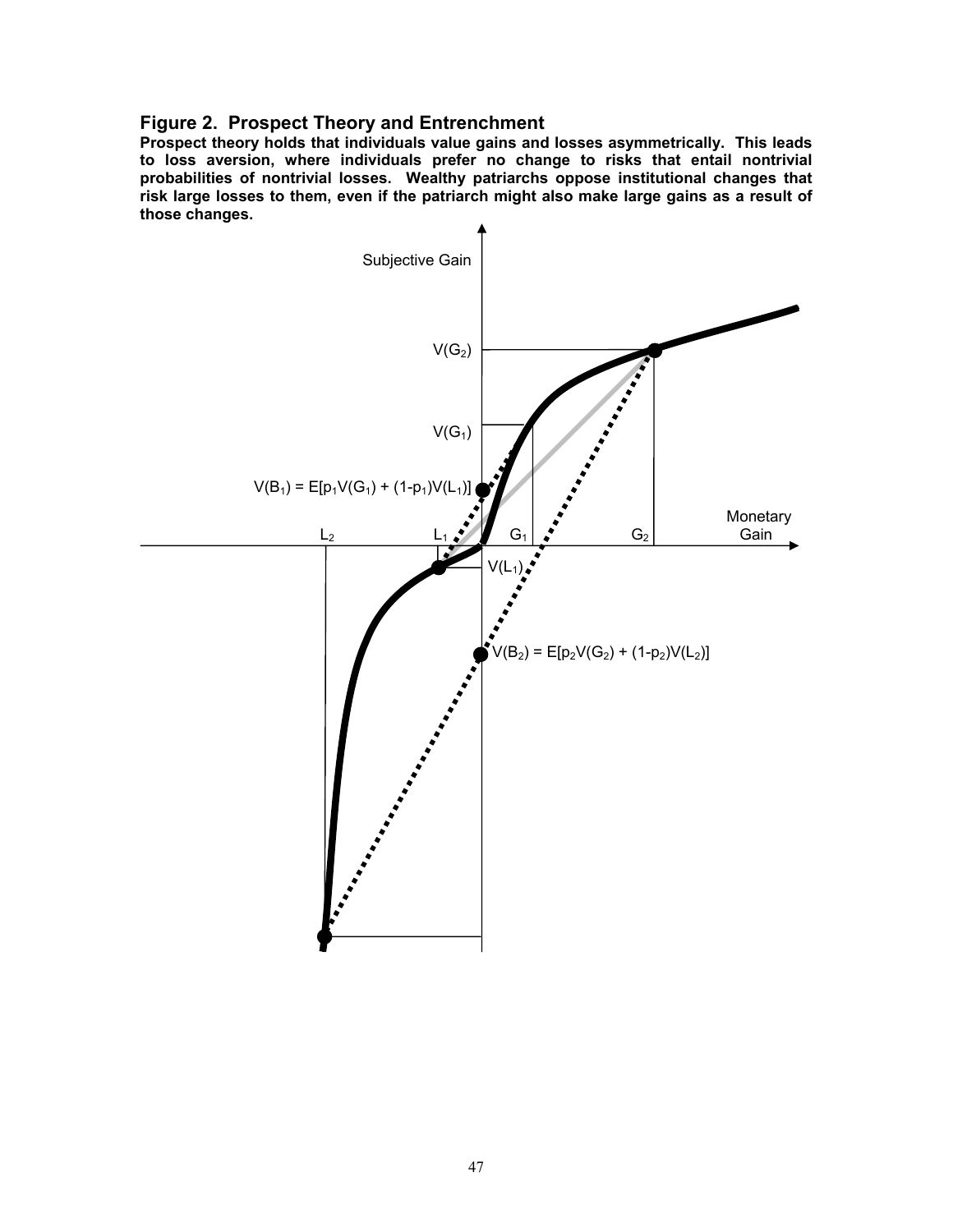## Figure 2. Prospect Theory and Entrenchment

**Prospect theory holds that individuals value gains and losses asymmetrically. This leads to loss aversion, where individuals prefer no change to risks that entail nontrivial probabilities of nontrivial losses. Wealthy patriarchs oppose institutional changes that risk large losses to them, even if the patriarch might also make large gains as a result of those changes.**

Subjective Gain

$V(G_2)$

$V(G_1)$

$V(B_1) = E[p_1V(G_1) + (1-p_1)V(L_1)]$

Monetary Gain

$L_2$

$L_1$

$G_1$

$G_2$

$V(L_1)$

$V(B_2) = E[p_2V(G_2) + (1-p_2)V(L_2)]$